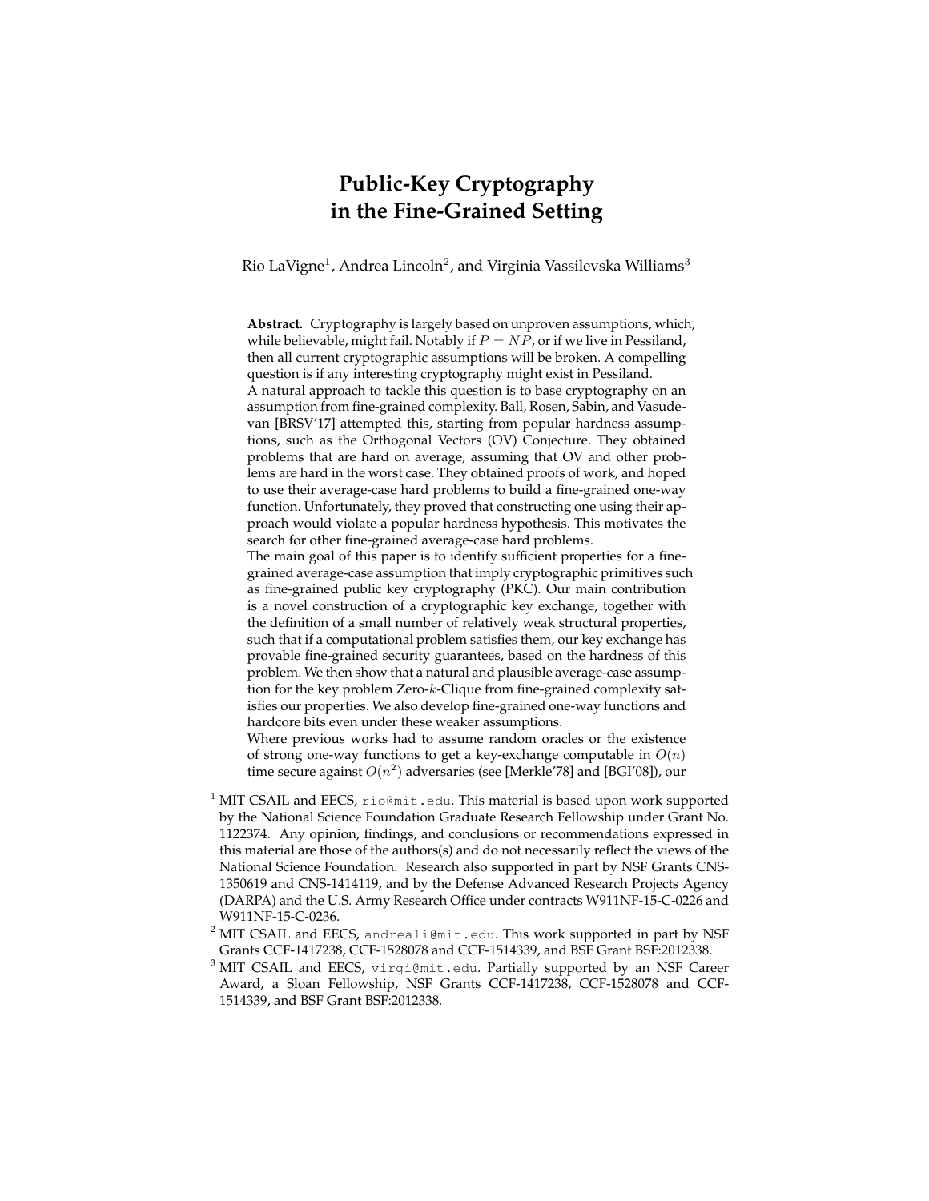# Public-Key Cryptography in the Fine-Grained Setting

Rio LaVigne[1], Andrea Lincoln[2], and Virginia Vassilevska Williams[3]

**Abstract.** Cryptography is largely based on unproven assumptions, which, while believable, might fail. Notably if $P = NP$, or if we live in Pessiland, then all current cryptographic assumptions will be broken. A compelling question is if any interesting cryptography might exist in Pessiland.

A natural approach to tackle this question is to base cryptography on an assumption from fine-grained complexity. Ball, Rosen, Sabin, and Vasudevan [BRSV'17] attempted this, starting from popular hardness assumptions, such as the Orthogonal Vectors (OV) Conjecture. They obtained problems that are hard on average, assuming that OV and other problems are hard in the worst case. They obtained proofs of work, and hoped to use their average-case hard problems to build a fine-grained one-way function. Unfortunately, they proved that constructing one using their approach would violate a popular hardness hypothesis. This motivates the search for other fine-grained average-case hard problems.

The main goal of this paper is to identify sufficient properties for a fine-grained average-case assumption that imply cryptographic primitives such as fine-grained public key cryptography (PKC). Our main contribution is a novel construction of a cryptographic key exchange, together with the definition of a small number of relatively weak structural properties, such that if a computational problem satisfies them, our key exchange has provable fine-grained security guarantees, based on the hardness of this problem. We then show that a natural and plausible average-case assumption for the key problem Zero-$k$-Clique from fine-grained complexity satisfies our properties. We also develop fine-grained one-way functions and hardcore bits even under these weaker assumptions.

Where previous works had to assume random oracles or the existence of strong one-way functions to get a key-exchange computable in $O(n)$ time secure against $O(n^2)$ adversaries (see [Merkle'78] and [BGI'08]), our

[1] MIT CSAIL and EECS, rio@mit.edu. This material is based upon work supported by the National Science Foundation Graduate Research Fellowship under Grant No. 1122374. Any opinion, findings, and conclusions or recommendations expressed in this material are those of the authors(s) and do not necessarily reflect the views of the National Science Foundation. Research also supported in part by NSF Grants CNS-1350619 and CNS-1414119, and by the Defense Advanced Research Projects Agency (DARPA) and the U.S. Army Research Office under contracts W911NF-15-C-0226 and W911NF-15-C-0236.

[2] MIT CSAIL and EECS, andreali@mit.edu. This work supported in part by NSF Grants CCF-1417238, CCF-1528078 and CCF-1514339, and BSF Grant BSF:2012338.

[3] MIT CSAIL and EECS, virgi@mit.edu. Partially supported by an NSF Career Award, a Sloan Fellowship, NSF Grants CCF-1417238, CCF-1528078 and CCF-1514339, and BSF Grant BSF:2012338.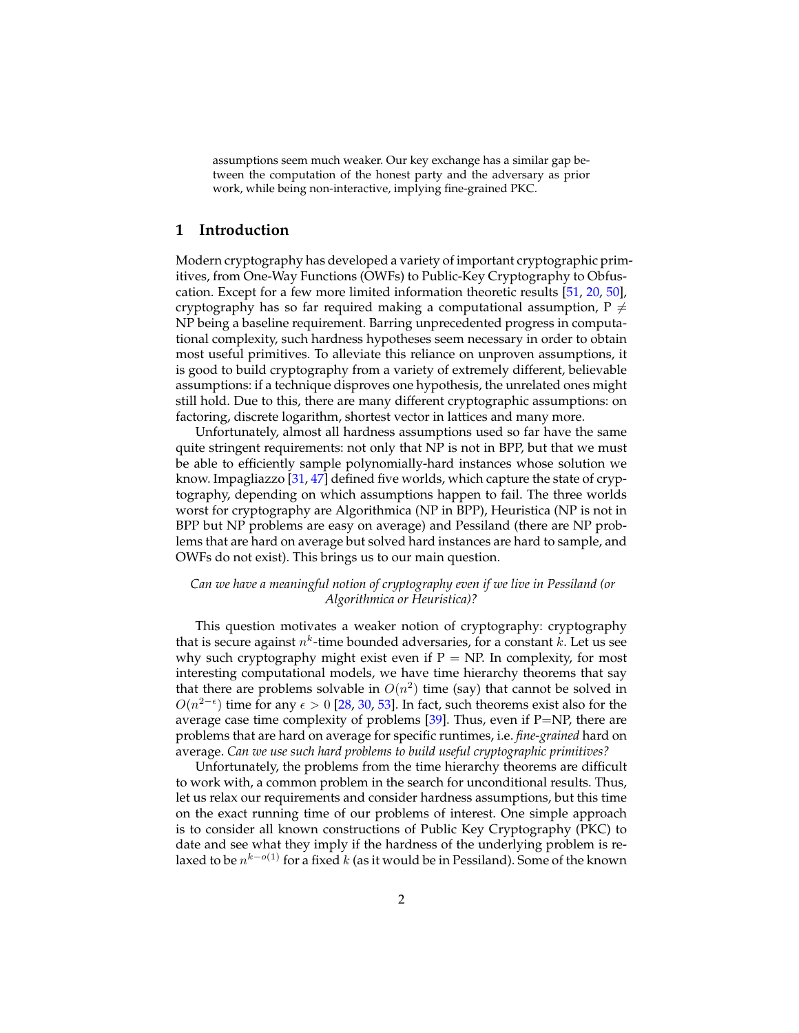assumptions seem much weaker. Our key exchange has a similar gap between the computation of the honest party and the adversary as prior work, while being non-interactive, implying fine-grained PKC.

## 1 Introduction

Modern cryptography has developed a variety of important cryptographic primitives, from One-Way Functions (OWFs) to Public-Key Cryptography to Obfuscation. Except for a few more limited information theoretic results [51, 20, 50], cryptography has so far required making a computational assumption, P $\neq$ NP being a baseline requirement. Barring unprecedented progress in computational complexity, such hardness hypotheses seem necessary in order to obtain most useful primitives. To alleviate this reliance on unproven assumptions, it is good to build cryptography from a variety of extremely different, believable assumptions: if a technique disproves one hypothesis, the unrelated ones might still hold. Due to this, there are many different cryptographic assumptions: on factoring, discrete logarithm, shortest vector in lattices and many more.

Unfortunately, almost all hardness assumptions used so far have the same quite stringent requirements: not only that NP is not in BPP, but that we must be able to efficiently sample polynomially-hard instances whose solution we know. Impagliazzo [31, 47] defined five worlds, which capture the state of cryptography, depending on which assumptions happen to fail. The three worlds worst for cryptography are Algorithmica (NP in BPP), Heuristica (NP is not in BPP but NP problems are easy on average) and Pessiland (there are NP problems that are hard on average but solved hard instances are hard to sample, and OWFs do not exist). This brings us to our main question.

*Can we have a meaningful notion of cryptography even if we live in Pessiland (or Algorithmica or Heuristica)?*

This question motivates a weaker notion of cryptography: cryptography that is secure against $n^k$-time bounded adversaries, for a constant $k$. Let us see why such cryptography might exist even if P $=$ NP. In complexity, for most interesting computational models, we have time hierarchy theorems that say that there are problems solvable in $O(n^2)$ time (say) that cannot be solved in $O(n^{2-\epsilon})$ time for any $\epsilon > 0$ [28, 30, 53]. In fact, such theorems exist also for the average case time complexity of problems [39]. Thus, even if P=NP, there are problems that are hard on average for specific runtimes, i.e. *fine-grained* hard on average. *Can we use such hard problems to build useful cryptographic primitives?*

Unfortunately, the problems from the time hierarchy theorems are difficult to work with, a common problem in the search for unconditional results. Thus, let us relax our requirements and consider hardness assumptions, but this time on the exact running time of our problems of interest. One simple approach is to consider all known constructions of Public Key Cryptography (PKC) to date and see what they imply if the hardness of the underlying problem is relaxed to be $n^{k-o(1)}$ for a fixed $k$ (as it would be in Pessiland). Some of the known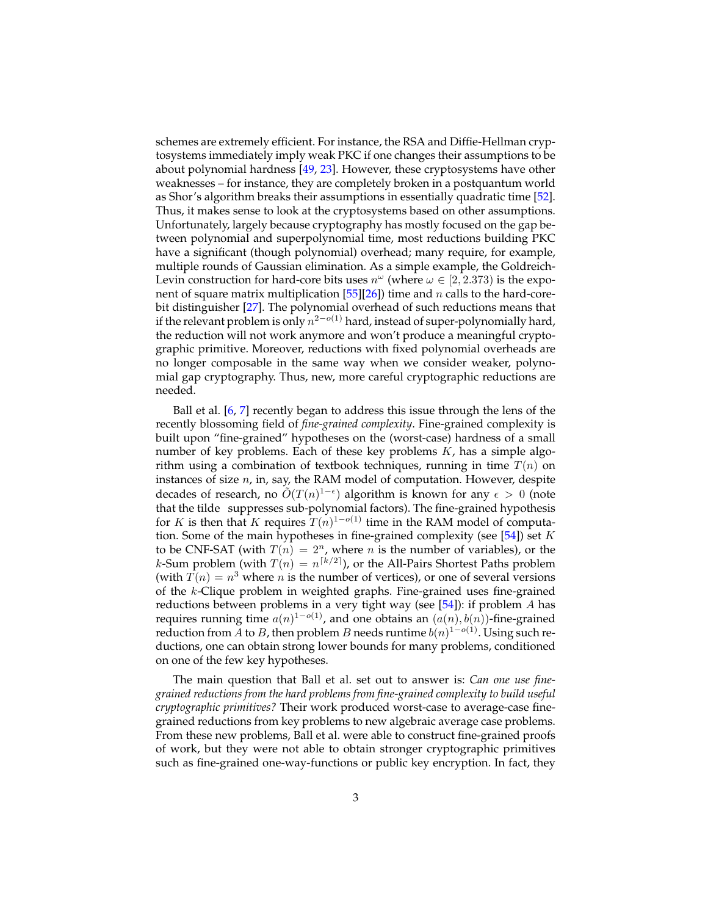schemes are extremely efficient. For instance, the RSA and Diffie-Hellman cryptosystems immediately imply weak PKC if one changes their assumptions to be about polynomial hardness [49, 23]. However, these cryptosystems have other weaknesses – for instance, they are completely broken in a postquantum world as Shor's algorithm breaks their assumptions in essentially quadratic time [52]. Thus, it makes sense to look at the cryptosystems based on other assumptions. Unfortunately, largely because cryptography has mostly focused on the gap between polynomial and superpolynomial time, most reductions building PKC have a significant (though polynomial) overhead; many require, for example, multiple rounds of Gaussian elimination. As a simple example, the Goldreich-Levin construction for hard-core bits uses $n^\omega$ (where $\omega \in [2, 2.373)$ is the exponent of square matrix multiplication [55][26]) time and $n$ calls to the hard-core-bit distinguisher [27]. The polynomial overhead of such reductions means that if the relevant problem is only $n^{2-o(1)}$ hard, instead of super-polynomially hard, the reduction will not work anymore and won't produce a meaningful cryptographic primitive. Moreover, reductions with fixed polynomial overheads are no longer composable in the same way when we consider weaker, polynomial gap cryptography. Thus, new, more careful cryptographic reductions are needed.

Ball et al. [6, 7] recently began to address this issue through the lens of the recently blossoming field of *fine-grained complexity*. Fine-grained complexity is built upon "fine-grained" hypotheses on the (worst-case) hardness of a small number of key problems. Each of these key problems $K$, has a simple algorithm using a combination of textbook techniques, running in time $T(n)$ on instances of size $n$, in, say, the RAM model of computation. However, despite decades of research, no $\tilde{O}(T(n)^{1-\epsilon})$ algorithm is known for any $\epsilon > 0$ (note that the tilde suppresses sub-polynomial factors). The fine-grained hypothesis for $K$ is then that $K$ requires $T(n)^{1-o(1)}$ time in the RAM model of computation. Some of the main hypotheses in fine-grained complexity (see [54]) set $K$ to be CNF-SAT (with $T(n) = 2^n$, where $n$ is the number of variables), or the $k$-Sum problem (with $T(n) = n^{\lceil k/2 \rceil}$), or the All-Pairs Shortest Paths problem (with $T(n) = n^3$ where $n$ is the number of vertices), or one of several versions of the $k$-Clique problem in weighted graphs. Fine-grained uses fine-grained reductions between problems in a very tight way (see [54]): if problem $A$ has requires running time $a(n)^{1-o(1)}$, and one obtains an $(a(n), b(n))$-fine-grained reduction from $A$ to $B$, then problem $B$ needs runtime $b(n)^{1-o(1)}$. Using such reductions, one can obtain strong lower bounds for many problems, conditioned on one of the few key hypotheses.

The main question that Ball et al. set out to answer is: *Can one use fine-grained reductions from the hard problems from fine-grained complexity to build useful cryptographic primitives?* Their work produced worst-case to average-case fine-grained reductions from key problems to new algebraic average case problems. From these new problems, Ball et al. were able to construct fine-grained proofs of work, but they were not able to obtain stronger cryptographic primitives such as fine-grained one-way-functions or public key encryption. In fact, they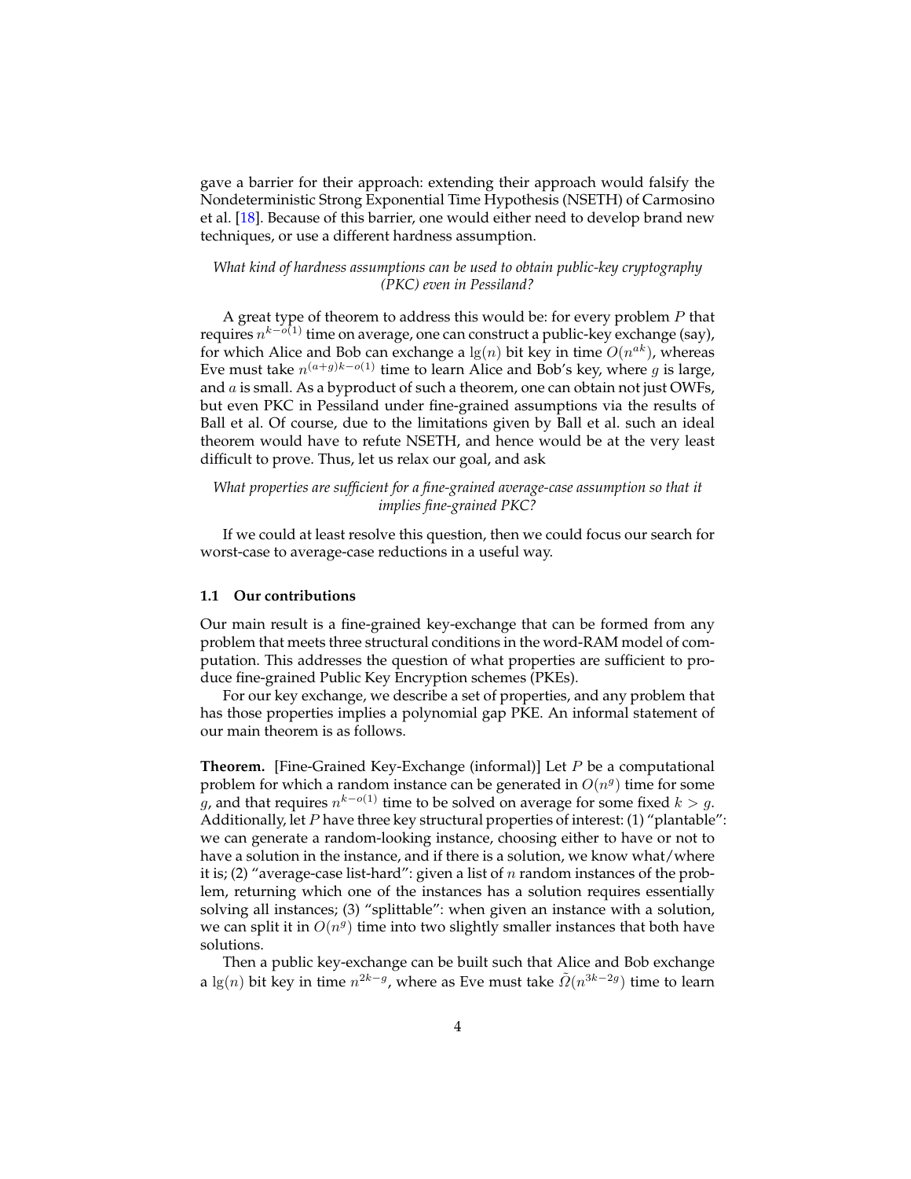gave a barrier for their approach: extending their approach would falsify the Nondeterministic Strong Exponential Time Hypothesis (NSETH) of Carmosino et al. [18]. Because of this barrier, one would either need to develop brand new techniques, or use a different hardness assumption.

*What kind of hardness assumptions can be used to obtain public-key cryptography (PKC) even in Pessiland?*

A great type of theorem to address this would be: for every problem $P$ that requires $n^{k-o(1)}$ time on average, one can construct a public-key exchange (say), for which Alice and Bob can exchange a $\lg(n)$ bit key in time $O(n^{ak})$, whereas Eve must take $n^{(a+g)k-o(1)}$ time to learn Alice and Bob's key, where $g$ is large, and $a$ is small. As a byproduct of such a theorem, one can obtain not just OWFs, but even PKC in Pessiland under fine-grained assumptions via the results of Ball et al. Of course, due to the limitations given by Ball et al. such an ideal theorem would have to refute NSETH, and hence would be at the very least difficult to prove. Thus, let us relax our goal, and ask

*What properties are sufficient for a fine-grained average-case assumption so that it implies fine-grained PKC?*

If we could at least resolve this question, then we could focus our search for worst-case to average-case reductions in a useful way.

### 1.1 Our contributions

Our main result is a fine-grained key-exchange that can be formed from any problem that meets three structural conditions in the word-RAM model of computation. This addresses the question of what properties are sufficient to produce fine-grained Public Key Encryption schemes (PKEs).

For our key exchange, we describe a set of properties, and any problem that has those properties implies a polynomial gap PKE. An informal statement of our main theorem is as follows.

**Theorem.** [Fine-Grained Key-Exchange (informal)] Let $P$ be a computational problem for which a random instance can be generated in $O(n^g)$ time for some $g$, and that requires $n^{k-o(1)}$ time to be solved on average for some fixed $k > g$. Additionally, let $P$ have three key structural properties of interest: (1) "plantable": we can generate a random-looking instance, choosing either to have or not to have a solution in the instance, and if there is a solution, we know what/where it is; (2) "average-case list-hard": given a list of $n$ random instances of the problem, returning which one of the instances has a solution requires essentially solving all instances; (3) "splittable": when given an instance with a solution, we can split it in $O(n^g)$ time into two slightly smaller instances that both have solutions.

Then a public key-exchange can be built such that Alice and Bob exchange a $\lg(n)$ bit key in time $n^{2k-g}$, where as Eve must take $\tilde{\Omega}(n^{3k-2g})$ time to learn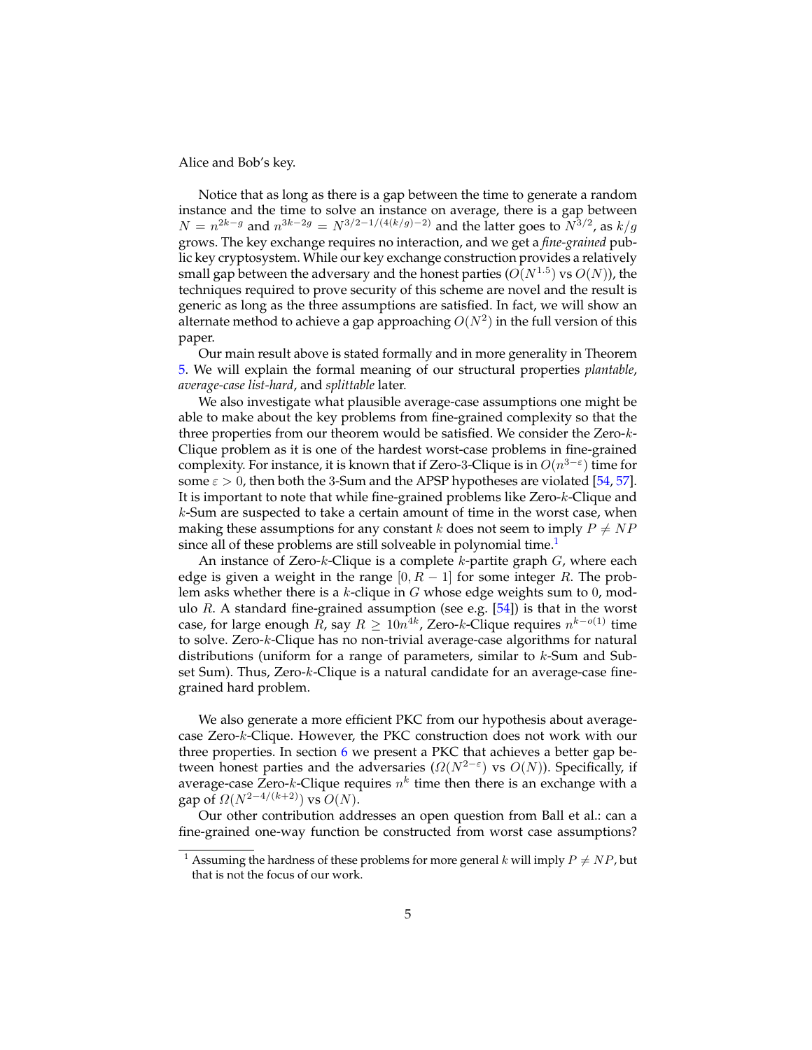Alice and Bob's key.

Notice that as long as there is a gap between the time to generate a random instance and the time to solve an instance on average, there is a gap between $N = n^{2k-g}$ and $n^{3k-2g} = N^{3/2-1/(4(k/g)-2)}$ and the latter goes to $N^{3/2}$, as $k/g$ grows. The key exchange requires no interaction, and we get a *fine-grained* public key cryptosystem. While our key exchange construction provides a relatively small gap between the adversary and the honest parties ($O(N^{1.5})$ vs $O(N)$), the techniques required to prove security of this scheme are novel and the result is generic as long as the three assumptions are satisfied. In fact, we will show an alternate method to achieve a gap approaching $O(N^2)$ in the full version of this paper.

Our main result above is stated formally and in more generality in Theorem 5. We will explain the formal meaning of our structural properties *plantable*, *average-case list-hard*, and *splittable* later.

We also investigate what plausible average-case assumptions one might be able to make about the key problems from fine-grained complexity so that the three properties from our theorem would be satisfied. We consider the Zero-$k$-Clique problem as it is one of the hardest worst-case problems in fine-grained complexity. For instance, it is known that if Zero-3-Clique is in $O(n^{3-\varepsilon})$ time for some $\varepsilon > 0$, then both the 3-Sum and the APSP hypotheses are violated [54, 57]. It is important to note that while fine-grained problems like Zero-$k$-Clique and $k$-Sum are suspected to take a certain amount of time in the worst case, when making these assumptions for any constant $k$ does not seem to imply $P \neq NP$ since all of these problems are still solveable in polynomial time.[1]

An instance of Zero-$k$-Clique is a complete $k$-partite graph $G$, where each edge is given a weight in the range $[0, R-1]$ for some integer $R$. The problem asks whether there is a $k$-clique in $G$ whose edge weights sum to 0, modulo $R$. A standard fine-grained assumption (see e.g. [54]) is that in the worst case, for large enough $R$, say $R \geq 10n^{4k}$, Zero-$k$-Clique requires $n^{k-o(1)}$ time to solve. Zero-$k$-Clique has no non-trivial average-case algorithms for natural distributions (uniform for a range of parameters, similar to $k$-Sum and Subset Sum). Thus, Zero-$k$-Clique is a natural candidate for an average-case fine-grained hard problem.

We also generate a more efficient PKC from our hypothesis about average-case Zero-$k$-Clique. However, the PKC construction does not work with our three properties. In section 6 we present a PKC that achieves a better gap between honest parties and the adversaries ($\Omega(N^{2-\varepsilon})$ vs $O(N)$). Specifically, if average-case Zero-$k$-Clique requires $n^k$ time then there is an exchange with a gap of $\Omega(N^{2-4/(k+2)})$ vs $O(N)$.

Our other contribution addresses an open question from Ball et al.: can a fine-grained one-way function be constructed from worst case assumptions?

[1] Assuming the hardness of these problems for more general $k$ will imply $P \neq NP$, but that is not the focus of our work.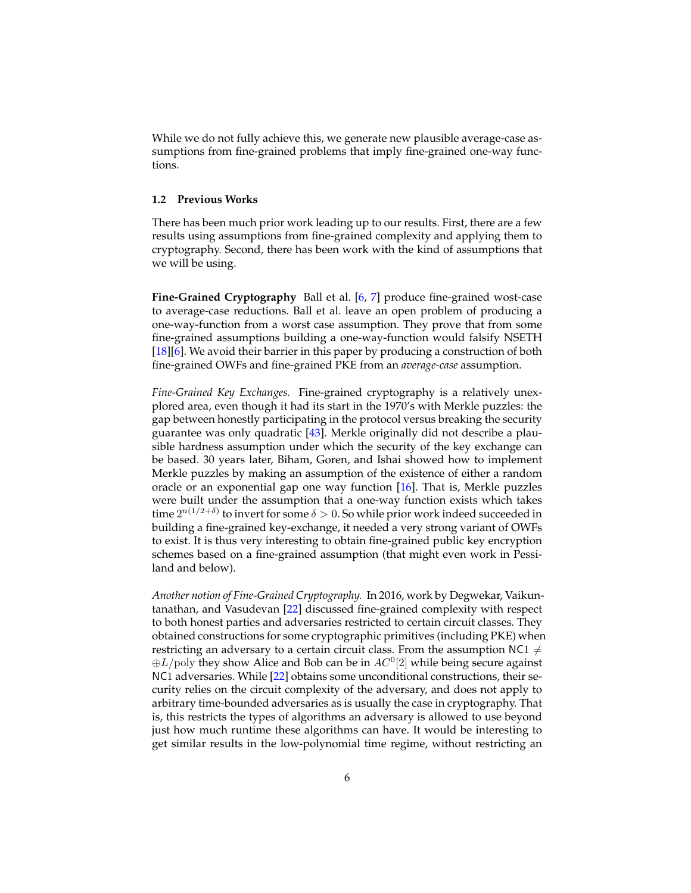While we do not fully achieve this, we generate new plausible average-case assumptions from fine-grained problems that imply fine-grained one-way functions.

### 1.2 Previous Works

There has been much prior work leading up to our results. First, there are a few results using assumptions from fine-grained complexity and applying them to cryptography. Second, there has been work with the kind of assumptions that we will be using.

**Fine-Grained Cryptography** Ball et al. [6, 7] produce fine-grained wost-case to average-case reductions. Ball et al. leave an open problem of producing a one-way-function from a worst case assumption. They prove that from some fine-grained assumptions building a one-way-function would falsify NSETH [18][6]. We avoid their barrier in this paper by producing a construction of both fine-grained OWFs and fine-grained PKE from an *average-case* assumption.

*Fine-Grained Key Exchanges.* Fine-grained cryptography is a relatively unexplored area, even though it had its start in the 1970's with Merkle puzzles: the gap between honestly participating in the protocol versus breaking the security guarantee was only quadratic [43]. Merkle originally did not describe a plausible hardness assumption under which the security of the key exchange can be based. 30 years later, Biham, Goren, and Ishai showed how to implement Merkle puzzles by making an assumption of the existence of either a random oracle or an exponential gap one way function [16]. That is, Merkle puzzles were built under the assumption that a one-way function exists which takes time $2^{n(1/2+\delta)}$ to invert for some $\delta > 0$. So while prior work indeed succeeded in building a fine-grained key-exchange, it needed a very strong variant of OWFs to exist. It is thus very interesting to obtain fine-grained public key encryption schemes based on a fine-grained assumption (that might even work in Pessiland and below).

*Another notion of Fine-Grained Cryptography.* In 2016, work by Degwekar, Vaikuntanathan, and Vasudevan [22] discussed fine-grained complexity with respect to both honest parties and adversaries restricted to certain circuit classes. They obtained constructions for some cryptographic primitives (including PKE) when restricting an adversary to a certain circuit class. From the assumption $\mathsf{NC}1 \neq \oplus L/\text{poly}$ they show Alice and Bob can be in $AC^0[2]$ while being secure against $\mathsf{NC}1$ adversaries. While [22] obtains some unconditional constructions, their security relies on the circuit complexity of the adversary, and does not apply to arbitrary time-bounded adversaries as is usually the case in cryptography. That is, this restricts the types of algorithms an adversary is allowed to use beyond just how much runtime these algorithms can have. It would be interesting to get similar results in the low-polynomial time regime, without restricting an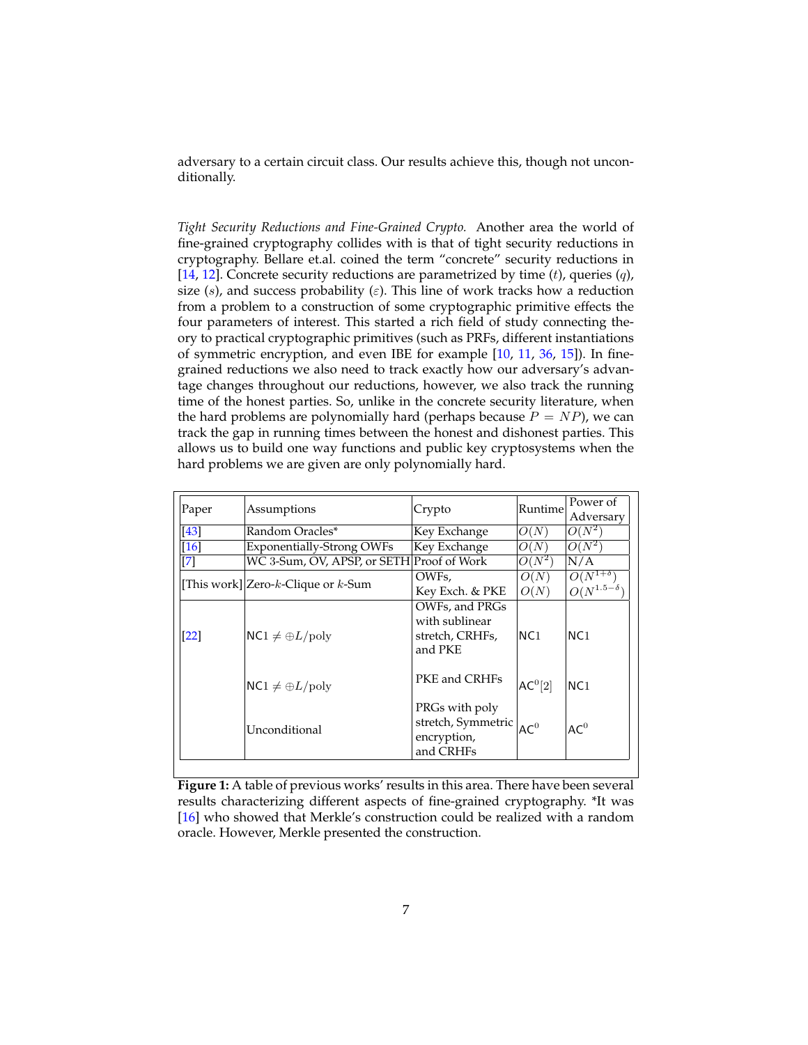adversary to a certain circuit class. Our results achieve this, though not unconditionally.

*Tight Security Reductions and Fine-Grained Crypto.* Another area the world of fine-grained cryptography collides with is that of tight security reductions in cryptography. Bellare et.al. coined the term "concrete" security reductions in [14, 12]. Concrete security reductions are parametrized by time ($t$), queries ($q$), size ($s$), and success probability ($\varepsilon$). This line of work tracks how a reduction from a problem to a construction of some cryptographic primitive effects the four parameters of interest. This started a rich field of study connecting theory to practical cryptographic primitives (such as PRFs, different instantiations of symmetric encryption, and even IBE for example [10, 11, 36, 15]). In fine-grained reductions we also need to track exactly how our adversary's advantage changes throughout our reductions, however, we also track the running time of the honest parties. So, unlike in the concrete security literature, when the hard problems are polynomially hard (perhaps because $P = NP$), we can track the gap in running times between the honest and dishonest parties. This allows us to build one way functions and public key cryptosystems when the hard problems we are given are only polynomially hard.

| Paper | Assumptions | Crypto | Runtime | Power of Adversary |
|---|---|---|---|---|
| [43] | Random Oracles* | Key Exchange | $O(N)$ | $O(N^2)$ |
| [16] | Exponentially-Strong OWFs | Key Exchange | $O(N)$ | $O(N^2)$ |
| [7] | WC 3-Sum, OV, APSP, or SETH | Proof of Work | $O(N^2)$ | N/A |
| [This work] | Zero-$k$-Clique or $k$-Sum | OWFs,<br>Key Exch. & PKE | $O(N)$<br>$O(N)$ | $O(N^{1+\delta})$<br>$O(N^{1.5-\delta})$ |
| [22] | $\mathsf{NC1} \neq \oplus L/\text{poly}$ | OWFs, and PRGs with sublinear stretch, CRHFs, and PKE | $\mathsf{NC1}$ | $\mathsf{NC1}$ |
| | $\mathsf{NC1} \neq \oplus L/\text{poly}$ | PKE and CRHFs | $\mathsf{AC}^0[2]$ | $\mathsf{NC1}$ |
| | Unconditional | PRGs with poly stretch, Symmetric encryption, and CRHFs | $\mathsf{AC}^0$ | $\mathsf{AC}^0$ |

**Figure 1:** A table of previous works' results in this area. There have been several results characterizing different aspects of fine-grained cryptography. *It was [16] who showed that Merkle's construction could be realized with a random oracle. However, Merkle presented the construction.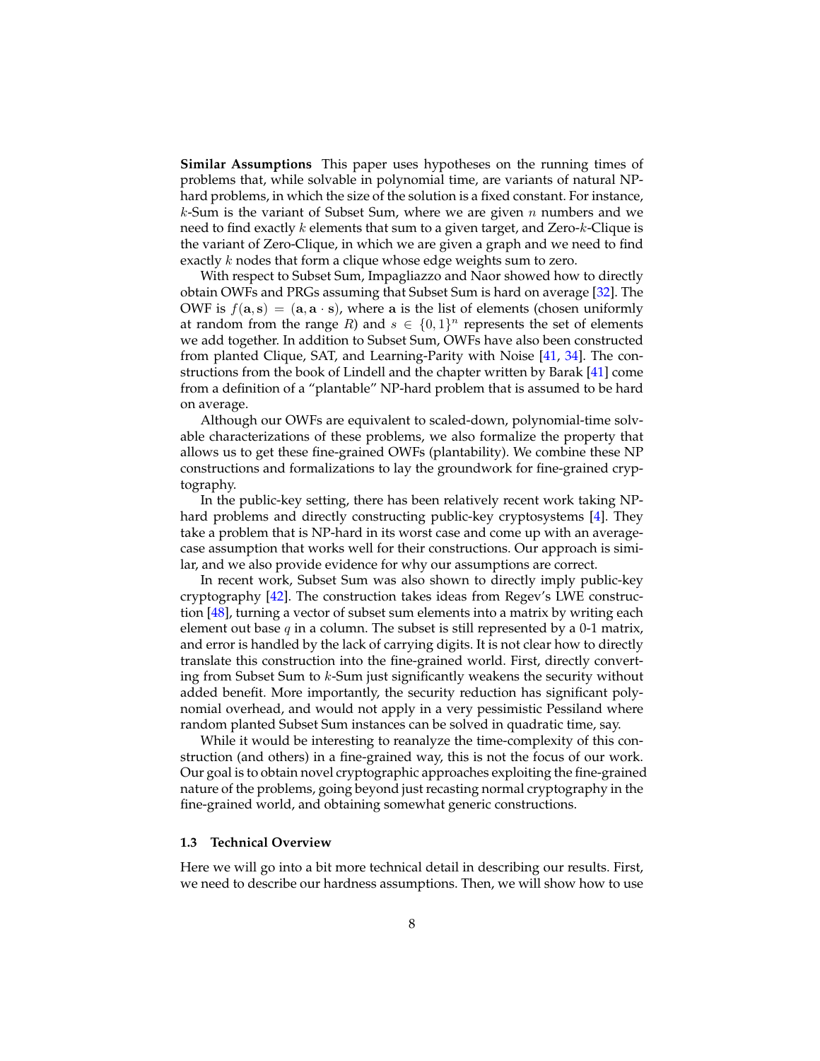**Similar Assumptions** This paper uses hypotheses on the running times of problems that, while solvable in polynomial time, are variants of natural NP-hard problems, in which the size of the solution is a fixed constant. For instance, $k$-Sum is the variant of Subset Sum, where we are given $n$ numbers and we need to find exactly $k$ elements that sum to a given target, and Zero-$k$-Clique is the variant of Zero-Clique, in which we are given a graph and we need to find exactly $k$ nodes that form a clique whose edge weights sum to zero.

With respect to Subset Sum, Impagliazzo and Naor showed how to directly obtain OWFs and PRGs assuming that Subset Sum is hard on average [32]. The OWF is $f(\mathbf{a}, \mathbf{s}) = (\mathbf{a}, \mathbf{a} \cdot \mathbf{s})$, where $\mathbf{a}$ is the list of elements (chosen uniformly at random from the range $R$) and $s \in \{0,1\}^n$ represents the set of elements we add together. In addition to Subset Sum, OWFs have also been constructed from planted Clique, SAT, and Learning-Parity with Noise [41, 34]. The constructions from the book of Lindell and the chapter written by Barak [41] come from a definition of a "plantable" NP-hard problem that is assumed to be hard on average.

Although our OWFs are equivalent to scaled-down, polynomial-time solvable characterizations of these problems, we also formalize the property that allows us to get these fine-grained OWFs (plantability). We combine these NP constructions and formalizations to lay the groundwork for fine-grained cryptography.

In the public-key setting, there has been relatively recent work taking NP-hard problems and directly constructing public-key cryptosystems [4]. They take a problem that is NP-hard in its worst case and come up with an average-case assumption that works well for their constructions. Our approach is similar, and we also provide evidence for why our assumptions are correct.

In recent work, Subset Sum was also shown to directly imply public-key cryptography [42]. The construction takes ideas from Regev's LWE construction [48], turning a vector of subset sum elements into a matrix by writing each element out base $q$ in a column. The subset is still represented by a 0-1 matrix, and error is handled by the lack of carrying digits. It is not clear how to directly translate this construction into the fine-grained world. First, directly converting from Subset Sum to $k$-Sum just significantly weakens the security without added benefit. More importantly, the security reduction has significant polynomial overhead, and would not apply in a very pessimistic Pessiland where random planted Subset Sum instances can be solved in quadratic time, say.

While it would be interesting to reanalyze the time-complexity of this construction (and others) in a fine-grained way, this is not the focus of our work. Our goal is to obtain novel cryptographic approaches exploiting the fine-grained nature of the problems, going beyond just recasting normal cryptography in the fine-grained world, and obtaining somewhat generic constructions.

### 1.3 Technical Overview

Here we will go into a bit more technical detail in describing our results. First, we need to describe our hardness assumptions. Then, we will show how to use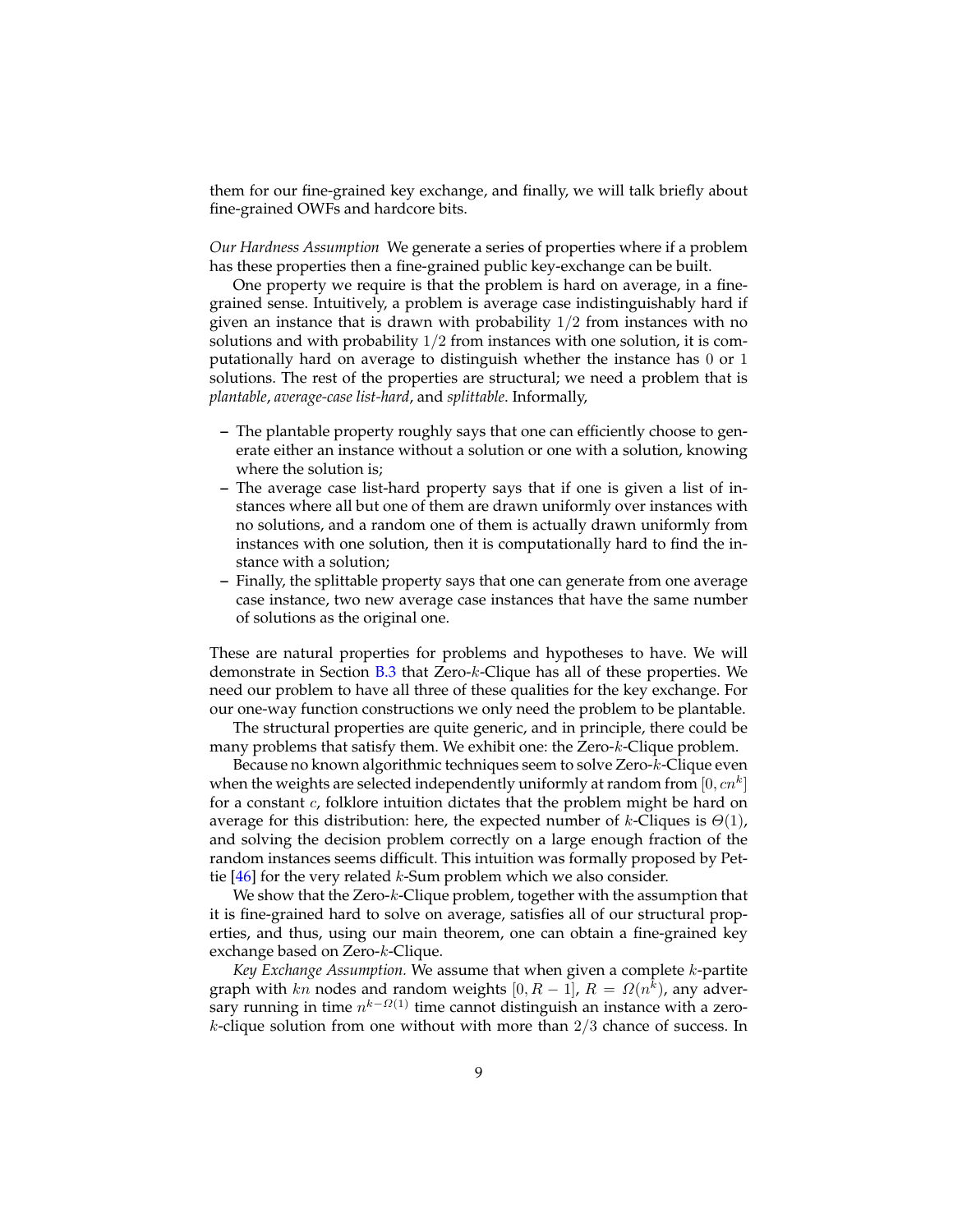them for our fine-grained key exchange, and finally, we will talk briefly about fine-grained OWFs and hardcore bits.

*Our Hardness Assumption* We generate a series of properties where if a problem has these properties then a fine-grained public key-exchange can be built.

One property we require is that the problem is hard on average, in a fine-grained sense. Intuitively, a problem is average case indistinguishably hard if given an instance that is drawn with probability $1/2$ from instances with no solutions and with probability $1/2$ from instances with one solution, it is computationally hard on average to distinguish whether the instance has $0$ or $1$ solutions. The rest of the properties are structural; we need a problem that is *plantable*, *average-case list-hard*, and *splittable*. Informally,

- The plantable property roughly says that one can efficiently choose to generate either an instance without a solution or one with a solution, knowing where the solution is;
- The average case list-hard property says that if one is given a list of instances where all but one of them are drawn uniformly over instances with no solutions, and a random one of them is actually drawn uniformly from instances with one solution, then it is computationally hard to find the instance with a solution;
- Finally, the splittable property says that one can generate from one average case instance, two new average case instances that have the same number of solutions as the original one.

These are natural properties for problems and hypotheses to have. We will demonstrate in Section B.3 that Zero-$k$-Clique has all of these properties. We need our problem to have all three of these qualities for the key exchange. For our one-way function constructions we only need the problem to be plantable.

The structural properties are quite generic, and in principle, there could be many problems that satisfy them. We exhibit one: the Zero-$k$-Clique problem.

Because no known algorithmic techniques seem to solve Zero-$k$-Clique even when the weights are selected independently uniformly at random from $[0, cn^k]$ for a constant $c$, folklore intuition dictates that the problem might be hard on average for this distribution: here, the expected number of $k$-Cliques is $\Theta(1)$, and solving the decision problem correctly on a large enough fraction of the random instances seems difficult. This intuition was formally proposed by Pettie [46] for the very related $k$-Sum problem which we also consider.

We show that the Zero-$k$-Clique problem, together with the assumption that it is fine-grained hard to solve on average, satisfies all of our structural properties, and thus, using our main theorem, one can obtain a fine-grained key exchange based on Zero-$k$-Clique.

*Key Exchange Assumption.* We assume that when given a complete $k$-partite graph with $kn$ nodes and random weights $[0, R-1]$, $R = \Omega(n^k)$, any adversary running in time $n^{k-\Omega(1)}$ time cannot distinguish an instance with a zero-$k$-clique solution from one without with more than $2/3$ chance of success. In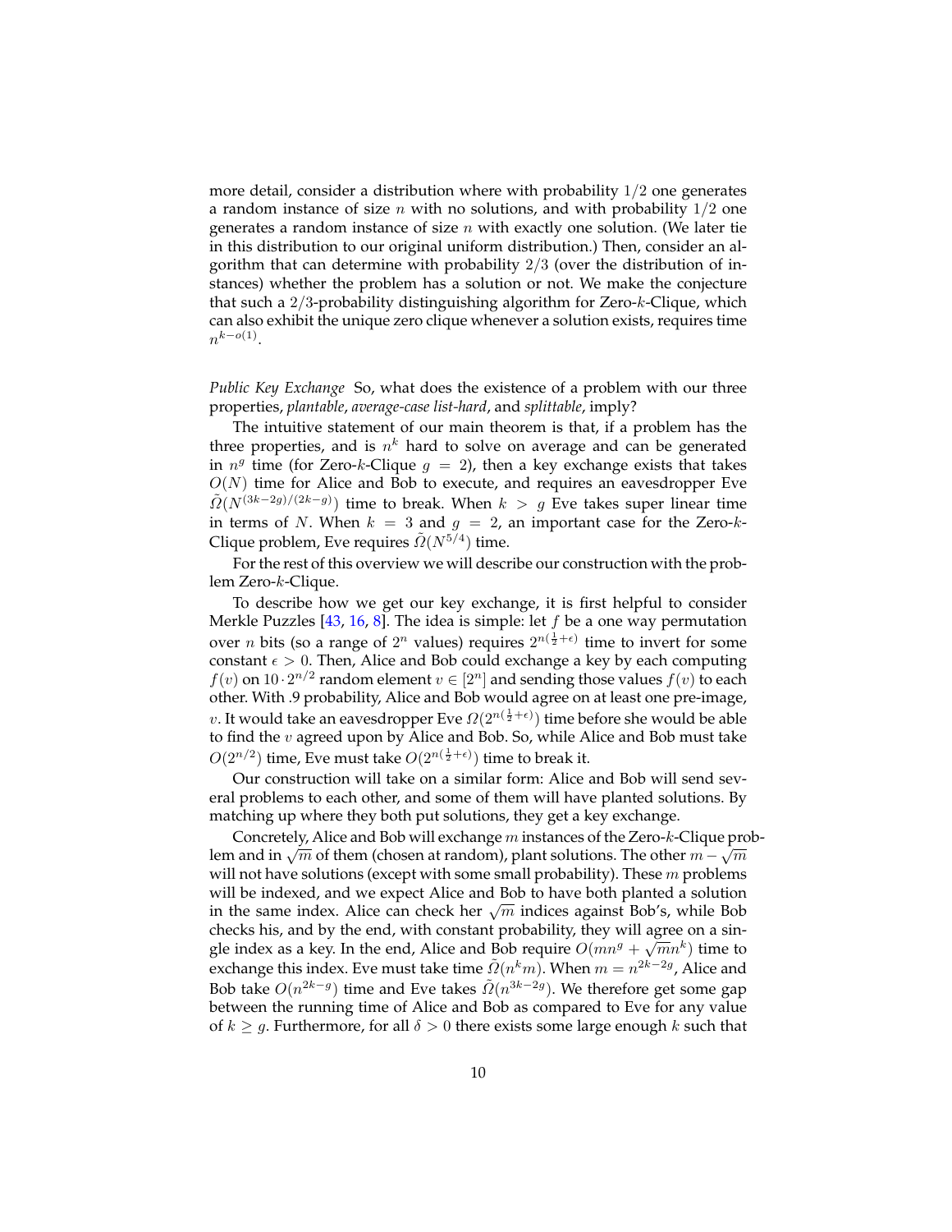more detail, consider a distribution where with probability $1/2$ one generates a random instance of size $n$ with no solutions, and with probability $1/2$ one generates a random instance of size $n$ with exactly one solution. (We later tie in this distribution to our original uniform distribution.) Then, consider an algorithm that can determine with probability $2/3$ (over the distribution of instances) whether the problem has a solution or not. We make the conjecture that such a $2/3$-probability distinguishing algorithm for Zero-$k$-Clique, which can also exhibit the unique zero clique whenever a solution exists, requires time $n^{k-o(1)}$.

*Public Key Exchange* So, what does the existence of a problem with our three properties, *plantable*, *average-case list-hard*, and *splittable*, imply?

The intuitive statement of our main theorem is that, if a problem has the three properties, and is $n^k$ hard to solve on average and can be generated in $n^g$ time (for Zero-$k$-Clique $g = 2$), then a key exchange exists that takes $O(N)$ time for Alice and Bob to execute, and requires an eavesdropper Eve $\tilde{\Omega}(N^{(3k-2g)/(2k-g)})$ time to break. When $k > g$ Eve takes super linear time in terms of $N$. When $k = 3$ and $g = 2$, an important case for the Zero-$k$-Clique problem, Eve requires $\tilde{\Omega}(N^{5/4})$ time.

For the rest of this overview we will describe our construction with the problem Zero-$k$-Clique.

To describe how we get our key exchange, it is first helpful to consider Merkle Puzzles [43, 16, 8]. The idea is simple: let $f$ be a one way permutation over $n$ bits (so a range of $2^n$ values) requires $2^{n(\frac{1}{2}+\epsilon)}$ time to invert for some constant $\epsilon > 0$. Then, Alice and Bob could exchange a key by each computing $f(v)$ on $10 \cdot 2^{n/2}$ random element $v \in [2^n]$ and sending those values $f(v)$ to each other. With .9 probability, Alice and Bob would agree on at least one pre-image, $v$. It would take an eavesdropper Eve $\Omega(2^{n(\frac{1}{2}+\epsilon)})$ time before she would be able to find the $v$ agreed upon by Alice and Bob. So, while Alice and Bob must take $O(2^{n/2})$ time, Eve must take $O(2^{n(\frac{1}{2}+\epsilon)})$ time to break it.

Our construction will take on a similar form: Alice and Bob will send several problems to each other, and some of them will have planted solutions. By matching up where they both put solutions, they get a key exchange.

Concretely, Alice and Bob will exchange $m$ instances of the Zero-$k$-Clique problem and in $\sqrt{m}$ of them (chosen at random), plant solutions. The other $m - \sqrt{m}$ will not have solutions (except with some small probability). These $m$ problems will be indexed, and we expect Alice and Bob to have both planted a solution in the same index. Alice can check her $\sqrt{m}$ indices against Bob's, while Bob checks his, and by the end, with constant probability, they will agree on a single index as a key. In the end, Alice and Bob require $O(mn^g + \sqrt{m}n^k)$ time to exchange this index. Eve must take time $\tilde{\Omega}(n^k m)$. When $m = n^{2k-2g}$, Alice and Bob take $O(n^{2k-g})$ time and Eve takes $\tilde{\Omega}(n^{3k-2g})$. We therefore get some gap between the running time of Alice and Bob as compared to Eve for any value of $k \geq g$. Furthermore, for all $\delta > 0$ there exists some large enough $k$ such that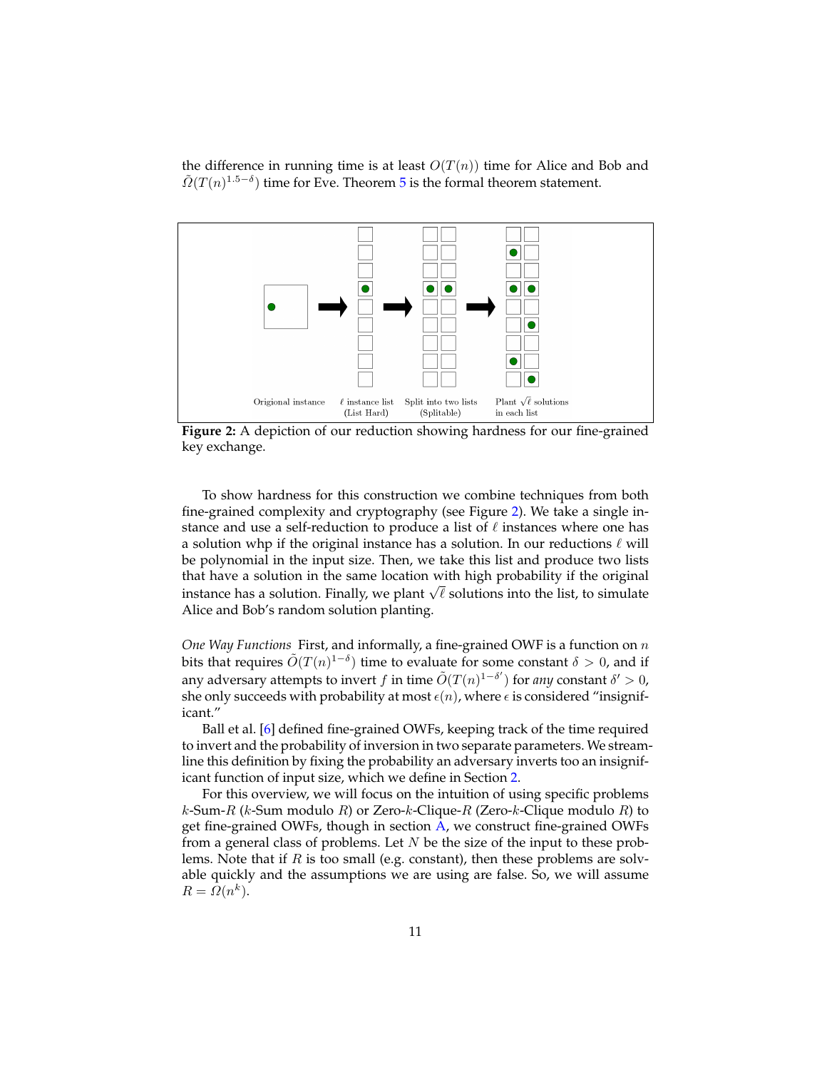the difference in running time is at least $O(T(n))$ time for Alice and Bob and $\tilde{\Omega}(T(n)^{1.5-\delta})$ time for Eve. Theorem 5 is the formal theorem statement.

Origional instance | $\ell$ instance list (List Hard) | Split into two lists (Splitable) | Plant $\sqrt{\ell}$ solutions in each list

**Figure 2:** A depiction of our reduction showing hardness for our fine-grained key exchange.

To show hardness for this construction we combine techniques from both fine-grained complexity and cryptography (see Figure 2). We take a single instance and use a self-reduction to produce a list of $\ell$ instances where one has a solution whp if the original instance has a solution. In our reductions $\ell$ will be polynomial in the input size. Then, we take this list and produce two lists that have a solution in the same location with high probability if the original instance has a solution. Finally, we plant $\sqrt{\ell}$ solutions into the list, to simulate Alice and Bob's random solution planting.

*One Way Functions* First, and informally, a fine-grained OWF is a function on $n$ bits that requires $\tilde{O}(T(n)^{1-\delta})$ time to evaluate for some constant $\delta > 0$, and if any adversary attempts to invert $f$ in time $\tilde{O}(T(n)^{1-\delta'})$ for *any* constant $\delta' > 0$, she only succeeds with probability at most $\epsilon(n)$, where $\epsilon$ is considered "insignificant."

Ball et al. [6] defined fine-grained OWFs, keeping track of the time required to invert and the probability of inversion in two separate parameters. We streamline this definition by fixing the probability an adversary inverts too an insignificant function of input size, which we define in Section 2.

For this overview, we will focus on the intuition of using specific problems $k$-Sum-$R$ ($k$-Sum modulo $R$) or Zero-$k$-Clique-$R$ (Zero-$k$-Clique modulo $R$) to get fine-grained OWFs, though in section A, we construct fine-grained OWFs from a general class of problems. Let $N$ be the size of the input to these problems. Note that if $R$ is too small (e.g. constant), then these problems are solvable quickly and the assumptions we are using are false. So, we will assume $R = \Omega(n^k)$.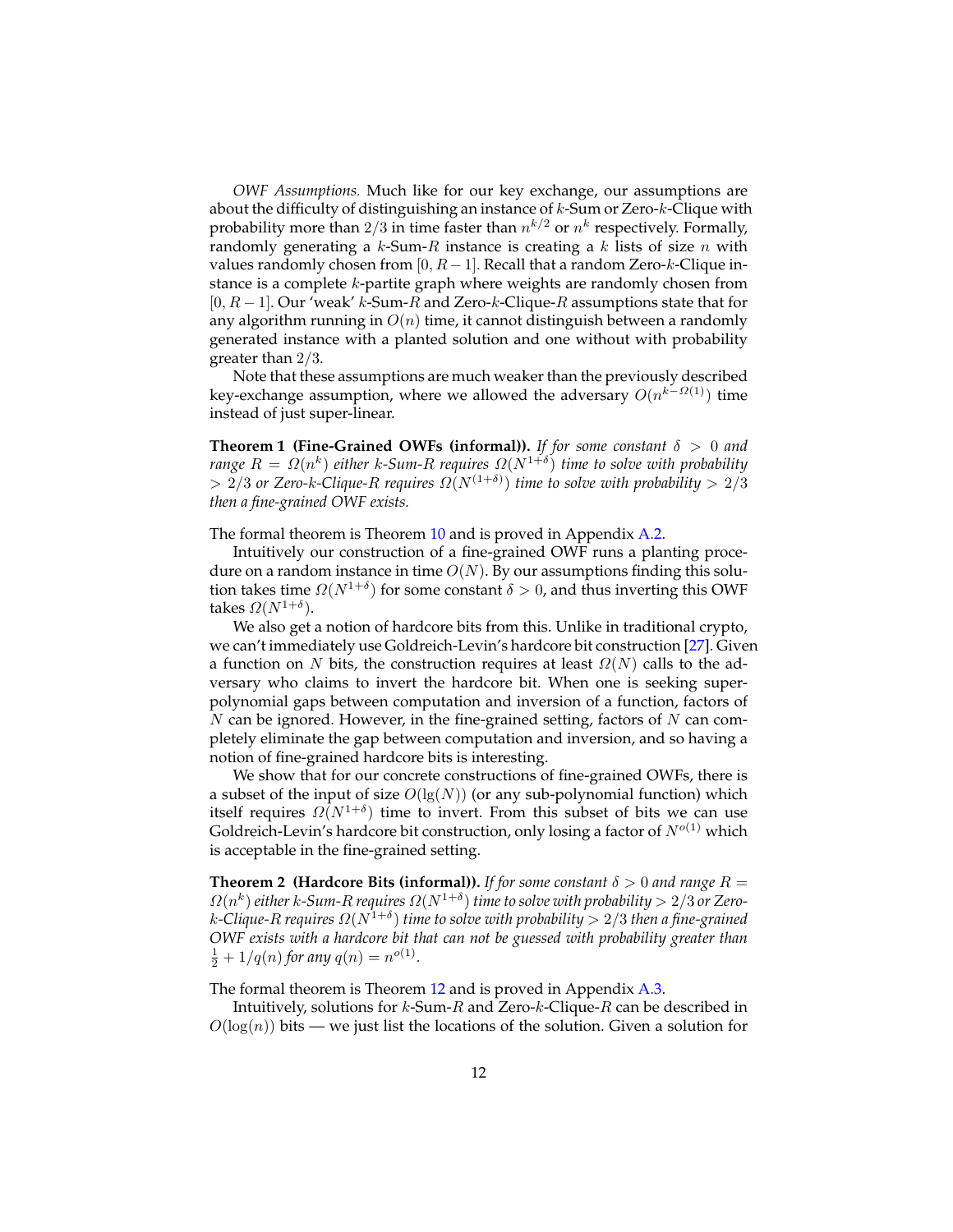*OWF Assumptions.* Much like for our key exchange, our assumptions are about the difficulty of distinguishing an instance of $k$-Sum or Zero-$k$-Clique with probability more than $2/3$ in time faster than $n^{k/2}$ or $n^k$ respectively. Formally, randomly generating a $k$-Sum-$R$ instance is creating a $k$ lists of size $n$ with values randomly chosen from $[0, R-1]$. Recall that a random Zero-$k$-Clique instance is a complete $k$-partite graph where weights are randomly chosen from $[0, R-1]$. Our 'weak' $k$-Sum-$R$ and Zero-$k$-Clique-$R$ assumptions state that for any algorithm running in $O(n)$ time, it cannot distinguish between a randomly generated instance with a planted solution and one without with probability greater than $2/3$.

Note that these assumptions are much weaker than the previously described key-exchange assumption, where we allowed the adversary $O(n^{k-\Omega(1)})$ time instead of just super-linear.

**Theorem 1 (Fine-Grained OWFs (informal)).** *If for some constant $\delta > 0$ and range $R = \Omega(n^k)$ either $k$-Sum-$R$ requires $\Omega(N^{1+\delta})$ time to solve with probability $> 2/3$ or Zero-$k$-Clique-$R$ requires $\Omega(N^{(1+\delta)})$ time to solve with probability $> 2/3$ then a fine-grained OWF exists.*

The formal theorem is Theorem 10 and is proved in Appendix A.2.

Intuitively our construction of a fine-grained OWF runs a planting procedure on a random instance in time $O(N)$. By our assumptions finding this solution takes time $\Omega(N^{1+\delta})$ for some constant $\delta > 0$, and thus inverting this OWF takes $\Omega(N^{1+\delta})$.

We also get a notion of hardcore bits from this. Unlike in traditional crypto, we can't immediately use Goldreich-Levin's hardcore bit construction [27]. Given a function on $N$ bits, the construction requires at least $\Omega(N)$ calls to the adversary who claims to invert the hardcore bit. When one is seeking super-polynomial gaps between computation and inversion of a function, factors of $N$ can be ignored. However, in the fine-grained setting, factors of $N$ can completely eliminate the gap between computation and inversion, and so having a notion of fine-grained hardcore bits is interesting.

We show that for our concrete constructions of fine-grained OWFs, there is a subset of the input of size $O(\lg(N))$ (or any sub-polynomial function) which itself requires $\Omega(N^{1+\delta})$ time to invert. From this subset of bits we can use Goldreich-Levin's hardcore bit construction, only losing a factor of $N^{o(1)}$ which is acceptable in the fine-grained setting.

**Theorem 2 (Hardcore Bits (informal)).** *If for some constant $\delta > 0$ and range $R = \Omega(n^k)$ either $k$-Sum-$R$ requires $\Omega(N^{1+\delta})$ time to solve with probability $> 2/3$ or Zero-$k$-Clique-$R$ requires $\Omega(N^{1+\delta})$ time to solve with probability $> 2/3$ then a fine-grained OWF exists with a hardcore bit that can not be guessed with probability greater than $\frac{1}{2} + 1/q(n)$ for any $q(n) = n^{o(1)}$.*

The formal theorem is Theorem 12 and is proved in Appendix A.3.

Intuitively, solutions for $k$-Sum-$R$ and Zero-$k$-Clique-$R$ can be described in $O(\log(n))$ bits — we just list the locations of the solution. Given a solution for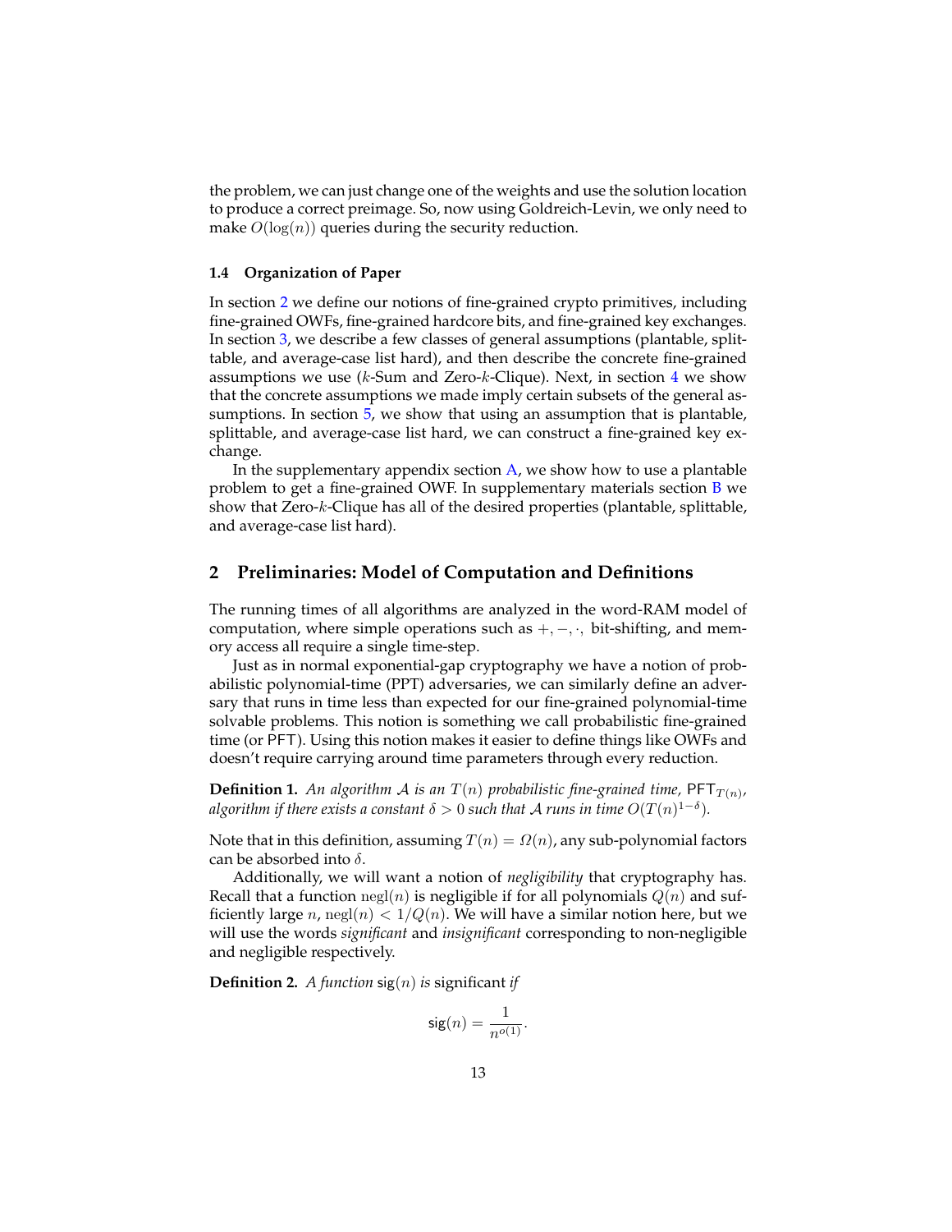the problem, we can just change one of the weights and use the solution location to produce a correct preimage. So, now using Goldreich-Levin, we only need to make $O(\log(n))$ queries during the security reduction.

### 1.4 Organization of Paper

In section 2 we define our notions of fine-grained crypto primitives, including fine-grained OWFs, fine-grained hardcore bits, and fine-grained key exchanges. In section 3, we describe a few classes of general assumptions (plantable, splittable, and average-case list hard), and then describe the concrete fine-grained assumptions we use ($k$-Sum and Zero-$k$-Clique). Next, in section 4 we show that the concrete assumptions we made imply certain subsets of the general assumptions. In section 5, we show that using an assumption that is plantable, splittable, and average-case list hard, we can construct a fine-grained key exchange.

In the supplementary appendix section A, we show how to use a plantable problem to get a fine-grained OWF. In supplementary materials section B we show that Zero-$k$-Clique has all of the desired properties (plantable, splittable, and average-case list hard).

## 2 Preliminaries: Model of Computation and Definitions

The running times of all algorithms are analyzed in the word-RAM model of computation, where simple operations such as $+, -, \cdot,$ bit-shifting, and memory access all require a single time-step.

Just as in normal exponential-gap cryptography we have a notion of probabilistic polynomial-time (PPT) adversaries, we can similarly define an adversary that runs in time less than expected for our fine-grained polynomial-time solvable problems. This notion is something we call probabilistic fine-grained time (or PFT). Using this notion makes it easier to define things like OWFs and doesn't require carrying around time parameters through every reduction.

**Definition 1.** *An algorithm $\mathcal{A}$ is an $T(n)$ probabilistic fine-grained time, $\mathsf{PFT}_{T(n)}$, algorithm if there exists a constant $\delta > 0$ such that $\mathcal{A}$ runs in time $O(T(n)^{1-\delta})$.*

Note that in this definition, assuming $T(n) = \Omega(n)$, any sub-polynomial factors can be absorbed into $\delta$.

Additionally, we will want a notion of *negligibility* that cryptography has. Recall that a function $\text{negl}(n)$ is negligible if for all polynomials $Q(n)$ and sufficiently large $n$, $\text{negl}(n) < 1/Q(n)$. We will have a similar notion here, but we will use the words *significant* and *insignificant* corresponding to non-negligible and negligible respectively.

**Definition 2.** *A function $\mathsf{sig}(n)$ is* significant *if*

$$\mathsf{sig}(n) = \frac{1}{n^{o(1)}}.$$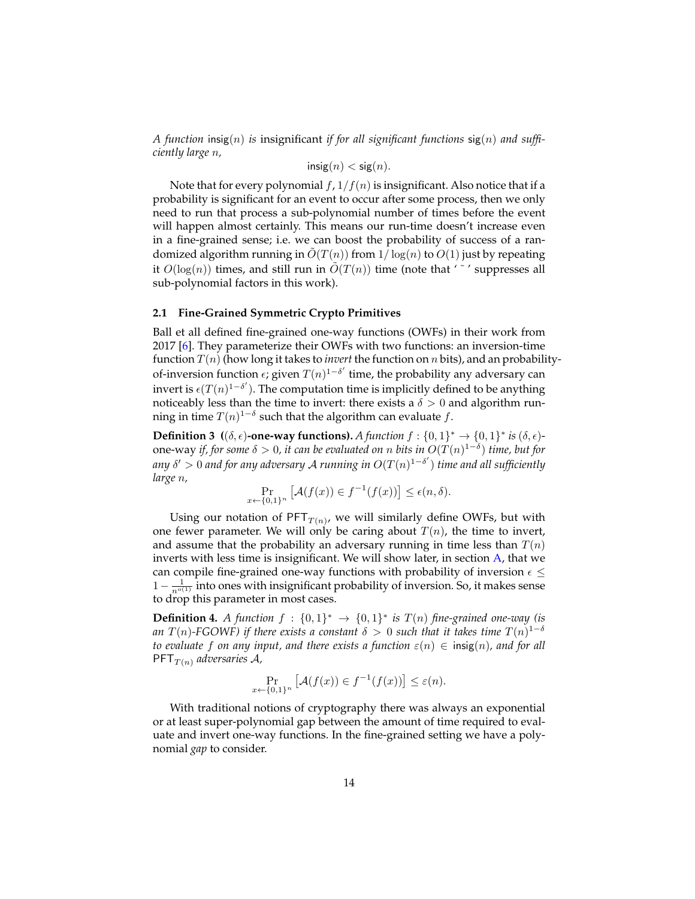*A function* $\mathsf{insig}(n)$ *is* insignificant *if for all significant functions* $\mathsf{sig}(n)$ *and sufficiently large* $n$*,*

$$\mathsf{insig}(n) < \mathsf{sig}(n).$$

Note that for every polynomial $f$, $1/f(n)$ is insignificant. Also notice that if a probability is significant for an event to occur after some process, then we only need to run that process a sub-polynomial number of times before the event will happen almost certainly. This means our run-time doesn't increase even in a fine-grained sense; i.e. we can boost the probability of success of a randomized algorithm running in $\tilde{O}(T(n))$ from $1/\log(n)$ to $O(1)$ just by repeating it $O(\log(n))$ times, and still run in $\tilde{O}(T(n))$ time (note that '$\tilde{\ }$' suppresses all sub-polynomial factors in this work).

### 2.1 Fine-Grained Symmetric Crypto Primitives

Ball et all defined fine-grained one-way functions (OWFs) in their work from 2017 [6]. They parameterize their OWFs with two functions: an inversion-time function $T(n)$ (how long it takes to *invert* the function on $n$ bits), and an probability-of-inversion function $\epsilon$; given $T(n)^{1-\delta'}$ time, the probability any adversary can invert is $\epsilon(T(n)^{1-\delta'})$. The computation time is implicitly defined to be anything noticeably less than the time to invert: there exists a $\delta > 0$ and algorithm running in time $T(n)^{1-\delta}$ such that the algorithm can evaluate $f$.

**Definition 3** **($(\delta, \epsilon)$-one-way functions).** *A function* $f : \{0,1\}^* \to \{0,1\}^*$ *is* $(\delta, \epsilon)$*-*one-way *if, for some* $\delta > 0$*, it can be evaluated on* $n$ *bits in* $O(T(n)^{1-\delta})$ *time, but for any* $\delta' > 0$ *and for any adversary* $\mathcal{A}$ *running in* $O(T(n)^{1-\delta'})$ *time and all sufficiently large* $n$*,*

$$\Pr_{x \leftarrow \{0,1\}^n}\left[\mathcal{A}(f(x)) \in f^{-1}(f(x))\right] \leq \epsilon(n, \delta).$$

Using our notation of $\mathsf{PFT}_{T(n)}$, we will similarly define OWFs, but with one fewer parameter. We will only be caring about $T(n)$, the time to invert, and assume that the probability an adversary running in time less than $T(n)$ inverts with less time is insignificant. We will show later, in section A, that we can compile fine-grained one-way functions with probability of inversion $\epsilon \leq 1 - \frac{1}{n^{o(1)}}$ into ones with insignificant probability of inversion. So, it makes sense to drop this parameter in most cases.

**Definition 4.** *A function* $f : \{0,1\}^* \to \{0,1\}^*$ *is* $T(n)$ *fine-grained one-way (is an* $T(n)$*-FGOWF) if there exists a constant* $\delta > 0$ *such that it takes time* $T(n)^{1-\delta}$ *to evaluate* $f$ *on any input, and there exists a function* $\varepsilon(n) \in \mathsf{insig}(n)$*, and for all* $\mathsf{PFT}_{T(n)}$ *adversaries* $\mathcal{A}$*,*

$$\Pr_{x \leftarrow \{0,1\}^n}\left[\mathcal{A}(f(x)) \in f^{-1}(f(x))\right] \leq \varepsilon(n).$$

With traditional notions of cryptography there was always an exponential or at least super-polynomial gap between the amount of time required to evaluate and invert one-way functions. In the fine-grained setting we have a polynomial *gap* to consider.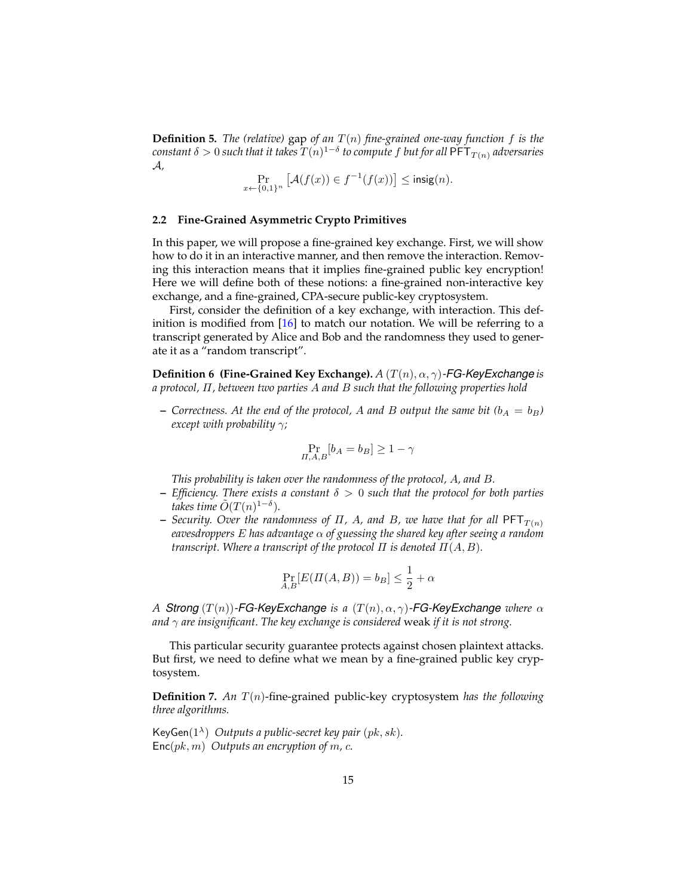**Definition 5.** *The (relative)* gap *of an $T(n)$ fine-grained one-way function $f$ is the constant $\delta > 0$ such that it takes $T(n)^{1-\delta}$ to compute $f$ but for all $\mathsf{PFT}_{T(n)}$ adversaries $\mathcal{A}$,*

$$\Pr_{x \leftarrow \{0,1\}^n} \left[\mathcal{A}(f(x)) \in f^{-1}(f(x))\right] \leq \mathsf{insig}(n).$$

### 2.2 Fine-Grained Asymmetric Crypto Primitives

In this paper, we will propose a fine-grained key exchange. First, we will show how to do it in an interactive manner, and then remove the interaction. Removing this interaction means that it implies fine-grained public key encryption! Here we will define both of these notions: a fine-grained non-interactive key exchange, and a fine-grained, CPA-secure public-key cryptosystem.

First, consider the definition of a key exchange, with interaction. This definition is modified from [16] to match our notation. We will be referring to a transcript generated by Alice and Bob and the randomness they used to generate it as a "random transcript".

**Definition 6 (Fine-Grained Key Exchange).** *A $(T(n), \alpha, \gamma)$-FG-KeyExchange is a protocol, $\Pi$, between two parties $A$ and $B$ such that the following properties hold*

- *Correctness. At the end of the protocol, $A$ and $B$ output the same bit ($b_A = b_B$) except with probability $\gamma$;*

$$\Pr_{\Pi, A, B}[b_A = b_B] \geq 1 - \gamma$$

  *This probability is taken over the randomness of the protocol, $A$, and $B$.*
- *Efficiency. There exists a constant $\delta > 0$ such that the protocol for both parties takes time $\tilde{O}(T(n)^{1-\delta})$.*
- *Security. Over the randomness of $\Pi$, $A$, and $B$, we have that for all $\mathsf{PFT}_{T(n)}$ eavesdroppers $E$ has advantage $\alpha$ of guessing the shared key after seeing a random transcript. Where a transcript of the protocol $\Pi$ is denoted $\Pi(A, B)$.*

$$\Pr_{A,B}[E(\Pi(A, B)) = b_B] \leq \frac{1}{2} + \alpha$$

*A Strong $(T(n))$-FG-KeyExchange is a $(T(n), \alpha, \gamma)$-FG-KeyExchange where $\alpha$ and $\gamma$ are insignificant. The key exchange is considered* weak *if it is not strong.*

This particular security guarantee protects against chosen plaintext attacks. But first, we need to define what we mean by a fine-grained public key cryptosystem.

**Definition 7.** *An $T(n)$*-fine-grained public-key cryptosystem *has the following three algorithms.*

$\mathsf{KeyGen}(1^\lambda)$ *Outputs a public-secret key pair $(pk, sk)$.*
$\mathsf{Enc}(pk, m)$ *Outputs an encryption of $m$, $c$.*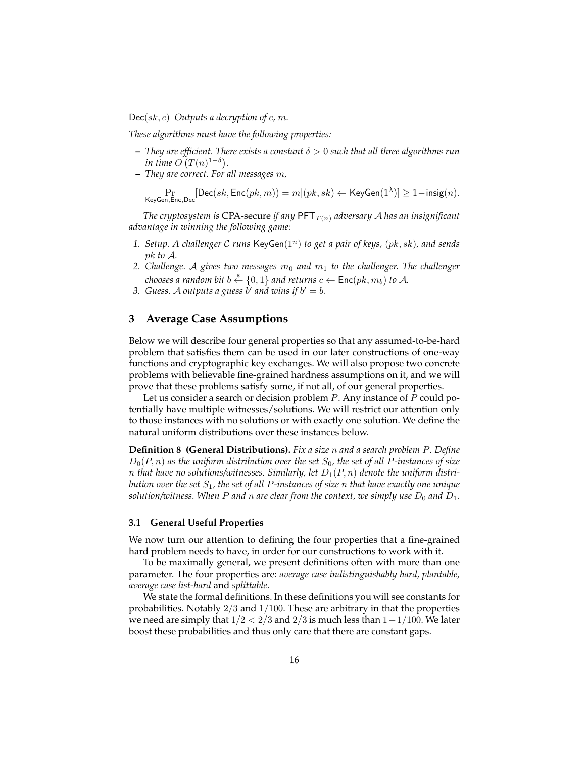$\mathsf{Dec}(sk, c)$ *Outputs a decryption of $c$, $m$.*

*These algorithms must have the following properties:*

- *They are efficient. There exists a constant $\delta > 0$ such that all three algorithms run in time $O\left(T(n)^{1-\delta}\right)$.*
- *They are correct. For all messages $m$,*

$$\Pr_{\mathsf{KeyGen},\mathsf{Enc},\mathsf{Dec}}[\mathsf{Dec}(sk, \mathsf{Enc}(pk, m)) = m | (pk, sk) \leftarrow \mathsf{KeyGen}(1^\lambda)] \geq 1 - \mathsf{insig}(n).$$

*The cryptosystem is* CPA-secure *if any $\mathsf{PFT}_{T(n)}$ adversary $\mathcal{A}$ has an insignificant advantage in winning the following game:*

1. *Setup. A challenger $\mathcal{C}$ runs $\mathsf{KeyGen}(1^n)$ to get a pair of keys, $(pk, sk)$, and sends $pk$ to $\mathcal{A}$.*
2. *Challenge. $\mathcal{A}$ gives two messages $m_0$ and $m_1$ to the challenger. The challenger chooses a random bit $b \overset{\$}{\leftarrow} \{0, 1\}$ and returns $c \leftarrow \mathsf{Enc}(pk, m_b)$ to $\mathcal{A}$.*
3. *Guess. $\mathcal{A}$ outputs a guess $b'$ and wins if $b' = b$.*

## 3 Average Case Assumptions

Below we will describe four general properties so that any assumed-to-be-hard problem that satisfies them can be used in our later constructions of one-way functions and cryptographic key exchanges. We will also propose two concrete problems with believable fine-grained hardness assumptions on it, and we will prove that these problems satisfy some, if not all, of our general properties.

Let us consider a search or decision problem $P$. Any instance of $P$ could potentially have multiple witnesses/solutions. We will restrict our attention only to those instances with no solutions or with exactly one solution. We define the natural uniform distributions over these instances below.

**Definition 8 (General Distributions).** *Fix a size $n$ and a search problem $P$. Define $D_0(P, n)$ as the uniform distribution over the set $S_0$, the set of all $P$-instances of size $n$ that have no solutions/witnesses. Similarly, let $D_1(P, n)$ denote the uniform distribution over the set $S_1$, the set of all $P$-instances of size $n$ that have exactly one unique solution/witness. When $P$ and $n$ are clear from the context, we simply use $D_0$ and $D_1$.*

### 3.1 General Useful Properties

We now turn our attention to defining the four properties that a fine-grained hard problem needs to have, in order for our constructions to work with it.

To be maximally general, we present definitions often with more than one parameter. The four properties are: *average case indistinguishably hard, plantable, average case list-hard* and *splittable*.

We state the formal definitions. In these definitions you will see constants for probabilities. Notably $2/3$ and $1/100$. These are arbitrary in that the properties we need are simply that $1/2 < 2/3$ and $2/3$ is much less than $1 - 1/100$. We later boost these probabilities and thus only care that there are constant gaps.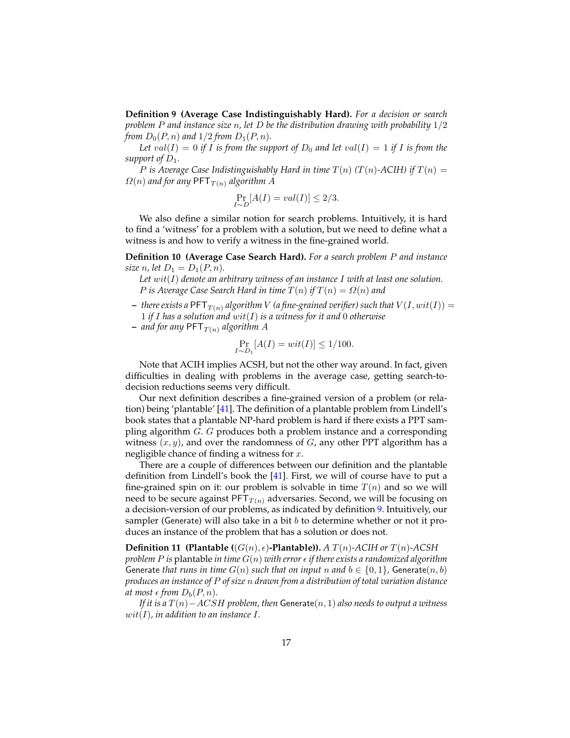**Definition 9 (Average Case Indistinguishably Hard).** *For a decision or search problem $P$ and instance size $n$, let $D$ be the distribution drawing with probability $1/2$ from $D_0(P, n)$ and $1/2$ from $D_1(P, n)$.*

*Let $val(I) = 0$ if $I$ is from the support of $D_0$ and let $val(I) = 1$ if $I$ is from the support of $D_1$.*

*$P$ is Average Case Indistinguishably Hard in time $T(n)$ ($T(n)$-ACIH) if $T(n) = \Omega(n)$ and for any $\mathsf{PFT}_{T(n)}$ algorithm $A$*

$$\Pr_{I \sim D}[A(I) = val(I)] \leq 2/3.$$

We also define a similar notion for search problems. Intuitively, it is hard to find a 'witness' for a problem with a solution, but we need to define what a witness is and how to verify a witness in the fine-grained world.

**Definition 10 (Average Case Search Hard).** *For a search problem $P$ and instance size $n$, let $D_1 = D_1(P, n)$.*

*Let $wit(I)$ denote an arbitrary witness of an instance $I$ with at least one solution.*

*$P$ is Average Case Search Hard in time $T(n)$ if $T(n) = \Omega(n)$ and*

- *there exists a $\mathsf{PFT}_{T(n)}$ algorithm $V$ (a fine-grained verifier) such that $V(I, wit(I)) = 1$ if $I$ has a solution and $wit(I)$ is a witness for it and $0$ otherwise*
- *and for any $\mathsf{PFT}_{T(n)}$ algorithm $A$*

$$\Pr_{I \sim D_1}[A(I) = wit(I)] \leq 1/100.$$

Note that ACIH implies ACSH, but not the other way around. In fact, given difficulties in dealing with problems in the average case, getting search-to-decision reductions seems very difficult.

Our next definition describes a fine-grained version of a problem (or relation) being 'plantable' [41]. The definition of a plantable problem from Lindell's book states that a plantable NP-hard problem is hard if there exists a PPT sampling algorithm $G$. $G$ produces both a problem instance and a corresponding witness $(x, y)$, and over the randomness of $G$, any other PPT algorithm has a negligible chance of finding a witness for $x$.

There are a couple of differences between our definition and the plantable definition from Lindell's book the [41]. First, we will of course have to put a fine-grained spin on it: our problem is solvable in time $T(n)$ and so we will need to be secure against $\mathsf{PFT}_{T(n)}$ adversaries. Second, we will be focusing on a decision-version of our problems, as indicated by definition 9. Intuitively, our sampler ($\mathsf{Generate}$) will also take in a bit $b$ to determine whether or not it produces an instance of the problem that has a solution or does not.

**Definition 11 (Plantable ($(G(n), \epsilon)$-Plantable)).** *A $T(n)$-ACIH or $T(n)$-ACSH problem $P$ is* plantable *in time $G(n)$ with error $\epsilon$ if there exists a randomized algorithm $\mathsf{Generate}$ that runs in time $G(n)$ such that on input $n$ and $b \in \{0, 1\}$, $\mathsf{Generate}(n, b)$ produces an instance of $P$ of size $n$ drawn from a distribution of total variation distance at most $\epsilon$ from $D_b(P, n)$.*

*If it is a $T(n)-ACSH$ problem, then $\mathsf{Generate}(n, 1)$ also needs to output a witness $wit(I)$, in addition to an instance $I$.*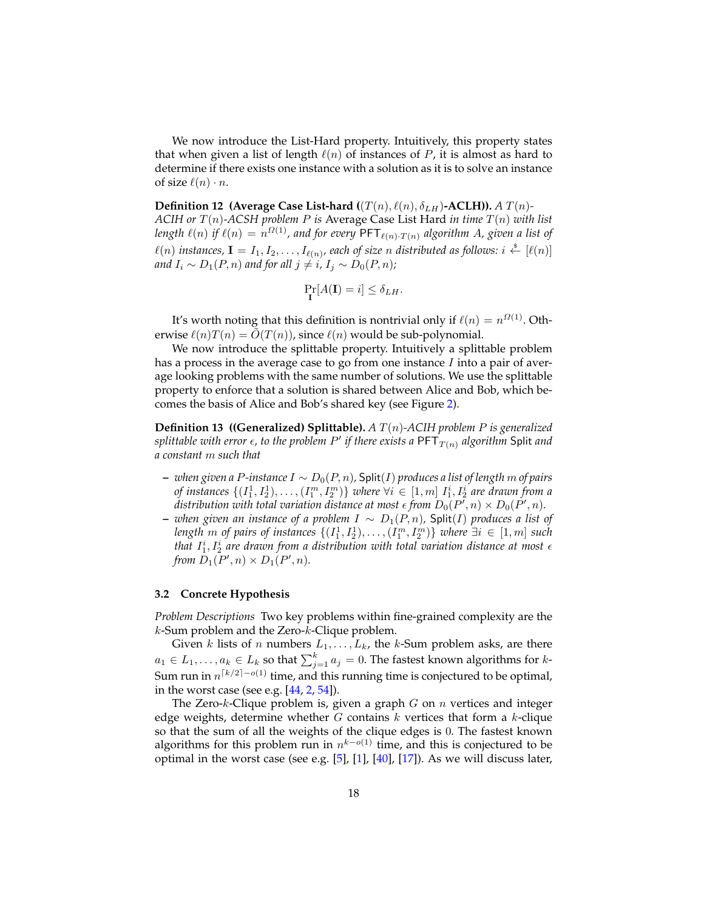We now introduce the List-Hard property. Intuitively, this property states that when given a list of length $\ell(n)$ of instances of $P$, it is almost as hard to determine if there exists one instance with a solution as it is to solve an instance of size $\ell(n) \cdot n$.

**Definition 12 (Average Case List-hard ($(T(n), \ell(n), \delta_{LH})$-ACLH)).** *A $T(n)$-ACIH or $T(n)$-ACSH problem $P$ is* Average Case List Hard *in time $T(n)$ with list length $\ell(n)$ if $\ell(n) = n^{\Omega(1)}$, and for every $\mathsf{PFT}_{\ell(n)\cdot T(n)}$ algorithm $A$, given a list of $\ell(n)$ instances, $\mathbf{I} = I_1, I_2, \ldots, I_{\ell(n)}$, each of size $n$ distributed as follows: $i \xleftarrow{\$} [\ell(n)]$ and $I_i \sim D_1(P, n)$ and for all $j \neq i$, $I_j \sim D_0(P, n)$;*

$$\Pr_{\mathbf{I}}[A(\mathbf{I}) = i] \leq \delta_{LH}.$$

It's worth noting that this definition is nontrivial only if $\ell(n) = n^{\Omega(1)}$. Otherwise $\ell(n)T(n) = \tilde{O}(T(n))$, since $\ell(n)$ would be sub-polynomial.

We now introduce the splittable property. Intuitively a splittable problem has a process in the average case to go from one instance $I$ into a pair of average looking problems with the same number of solutions. We use the splittable property to enforce that a solution is shared between Alice and Bob, which becomes the basis of Alice and Bob's shared key (see Figure 2).

**Definition 13 ((Generalized) Splittable).** *A $T(n)$-ACIH problem $P$ is generalized splittable with error $\epsilon$, to the problem $P'$ if there exists a $\mathsf{PFT}_{T(n)}$ algorithm $\mathsf{Split}$ and a constant $m$ such that*

- *when given a $P$-instance $I \sim D_0(P, n)$, $\mathsf{Split}(I)$ produces a list of length $m$ of pairs of instances $\{(I_1^1, I_2^1), \ldots, (I_1^m, I_2^m)\}$ where $\forall i \in [1, m]$ $I_1^i, I_2^i$ are drawn from a distribution with total variation distance at most $\epsilon$ from $D_0(P', n) \times D_0(P', n)$.*
- *when given an instance of a problem $I \sim D_1(P, n)$, $\mathsf{Split}(I)$ produces a list of length $m$ of pairs of instances $\{(I_1^1, I_2^1), \ldots, (I_1^m, I_2^m)\}$ where $\exists i \in [1, m]$ such that $I_1^i, I_2^i$ are drawn from a distribution with total variation distance at most $\epsilon$ from $D_1(P', n) \times D_1(P', n)$.*

### 3.2 Concrete Hypothesis

*Problem Descriptions* Two key problems within fine-grained complexity are the $k$-Sum problem and the Zero-$k$-Clique problem.

Given $k$ lists of $n$ numbers $L_1, \ldots, L_k$, the $k$-Sum problem asks, are there $a_1 \in L_1, \ldots, a_k \in L_k$ so that $\sum_{j=1}^{k} a_j = 0$. The fastest known algorithms for $k$-Sum run in $n^{\lceil k/2 \rceil - o(1)}$ time, and this running time is conjectured to be optimal, in the worst case (see e.g. [44, 2, 54]).

The Zero-$k$-Clique problem is, given a graph $G$ on $n$ vertices and integer edge weights, determine whether $G$ contains $k$ vertices that form a $k$-clique so that the sum of all the weights of the clique edges is 0. The fastest known algorithms for this problem run in $n^{k-o(1)}$ time, and this is conjectured to be optimal in the worst case (see e.g. [5], [1], [40], [17]). As we will discuss later,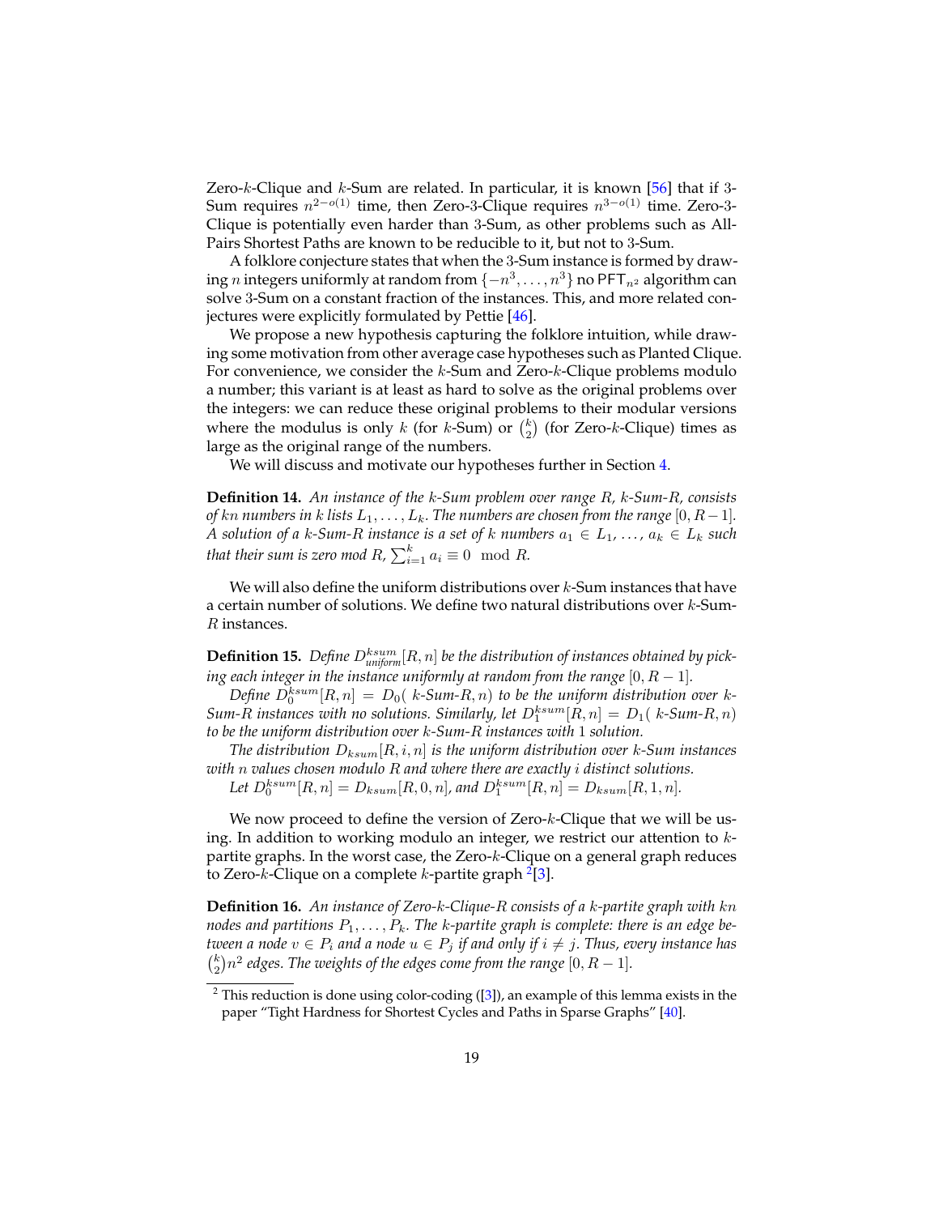Zero-$k$-Clique and $k$-Sum are related. In particular, it is known [56] that if 3-Sum requires $n^{2-o(1)}$ time, then Zero-3-Clique requires $n^{3-o(1)}$ time. Zero-3-Clique is potentially even harder than 3-Sum, as other problems such as All-Pairs Shortest Paths are known to be reducible to it, but not to 3-Sum.

A folklore conjecture states that when the 3-Sum instance is formed by drawing $n$ integers uniformly at random from $\{-n^3, \ldots, n^3\}$ no $\mathsf{PFT}_{n^2}$ algorithm can solve 3-Sum on a constant fraction of the instances. This, and more related conjectures were explicitly formulated by Pettie [46].

We propose a new hypothesis capturing the folklore intuition, while drawing some motivation from other average case hypotheses such as Planted Clique. For convenience, we consider the $k$-Sum and Zero-$k$-Clique problems modulo a number; this variant is at least as hard to solve as the original problems over the integers: we can reduce these original problems to their modular versions where the modulus is only $k$ (for $k$-Sum) or $\binom{k}{2}$ (for Zero-$k$-Clique) times as large as the original range of the numbers.

We will discuss and motivate our hypotheses further in Section 4.

**Definition 14.** *An instance of the $k$-Sum problem over range $R$, $k$-Sum-$R$, consists of $kn$ numbers in $k$ lists $L_1, \ldots, L_k$. The numbers are chosen from the range $[0, R-1]$. A solution of a $k$-Sum-$R$ instance is a set of $k$ numbers $a_1 \in L_1, \ldots, a_k \in L_k$ such that their sum is zero mod $R$, $\sum_{i=1}^{k} a_i \equiv 0 \mod R$.*

We will also define the uniform distributions over $k$-Sum instances that have a certain number of solutions. We define two natural distributions over $k$-Sum-$R$ instances.

**Definition 15.** *Define $D^{ksum}_{uniform}[R, n]$ be the distribution of instances obtained by picking each integer in the instance uniformly at random from the range $[0, R-1]$.*

*Define $D^{ksum}_0[R, n] = D_0($ $k$-Sum-$R, n)$ to be the uniform distribution over $k$-Sum-$R$ instances with no solutions. Similarly, let $D^{ksum}_1[R, n] = D_1($ $k$-Sum-$R, n)$ to be the uniform distribution over $k$-Sum-$R$ instances with 1 solution.*

*The distribution $D_{ksum}[R, i, n]$ is the uniform distribution over $k$-Sum instances with $n$ values chosen modulo $R$ and where there are exactly $i$ distinct solutions.*

*Let $D^{ksum}_0[R, n] = D_{ksum}[R, 0, n]$, and $D^{ksum}_1[R, n] = D_{ksum}[R, 1, n]$.*

We now proceed to define the version of Zero-$k$-Clique that we will be using. In addition to working modulo an integer, we restrict our attention to $k$-partite graphs. In the worst case, the Zero-$k$-Clique on a general graph reduces to Zero-$k$-Clique on a complete $k$-partite graph [2][3].

**Definition 16.** *An instance of Zero-$k$-Clique-$R$ consists of a $k$-partite graph with $kn$ nodes and partitions $P_1, \ldots, P_k$. The $k$-partite graph is complete: there is an edge between a node $v \in P_i$ and a node $u \in P_j$ if and only if $i \neq j$. Thus, every instance has $\binom{k}{2}n^2$ edges. The weights of the edges come from the range $[0, R-1]$.*

[2] This reduction is done using color-coding ([3]), an example of this lemma exists in the paper "Tight Hardness for Shortest Cycles and Paths in Sparse Graphs" [40].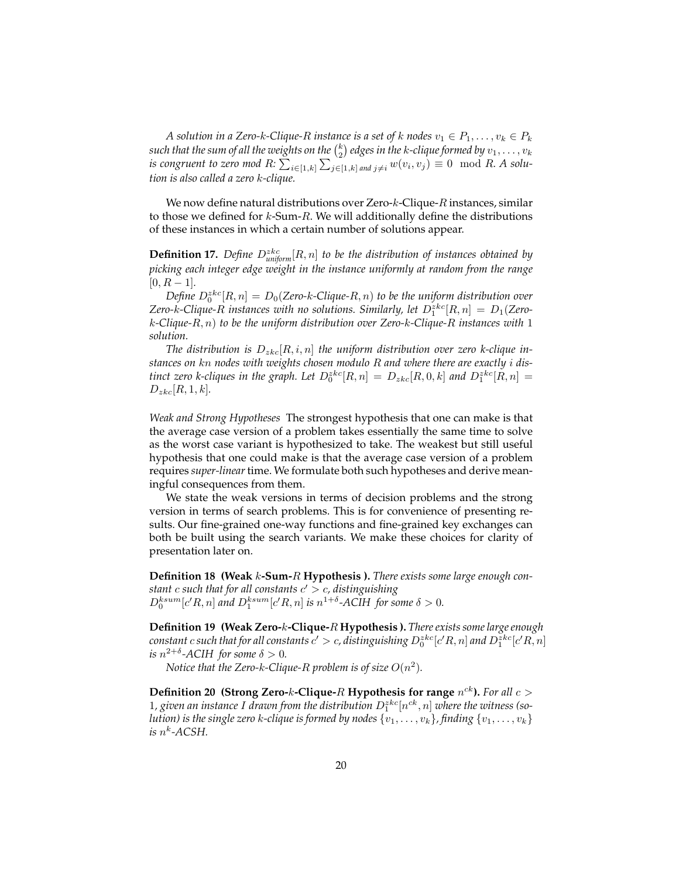*A solution in a Zero-$k$-Clique-$R$ instance is a set of $k$ nodes $v_1 \in P_1, \ldots, v_k \in P_k$ such that the sum of all the weights on the $\binom{k}{2}$ edges in the $k$-clique formed by $v_1, \ldots, v_k$ is congruent to zero mod $R$: $\sum_{i \in [1,k]} \sum_{j \in [1,k] \text{ and } j \neq i} w(v_i, v_j) \equiv 0 \mod R$. A solution is also called a zero $k$-clique.*

We now define natural distributions over Zero-$k$-Clique-$R$ instances, similar to those we defined for $k$-Sum-$R$. We will additionally define the distributions of these instances in which a certain number of solutions appear.

**Definition 17.** *Define $D^{zkc}_{uniform}[R, n]$ to be the distribution of instances obtained by picking each integer edge weight in the instance uniformly at random from the range $[0, R-1]$.*

*Define $D^{zkc}_0[R, n] = D_0(\text{Zero-}k\text{-Clique-}R, n)$ to be the uniform distribution over Zero-$k$-Clique-$R$ instances with no solutions. Similarly, let $D^{zkc}_1[R, n] = D_1(\text{Zero-}k\text{-Clique-}R, n)$ to be the uniform distribution over Zero-$k$-Clique-$R$ instances with 1 solution.*

*The distribution is $D_{zkc}[R, i, n]$ the uniform distribution over zero k-clique instances on $kn$ nodes with weights chosen modulo $R$ and where there are exactly $i$ distinct zero k-cliques in the graph. Let $D^{zkc}_0[R, n] = D_{zkc}[R, 0, k]$ and $D^{zkc}_1[R, n] = D_{zkc}[R, 1, k]$.*

*Weak and Strong Hypotheses* The strongest hypothesis that one can make is that the average case version of a problem takes essentially the same time to solve as the worst case variant is hypothesized to take. The weakest but still useful hypothesis that one could make is that the average case version of a problem requires *super-linear* time. We formulate both such hypotheses and derive meaningful consequences from them.

We state the weak versions in terms of decision problems and the strong version in terms of search problems. This is for convenience of presenting results. Our fine-grained one-way functions and fine-grained key exchanges can both be built using the search variants. We make these choices for clarity of presentation later on.

**Definition 18 (Weak $k$-Sum-$R$ Hypothesis ).** *There exists some large enough constant $c$ such that for all constants $c' > c$, distinguishing $D^{ksum}_0[c'R, n]$ and $D^{ksum}_1[c'R, n]$ is $n^{1+\delta}$-ACIH for some $\delta > 0$.*

**Definition 19 (Weak Zero-$k$-Clique-$R$ Hypothesis ).** *There exists some large enough constant $c$ such that for all constants $c' > c$, distinguishing $D^{zkc}_0[c'R, n]$ and $D^{zkc}_1[c'R, n]$ is $n^{2+\delta}$-ACIH for some $\delta > 0$.*

*Notice that the Zero-$k$-Clique-$R$ problem is of size $O(n^2)$.*

**Definition 20 (Strong Zero-$k$-Clique-$R$ Hypothesis for range $n^{ck}$).** *For all $c > 1$, given an instance $I$ drawn from the distribution $D^{zkc}_1[n^{ck}, n]$ where the witness (solution) is the single zero $k$-clique is formed by nodes $\{v_1, \ldots, v_k\}$, finding $\{v_1, \ldots, v_k\}$ is $n^k$-ACSH.*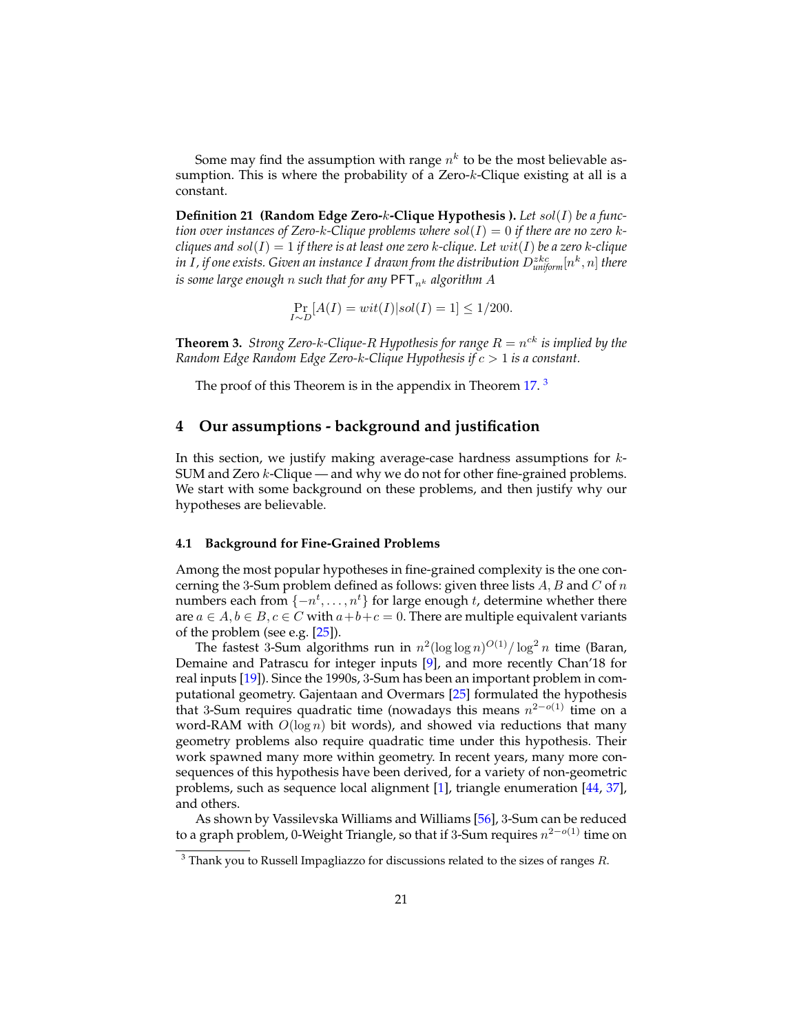Some may find the assumption with range $n^k$ to be the most believable assumption. This is where the probability of a Zero-$k$-Clique existing at all is a constant.

**Definition 21 (Random Edge Zero-$k$-Clique Hypothesis ).** *Let $sol(I)$ be a function over instances of Zero-$k$-Clique problems where $sol(I) = 0$ if there are no zero $k$-cliques and $sol(I) = 1$ if there is at least one zero $k$-clique. Let $wit(I)$ be a zero $k$-clique in $I$, if one exists. Given an instance $I$ drawn from the distribution $D^{zkc}_{uniform}[n^k, n]$ there is some large enough $n$ such that for any $\mathsf{PFT}_{n^k}$ algorithm $A$*

$$\Pr_{I \sim D}[A(I) = wit(I) | sol(I) = 1] \leq 1/200.$$

**Theorem 3.** *Strong Zero-$k$-Clique-R Hypothesis for range $R = n^{ck}$ is implied by the Random Edge Random Edge Zero-$k$-Clique Hypothesis if $c > 1$ is a constant.*

The proof of this Theorem is in the appendix in Theorem 17. [3]

## 4 Our assumptions - background and justification

In this section, we justify making average-case hardness assumptions for $k$-SUM and Zero $k$-Clique — and why we do not for other fine-grained problems. We start with some background on these problems, and then justify why our hypotheses are believable.

### 4.1 Background for Fine-Grained Problems

Among the most popular hypotheses in fine-grained complexity is the one concerning the 3-Sum problem defined as follows: given three lists $A$, $B$ and $C$ of $n$ numbers each from $\{-n^t, \ldots, n^t\}$ for large enough $t$, determine whether there are $a \in A, b \in B, c \in C$ with $a + b + c = 0$. There are multiple equivalent variants of the problem (see e.g. [25]).

The fastest 3-Sum algorithms run in $n^2(\log\log n)^{O(1)}/\log^2 n$ time (Baran, Demaine and Patrascu for integer inputs [9], and more recently Chan'18 for real inputs [19]). Since the 1990s, 3-Sum has been an important problem in computational geometry. Gajentaan and Overmars [25] formulated the hypothesis that 3-Sum requires quadratic time (nowadays this means $n^{2-o(1)}$ time on a word-RAM with $O(\log n)$ bit words), and showed via reductions that many geometry problems also require quadratic time under this hypothesis. Their work spawned many more within geometry. In recent years, many more consequences of this hypothesis have been derived, for a variety of non-geometric problems, such as sequence local alignment [1], triangle enumeration [44, 37], and others.

As shown by Vassilevska Williams and Williams [56], 3-Sum can be reduced to a graph problem, 0-Weight Triangle, so that if 3-Sum requires $n^{2-o(1)}$ time on

[3] Thank you to Russell Impagliazzo for discussions related to the sizes of ranges $R$.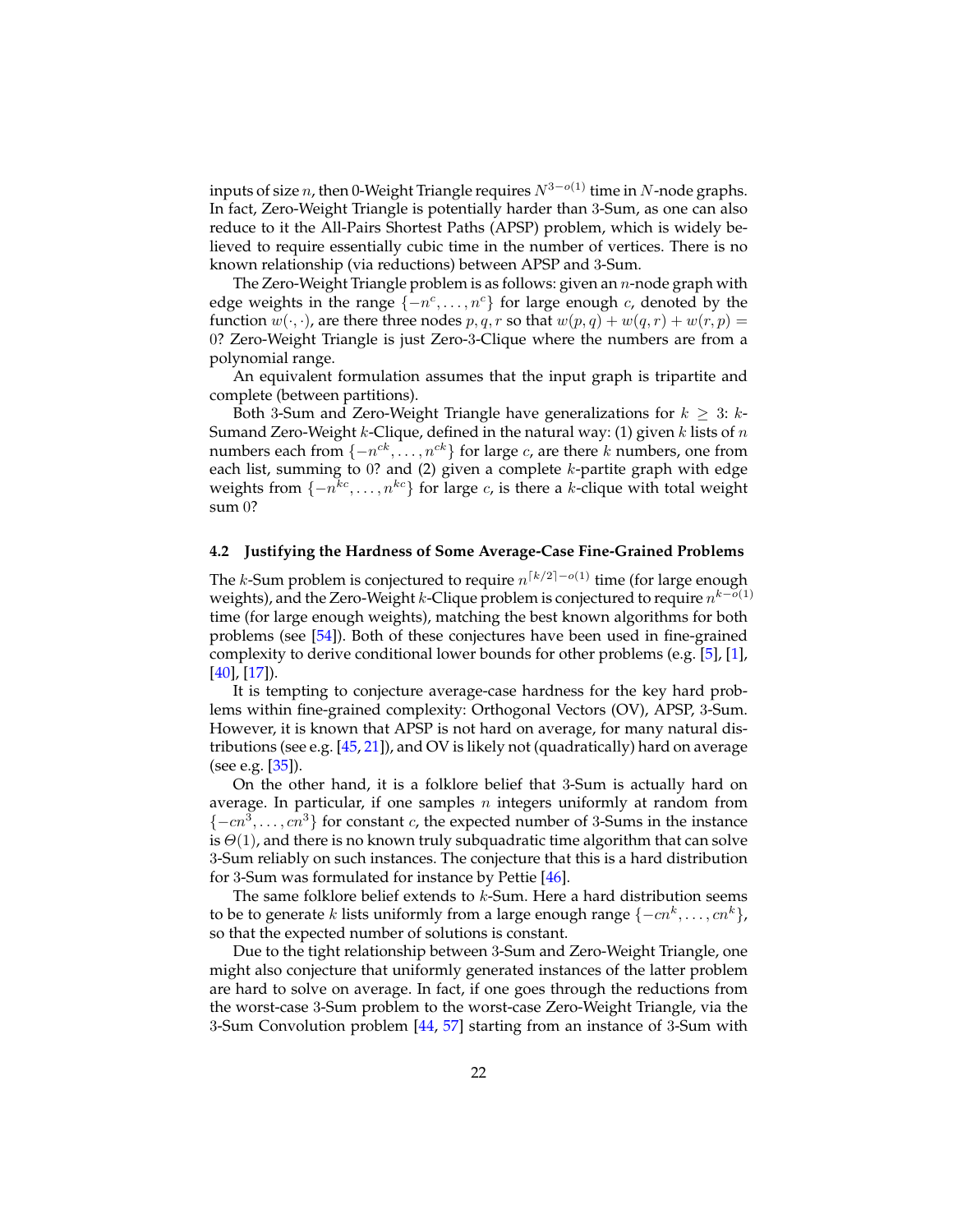inputs of size $n$, then 0-Weight Triangle requires $N^{3-o(1)}$ time in $N$-node graphs. In fact, Zero-Weight Triangle is potentially harder than 3-Sum, as one can also reduce to it the All-Pairs Shortest Paths (APSP) problem, which is widely believed to require essentially cubic time in the number of vertices. There is no known relationship (via reductions) between APSP and 3-Sum.

The Zero-Weight Triangle problem is as follows: given an $n$-node graph with edge weights in the range $\{-n^c, \ldots, n^c\}$ for large enough $c$, denoted by the function $w(\cdot, \cdot)$, are there three nodes $p, q, r$ so that $w(p,q) + w(q,r) + w(r,p) = 0$? Zero-Weight Triangle is just Zero-3-Clique where the numbers are from a polynomial range.

An equivalent formulation assumes that the input graph is tripartite and complete (between partitions).

Both 3-Sum and Zero-Weight Triangle have generalizations for $k \geq 3$: $k$-Sumand Zero-Weight $k$-Clique, defined in the natural way: (1) given $k$ lists of $n$ numbers each from $\{-n^{ck}, \ldots, n^{ck}\}$ for large $c$, are there $k$ numbers, one from each list, summing to 0? and (2) given a complete $k$-partite graph with edge weights from $\{-n^{kc}, \ldots, n^{kc}\}$ for large $c$, is there a $k$-clique with total weight sum 0?

### 4.2 Justifying the Hardness of Some Average-Case Fine-Grained Problems

The $k$-Sum problem is conjectured to require $n^{\lceil k/2 \rceil - o(1)}$ time (for large enough weights), and the Zero-Weight $k$-Clique problem is conjectured to require $n^{k-o(1)}$ time (for large enough weights), matching the best known algorithms for both problems (see [54]). Both of these conjectures have been used in fine-grained complexity to derive conditional lower bounds for other problems (e.g. [5], [1], [40], [17]).

It is tempting to conjecture average-case hardness for the key hard problems within fine-grained complexity: Orthogonal Vectors (OV), APSP, 3-Sum. However, it is known that APSP is not hard on average, for many natural distributions (see e.g. [45, 21]), and OV is likely not (quadratically) hard on average (see e.g. [35]).

On the other hand, it is a folklore belief that 3-Sum is actually hard on average. In particular, if one samples $n$ integers uniformly at random from $\{-cn^3, \ldots, cn^3\}$ for constant $c$, the expected number of 3-Sums in the instance is $\Theta(1)$, and there is no known truly subquadratic time algorithm that can solve 3-Sum reliably on such instances. The conjecture that this is a hard distribution for 3-Sum was formulated for instance by Pettie [46].

The same folklore belief extends to $k$-Sum. Here a hard distribution seems to be to generate $k$ lists uniformly from a large enough range $\{-cn^k, \ldots, cn^k\}$, so that the expected number of solutions is constant.

Due to the tight relationship between 3-Sum and Zero-Weight Triangle, one might also conjecture that uniformly generated instances of the latter problem are hard to solve on average. In fact, if one goes through the reductions from the worst-case 3-Sum problem to the worst-case Zero-Weight Triangle, via the 3-Sum Convolution problem [44, 57] starting from an instance of 3-Sum with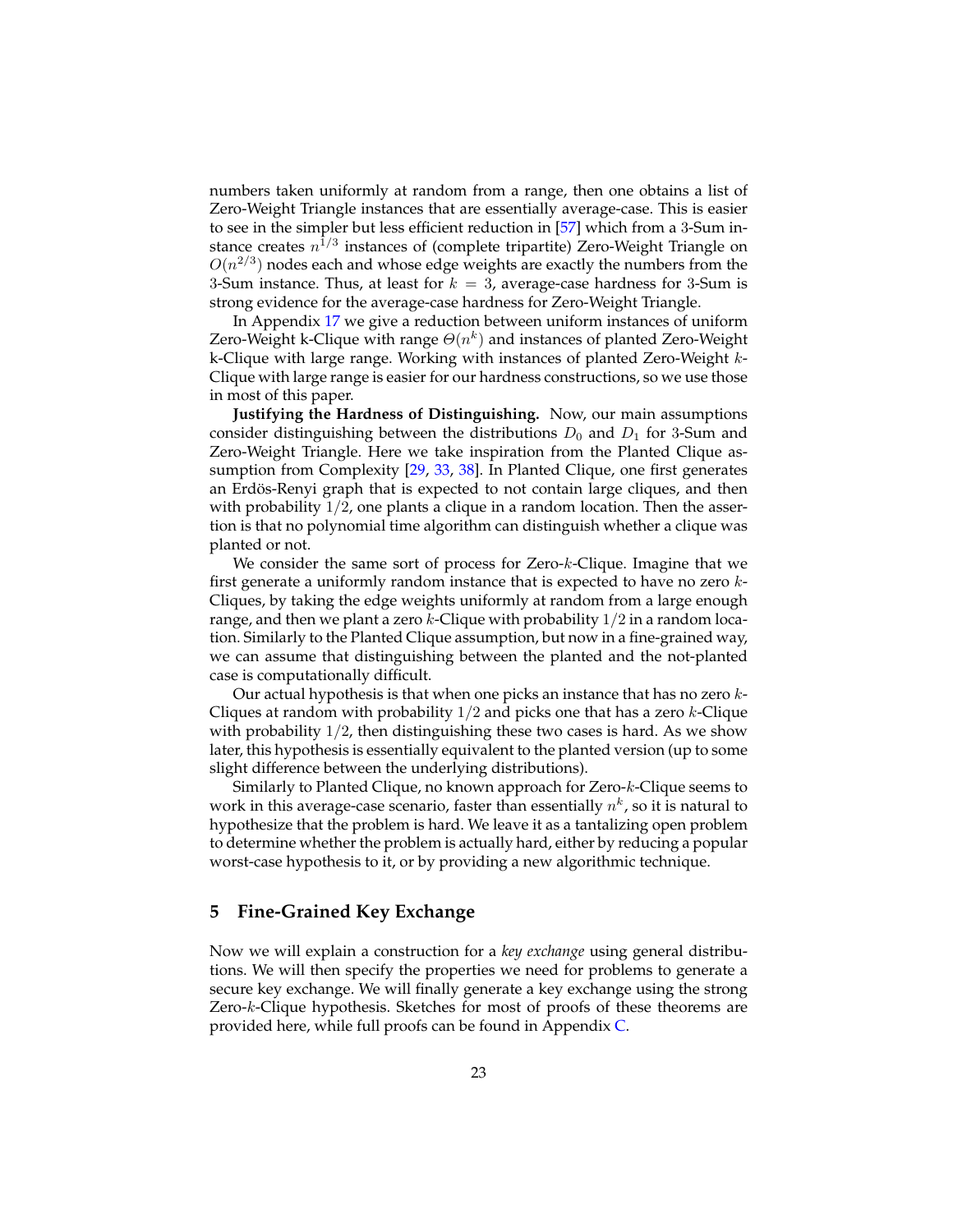numbers taken uniformly at random from a range, then one obtains a list of Zero-Weight Triangle instances that are essentially average-case. This is easier to see in the simpler but less efficient reduction in [57] which from a 3-Sum instance creates $n^{1/3}$ instances of (complete tripartite) Zero-Weight Triangle on $O(n^{2/3})$ nodes each and whose edge weights are exactly the numbers from the 3-Sum instance. Thus, at least for $k = 3$, average-case hardness for 3-Sum is strong evidence for the average-case hardness for Zero-Weight Triangle.

In Appendix 17 we give a reduction between uniform instances of uniform Zero-Weight k-Clique with range $\Theta(n^k)$ and instances of planted Zero-Weight k-Clique with large range. Working with instances of planted Zero-Weight $k$-Clique with large range is easier for our hardness constructions, so we use those in most of this paper.

**Justifying the Hardness of Distinguishing.** Now, our main assumptions consider distinguishing between the distributions $D_0$ and $D_1$ for 3-Sum and Zero-Weight Triangle. Here we take inspiration from the Planted Clique assumption from Complexity [29, 33, 38]. In Planted Clique, one first generates an Erdös-Renyi graph that is expected to not contain large cliques, and then with probability $1/2$, one plants a clique in a random location. Then the assertion is that no polynomial time algorithm can distinguish whether a clique was planted or not.

We consider the same sort of process for Zero-$k$-Clique. Imagine that we first generate a uniformly random instance that is expected to have no zero $k$-Cliques, by taking the edge weights uniformly at random from a large enough range, and then we plant a zero $k$-Clique with probability $1/2$ in a random location. Similarly to the Planted Clique assumption, but now in a fine-grained way, we can assume that distinguishing between the planted and the not-planted case is computationally difficult.

Our actual hypothesis is that when one picks an instance that has no zero $k$-Cliques at random with probability $1/2$ and picks one that has a zero $k$-Clique with probability $1/2$, then distinguishing these two cases is hard. As we show later, this hypothesis is essentially equivalent to the planted version (up to some slight difference between the underlying distributions).

Similarly to Planted Clique, no known approach for Zero-$k$-Clique seems to work in this average-case scenario, faster than essentially $n^k$, so it is natural to hypothesize that the problem is hard. We leave it as a tantalizing open problem to determine whether the problem is actually hard, either by reducing a popular worst-case hypothesis to it, or by providing a new algorithmic technique.

## 5 Fine-Grained Key Exchange

Now we will explain a construction for a *key exchange* using general distributions. We will then specify the properties we need for problems to generate a secure key exchange. We will finally generate a key exchange using the strong Zero-$k$-Clique hypothesis. Sketches for most of proofs of these theorems are provided here, while full proofs can be found in Appendix C.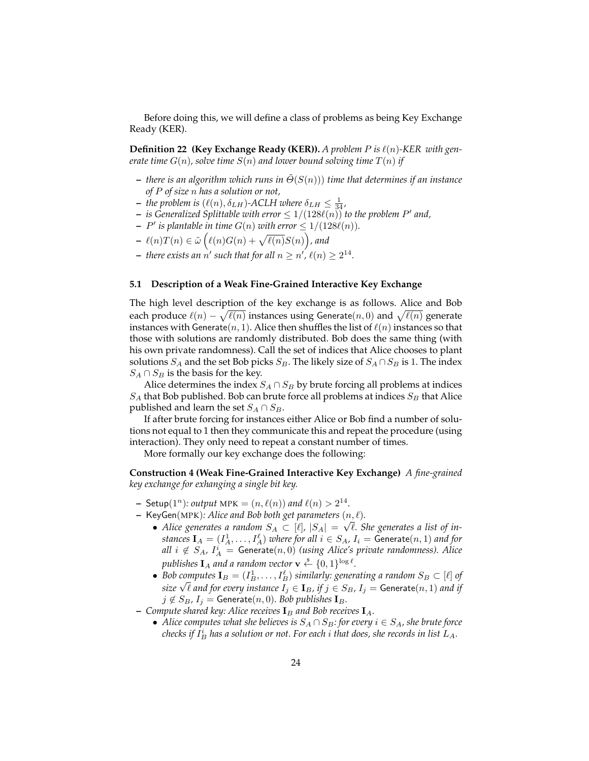Before doing this, we will define a class of problems as being Key Exchange Ready (KER).

**Definition 22 (Key Exchange Ready (KER)).** *A problem $P$ is $\ell(n)$-KER with generate time $G(n)$, solve time $S(n)$ and lower bound solving time $T(n)$ if*

- *there is an algorithm which runs in $\tilde{\Theta}(S(n))$ time that determines if an instance of $P$ of size $n$ has a solution or not,*
- *the problem is $(\ell(n), \delta_{LH})$-ACLH where $\delta_{LH} \leq \frac{1}{34}$,*
- *is Generalized Splittable with error $\leq 1/(128\ell(n))$ to the problem $P'$ and,*
- *$P'$ is plantable in time $G(n)$ with error $\leq 1/(128\ell(n))$.*
- *$\ell(n)T(n) \in \tilde{\omega}\left(\ell(n)G(n) + \sqrt{\ell(n)}S(n)\right)$, and*
- *there exists an $n'$ such that for all $n \geq n'$, $\ell(n) \geq 2^{14}$.*

### 5.1 Description of a Weak Fine-Grained Interactive Key Exchange

The high level description of the key exchange is as follows. Alice and Bob each produce $\ell(n) - \sqrt{\ell(n)}$ instances using $\mathsf{Generate}(n, 0)$ and $\sqrt{\ell(n)}$ generate instances with $\mathsf{Generate}(n, 1)$. Alice then shuffles the list of $\ell(n)$ instances so that those with solutions are randomly distributed. Bob does the same thing (with his own private randomness). Call the set of indices that Alice chooses to plant solutions $S_A$ and the set Bob picks $S_B$. The likely size of $S_A \cap S_B$ is 1. The index $S_A \cap S_B$ is the basis for the key.

Alice determines the index $S_A \cap S_B$ by brute forcing all problems at indices $S_A$ that Bob published. Bob can brute force all problems at indices $S_B$ that Alice published and learn the set $S_A \cap S_B$.

If after brute forcing for instances either Alice or Bob find a number of solutions not equal to 1 then they communicate this and repeat the procedure (using interaction). They only need to repeat a constant number of times.

More formally our key exchange does the following:

**Construction 4 (Weak Fine-Grained Interactive Key Exchange)** *A fine-grained key exchange for exhanging a single bit key.*

- $\mathsf{Setup}(1^n)$*: output $\text{MPK} = (n, \ell(n))$ and $\ell(n) > 2^{14}$.*
- $\mathsf{KeyGen}(\text{MPK})$*: Alice and Bob both get parameters $(n, \ell)$.*
  - *Alice generates a random $S_A \subset [\ell]$, $|S_A| = \sqrt{\ell}$. She generates a list of instances $\mathbf{I}_A = (I_A^1, \ldots, I_A^\ell)$ where for all $i \in S_A$, $I_i = \mathsf{Generate}(n, 1)$ and for all $i \notin S_A$, $I_A^i = \mathsf{Generate}(n, 0)$ (using Alice's private randomness). Alice publishes $\mathbf{I}_A$ and a random vector $\mathbf{v} \xleftarrow{\$} \{0, 1\}^{\log \ell}$.*
  - *Bob computes $\mathbf{I}_B = (I_B^1, \ldots, I_B^\ell)$ similarly: generating a random $S_B \subset [\ell]$ of size $\sqrt{\ell}$ and for every instance $I_j \in \mathbf{I}_B$, if $j \in S_B$, $I_j = \mathsf{Generate}(n, 1)$ and if $j \notin S_B$, $I_j = \mathsf{Generate}(n, 0)$. Bob publishes $\mathbf{I}_B$.*
- *Compute shared key: Alice receives $\mathbf{I}_B$ and Bob receives $\mathbf{I}_A$.*
  - *Alice computes what she believes is $S_A \cap S_B$: for every $i \in S_A$, she brute force checks if $I_B^i$ has a solution or not. For each $i$ that does, she records in list $L_A$.*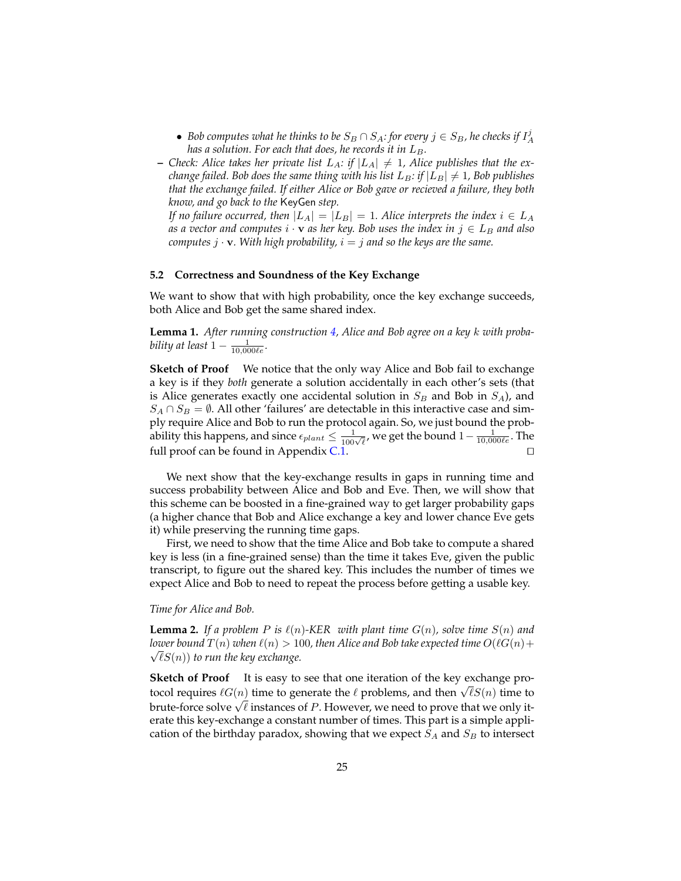- *Bob computes what he thinks to be $S_B \cap S_A$: for every $j \in S_B$, he checks if $I_A^j$ has a solution. For each that does, he records it in $L_B$.*
- *Check: Alice takes her private list $L_A$: if $|L_A| \neq 1$, Alice publishes that the exchange failed. Bob does the same thing with his list $L_B$: if $|L_B| \neq 1$, Bob publishes that the exchange failed. If either Alice or Bob gave or recieved a failure, they both know, and go back to the* KeyGen *step.*
  *If no failure occurred, then $|L_A| = |L_B| = 1$. Alice interprets the index $i \in L_A$ as a vector and computes $i \cdot \mathbf{v}$ as her key. Bob uses the index in $j \in L_B$ and also computes $j \cdot \mathbf{v}$. With high probability, $i = j$ and so the keys are the same.*

### 5.2 Correctness and Soundness of the Key Exchange

We want to show that with high probability, once the key exchange succeeds, both Alice and Bob get the same shared index.

**Lemma 1.** *After running construction 4, Alice and Bob agree on a key $k$ with probability at least $1 - \frac{1}{10{,}000\ell e}$.*

**Sketch of Proof** We notice that the only way Alice and Bob fail to exchange a key is if they *both* generate a solution accidentally in each other's sets (that is Alice generates exactly one accidental solution in $S_B$ and Bob in $S_A$), and $S_A \cap S_B = \emptyset$. All other 'failures' are detectable in this interactive case and simply require Alice and Bob to run the protocol again. So, we just bound the probability this happens, and since $\epsilon_{plant} \leq \frac{1}{100\sqrt{\ell}}$, we get the bound $1 - \frac{1}{10{,}000\ell e}$. The full proof can be found in Appendix C.1. □

We next show that the key-exchange results in gaps in running time and success probability between Alice and Bob and Eve. Then, we will show that this scheme can be boosted in a fine-grained way to get larger probability gaps (a higher chance that Bob and Alice exchange a key and lower chance Eve gets it) while preserving the running time gaps.

First, we need to show that the time Alice and Bob take to compute a shared key is less (in a fine-grained sense) than the time it takes Eve, given the public transcript, to figure out the shared key. This includes the number of times we expect Alice and Bob to need to repeat the process before getting a usable key.

*Time for Alice and Bob.*

**Lemma 2.** *If a problem $P$ is $\ell(n)$-KER with plant time $G(n)$, solve time $S(n)$ and lower bound $T(n)$ when $\ell(n) > 100$, then Alice and Bob take expected time $O(\ell G(n) + \sqrt{\ell} S(n))$ to run the key exchange.*

**Sketch of Proof** It is easy to see that one iteration of the key exchange protocol requires $\ell G(n)$ time to generate the $\ell$ problems, and then $\sqrt{\ell} S(n)$ time to brute-force solve $\sqrt{\ell}$ instances of $P$. However, we need to prove that we only iterate this key-exchange a constant number of times. This part is a simple application of the birthday paradox, showing that we expect $S_A$ and $S_B$ to intersect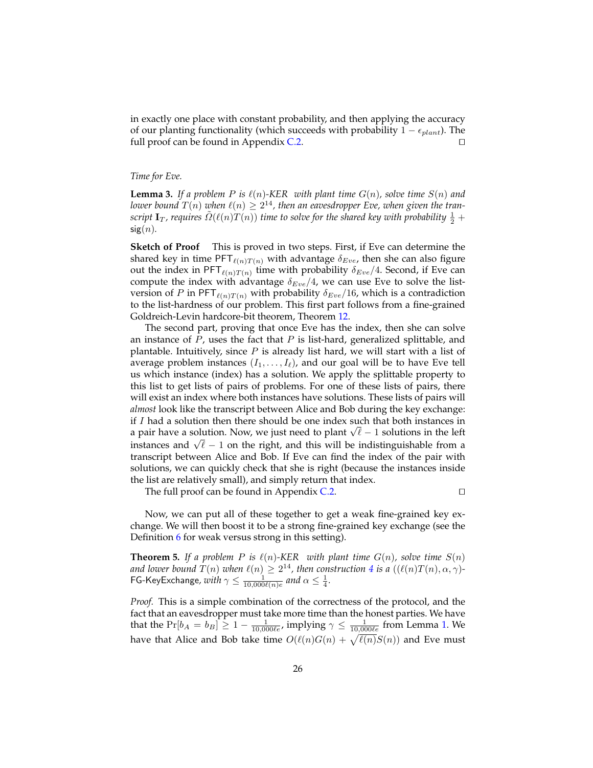in exactly one place with constant probability, and then applying the accuracy of our planting functionality (which succeeds with probability $1 - \epsilon_{plant}$). The full proof can be found in Appendix C.2. □

*Time for Eve.*

**Lemma 3.** *If a problem $P$ is $\ell(n)$-KER with plant time $G(n)$, solve time $S(n)$ and lower bound $T(n)$ when $\ell(n) \geq 2^{14}$, then an eavesdropper Eve, when given the transcript $\mathbf{I}_T$, requires $\tilde{\Omega}(\ell(n)T(n))$ time to solve for the shared key with probability $\frac{1}{2} + \mathsf{sig}(n)$.*

**Sketch of Proof** This is proved in two steps. First, if Eve can determine the shared key in time $\mathsf{PFT}_{\ell(n)T(n)}$ with advantage $\delta_{Eve}$, then she can also figure out the index in $\mathsf{PFT}_{\ell(n)T(n)}$ time with probability $\delta_{Eve}/4$. Second, if Eve can compute the index with advantage $\delta_{Eve}/4$, we can use Eve to solve the list-version of $P$ in $\mathsf{PFT}_{\ell(n)T(n)}$ with probability $\delta_{Eve}/16$, which is a contradiction to the list-hardness of our problem. This first part follows from a fine-grained Goldreich-Levin hardcore-bit theorem, Theorem 12.

The second part, proving that once Eve has the index, then she can solve an instance of $P$, uses the fact that $P$ is list-hard, generalized splittable, and plantable. Intuitively, since $P$ is already list hard, we will start with a list of average problem instances $(I_1, \ldots, I_\ell)$, and our goal will be to have Eve tell us which instance (index) has a solution. We apply the splittable property to this list to get lists of pairs of problems. For one of these lists of pairs, there will exist an index where both instances have solutions. These lists of pairs will *almost* look like the transcript between Alice and Bob during the key exchange: if $I$ had a solution then there should be one index such that both instances in a pair have a solution. Now, we just need to plant $\sqrt{\ell} - 1$ solutions in the left instances and $\sqrt{\ell} - 1$ on the right, and this will be indistinguishable from a transcript between Alice and Bob. If Eve can find the index of the pair with solutions, we can quickly check that she is right (because the instances inside the list are relatively small), and simply return that index.

The full proof can be found in Appendix C.2. □

Now, we can put all of these together to get a weak fine-grained key exchange. We will then boost it to be a strong fine-grained key exchange (see the Definition 6 for weak versus strong in this setting).

**Theorem 5.** *If a problem $P$ is $\ell(n)$-KER with plant time $G(n)$, solve time $S(n)$ and lower bound $T(n)$ when $\ell(n) \geq 2^{14}$, then construction 4 is a $((\ell(n)T(n), \alpha, \gamma)$-$\mathsf{FG\text{-}KeyExchange}$, with $\gamma \leq \frac{1}{10{,}000\ell(n)e}$ and $\alpha \leq \frac{1}{4}$.*

*Proof.* This is a simple combination of the correctness of the protocol, and the fact that an eavesdropper must take more time than the honest parties. We have that the $\Pr[b_A = b_B] \geq 1 - \frac{1}{10{,}000\ell e}$, implying $\gamma \leq \frac{1}{10{,}000\ell e}$ from Lemma 1. We have that Alice and Bob take time $O(\ell(n)G(n) + \sqrt{\ell(n)}S(n))$ and Eve must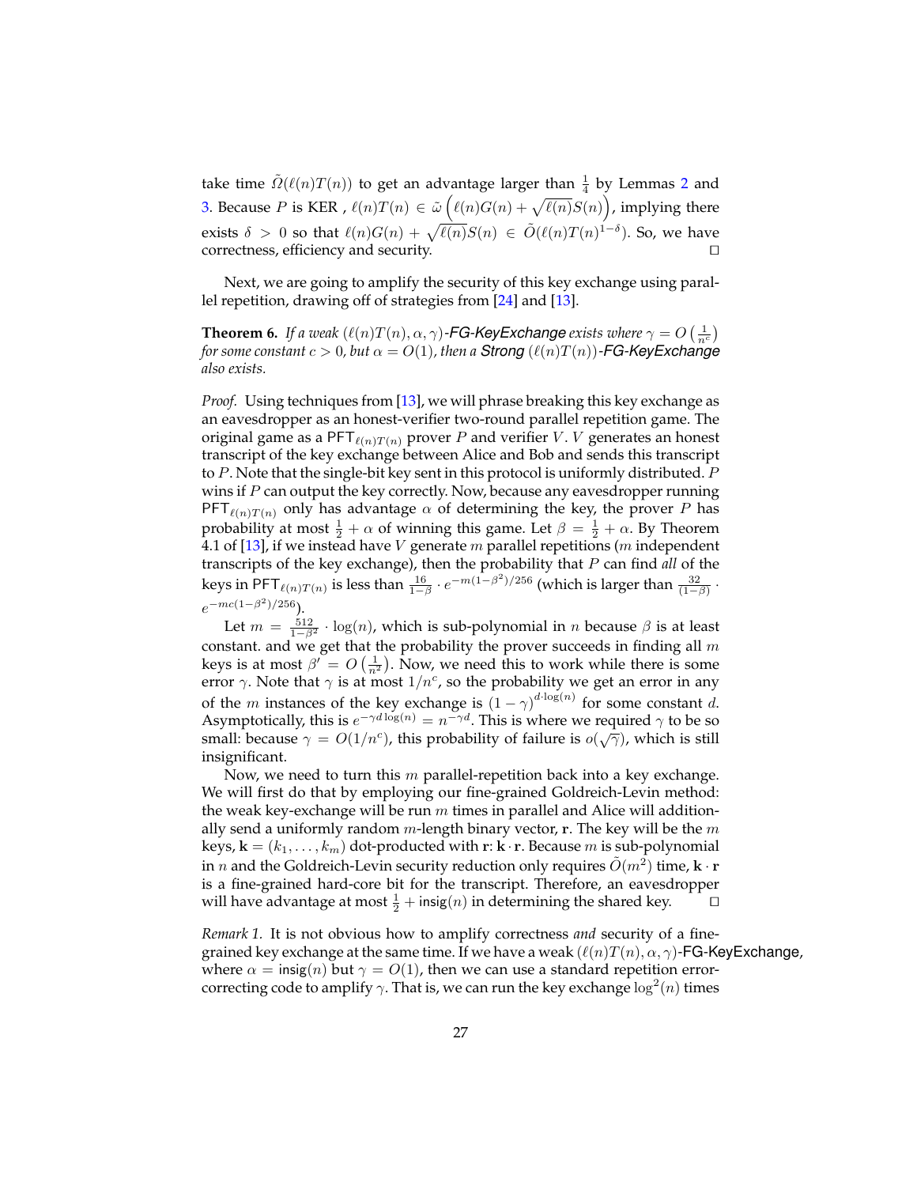take time $\tilde{\Omega}(\ell(n)T(n))$ to get an advantage larger than $\frac{1}{4}$ by Lemmas 2 and 3. Because $P$ is KER , $\ell(n)T(n) \in \tilde{\omega}\left(\ell(n)G(n) + \sqrt{\ell(n)}S(n)\right)$, implying there exists $\delta > 0$ so that $\ell(n)G(n) + \sqrt{\ell(n)}S(n) \in \tilde{O}(\ell(n)T(n)^{1-\delta})$. So, we have correctness, efficiency and security. □

Next, we are going to amplify the security of this key exchange using parallel repetition, drawing off of strategies from [24] and [13].

**Theorem 6.** *If a weak $(\ell(n)T(n), \alpha, \gamma)$-FG-KeyExchange exists where $\gamma = O\left(\frac{1}{n^c}\right)$ for some constant $c > 0$, but $\alpha = O(1)$, then a Strong $(\ell(n)T(n))$-FG-KeyExchange also exists.*

*Proof.* Using techniques from [13], we will phrase breaking this key exchange as an eavesdropper as an honest-verifier two-round parallel repetition game. The original game as a $\mathsf{PFT}_{\ell(n)T(n)}$ prover $P$ and verifier $V$. $V$ generates an honest transcript of the key exchange between Alice and Bob and sends this transcript to $P$. Note that the single-bit key sent in this protocol is uniformly distributed. $P$ wins if $P$ can output the key correctly. Now, because any eavesdropper running $\mathsf{PFT}_{\ell(n)T(n)}$ only has advantage $\alpha$ of determining the key, the prover $P$ has probability at most $\frac{1}{2} + \alpha$ of winning this game. Let $\beta = \frac{1}{2} + \alpha$. By Theorem 4.1 of [13], if we instead have $V$ generate $m$ parallel repetitions ($m$ independent transcripts of the key exchange), then the probability that $P$ can find *all* of the keys in $\mathsf{PFT}_{\ell(n)T(n)}$ is less than $\frac{16}{1-\beta} \cdot e^{-m(1-\beta^2)/256}$ (which is larger than $\frac{32}{(1-\beta)} \cdot e^{-mc(1-\beta^2)/256}$).

Let $m = \frac{512}{1-\beta^2} \cdot \log(n)$, which is sub-polynomial in $n$ because $\beta$ is at least constant. and we get that the probability the prover succeeds in finding all $m$ keys is at most $\beta' = O\left(\frac{1}{n^2}\right)$. Now, we need this to work while there is some error $\gamma$. Note that $\gamma$ is at most $1/n^c$, so the probability we get an error in any of the $m$ instances of the key exchange is $(1-\gamma)^{d \cdot \log(n)}$ for some constant $d$. Asymptotically, this is $e^{-\gamma d \log(n)} = n^{-\gamma d}$. This is where we required $\gamma$ to be so small: because $\gamma = O(1/n^c)$, this probability of failure is $o(\sqrt{\gamma})$, which is still insignificant.

Now, we need to turn this $m$ parallel-repetition back into a key exchange. We will first do that by employing our fine-grained Goldreich-Levin method: the weak key-exchange will be run $m$ times in parallel and Alice will additionally send a uniformly random $m$-length binary vector, $\mathbf{r}$. The key will be the $m$ keys, $\mathbf{k} = (k_1, \ldots, k_m)$ dot-producted with $\mathbf{r}$: $\mathbf{k} \cdot \mathbf{r}$. Because $m$ is sub-polynomial in $n$ and the Goldreich-Levin security reduction only requires $\tilde{O}(m^2)$ time, $\mathbf{k} \cdot \mathbf{r}$ is a fine-grained hard-core bit for the transcript. Therefore, an eavesdropper will have advantage at most $\frac{1}{2} + \mathsf{insig}(n)$ in determining the shared key. □

*Remark 1.* It is not obvious how to amplify correctness *and* security of a fine-grained key exchange at the same time. If we have a weak $(\ell(n)T(n), \alpha, \gamma)$-FG-KeyExchange, where $\alpha = \mathsf{insig}(n)$ but $\gamma = O(1)$, then we can use a standard repetition error-correcting code to amplify $\gamma$. That is, we can run the key exchange $\log^2(n)$ times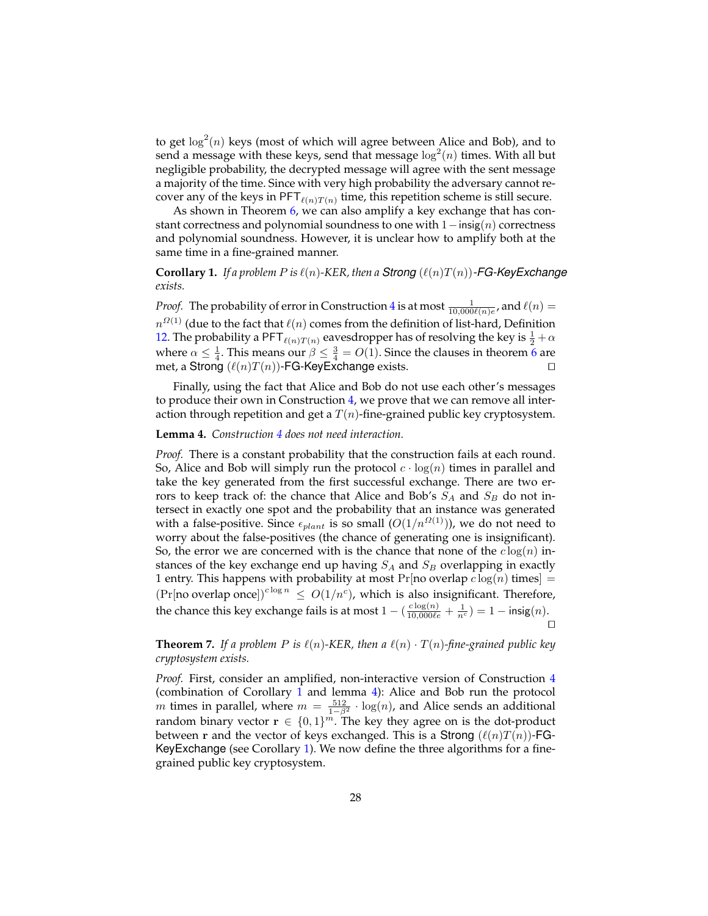to get $\log^2(n)$ keys (most of which will agree between Alice and Bob), and to send a message with these keys, send that message $\log^2(n)$ times. With all but negligible probability, the decrypted message will agree with the sent message a majority of the time. Since with very high probability the adversary cannot recover any of the keys in $\mathsf{PFT}_{\ell(n)T(n)}$ time, this repetition scheme is still secure.

As shown in Theorem 6, we can also amplify a key exchange that has constant correctness and polynomial soundness to one with $1-\mathsf{insig}(n)$ correctness and polynomial soundness. However, it is unclear how to amplify both at the same time in a fine-grained manner.

**Corollary 1.** *If a problem $P$ is $\ell(n)$-KER, then a Strong $(\ell(n)T(n))$-FG-KeyExchange exists.*

*Proof.* The probability of error in Construction 4 is at most $\frac{1}{10{,}000\ell(n)e}$, and $\ell(n) = n^{\Omega(1)}$ (due to the fact that $\ell(n)$ comes from the definition of list-hard, Definition 12. The probability a $\mathsf{PFT}_{\ell(n)T(n)}$ eavesdropper has of resolving the key is $\frac{1}{2}+\alpha$ where $\alpha \leq \frac{1}{4}$. This means our $\beta \leq \frac{3}{4} = O(1)$. Since the clauses in theorem 6 are met, a Strong $(\ell(n)T(n))$-FG-KeyExchange exists. □

Finally, using the fact that Alice and Bob do not use each other's messages to produce their own in Construction 4, we prove that we can remove all interaction through repetition and get a $T(n)$-fine-grained public key cryptosystem.

**Lemma 4.** *Construction 4 does not need interaction.*

*Proof.* There is a constant probability that the construction fails at each round. So, Alice and Bob will simply run the protocol $c \cdot \log(n)$ times in parallel and take the key generated from the first successful exchange. There are two errors to keep track of: the chance that Alice and Bob's $S_A$ and $S_B$ do not intersect in exactly one spot and the probability that an instance was generated with a false-positive. Since $\epsilon_{plant}$ is so small ($O(1/n^{\Omega(1)})$), we do not need to worry about the false-positives (the chance of generating one is insignificant). So, the error we are concerned with is the chance that none of the $c\log(n)$ instances of the key exchange end up having $S_A$ and $S_B$ overlapping in exactly 1 entry. This happens with probability at most $\Pr[\text{no overlap } c\log(n) \text{ times}] = (\Pr[\text{no overlap once}])^{c\log n} \leq O(1/n^c)$, which is also insignificant. Therefore, the chance this key exchange fails is at most $1 - (\frac{c\log(n)}{10{,}000\ell e} + \frac{1}{n^c}) = 1 - \mathsf{insig}(n)$. □

**Theorem 7.** *If a problem $P$ is $\ell(n)$-KER, then a $\ell(n)\cdot T(n)$-fine-grained public key cryptosystem exists.*

*Proof.* First, consider an amplified, non-interactive version of Construction 4 (combination of Corollary 1 and lemma 4): Alice and Bob run the protocol $m$ times in parallel, where $m = \frac{512}{1-\beta^2}\cdot\log(n)$, and Alice sends an additional random binary vector $\mathbf{r} \in \{0,1\}^m$. The key they agree on is the dot-product between $\mathbf{r}$ and the vector of keys exchanged. This is a Strong $(\ell(n)T(n))$-FG-KeyExchange (see Corollary 1). We now define the three algorithms for a fine-grained public key cryptosystem.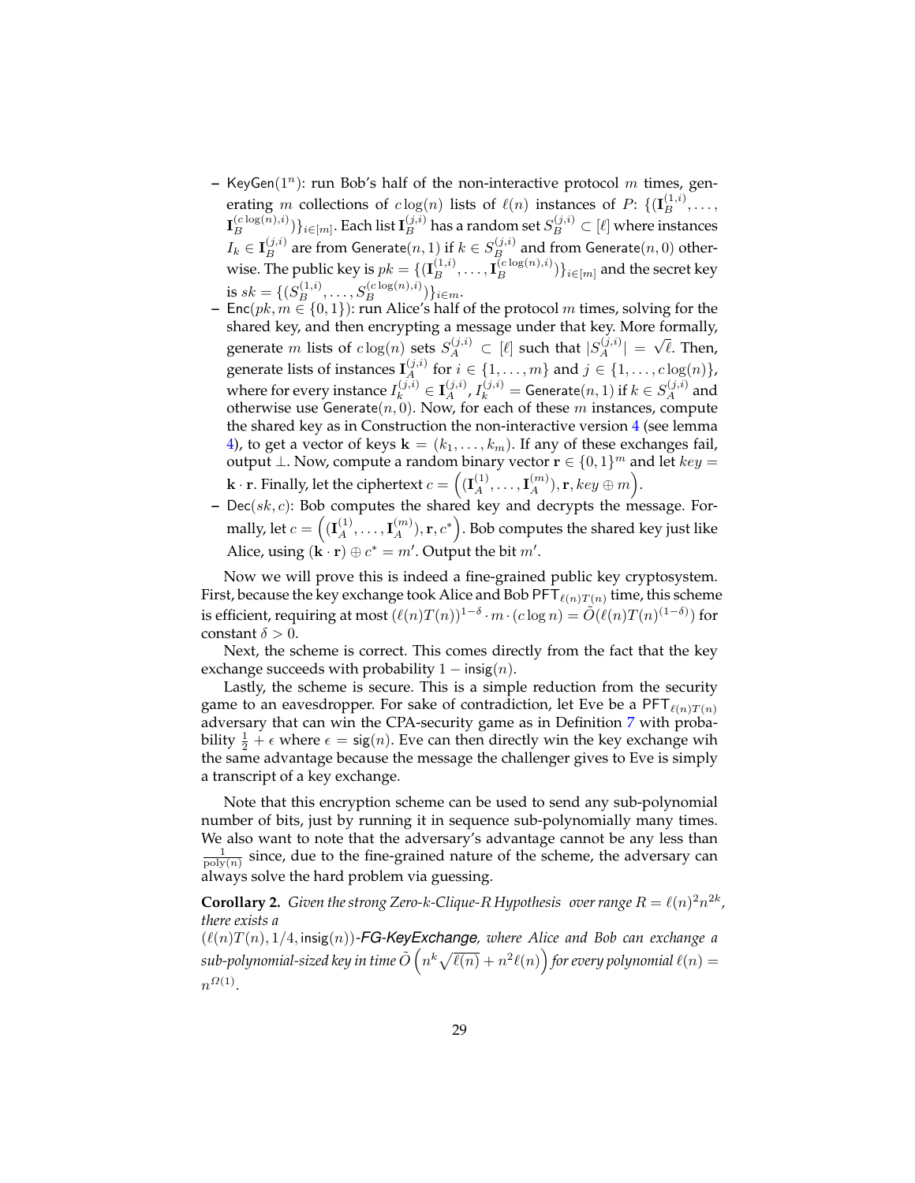- KeyGen($1^n$): run Bob's half of the non-interactive protocol $m$ times, generating $m$ collections of $c\log(n)$ lists of $\ell(n)$ instances of $P$: $\{(\mathbf{I}_B^{(1,i)}, \ldots, \mathbf{I}_B^{(c\log(n),i)})\}_{i\in[m]}$. Each list $\mathbf{I}_B^{(j,i)}$ has a random set $S_B^{(j,i)} \subset [\ell]$ where instances $I_k \in \mathbf{I}_B^{(j,i)}$ are from $\mathsf{Generate}(n,1)$ if $k \in S_B^{(j,i)}$ and from $\mathsf{Generate}(n,0)$ otherwise. The public key is $pk = \{(\mathbf{I}_B^{(1,i)}, \ldots, \mathbf{I}_B^{(c\log(n),i)})\}_{i\in[m]}$ and the secret key is $sk = \{(S_B^{(1,i)}, \ldots, S_B^{(c\log(n),i)})\}_{i\in m}$.
- Enc($pk, m \in \{0,1\}$): run Alice's half of the protocol $m$ times, solving for the shared key, and then encrypting a message under that key. More formally, generate $m$ lists of $c\log(n)$ sets $S_A^{(j,i)} \subset [\ell]$ such that $|S_A^{(j,i)}| = \sqrt{\ell}$. Then, generate lists of instances $\mathbf{I}_A^{(j,i)}$ for $i \in \{1,\ldots,m\}$ and $j \in \{1,\ldots,c\log(n)\}$, where for every instance $I_k^{(j,i)} \in \mathbf{I}_A^{(j,i)}$, $I_k^{(j,i)} = \mathsf{Generate}(n,1)$ if $k \in S_A^{(j,i)}$ and otherwise use $\mathsf{Generate}(n,0)$. Now, for each of these $m$ instances, compute the shared key as in Construction the non-interactive version 4 (see lemma 4), to get a vector of keys $\mathbf{k} = (k_1, \ldots, k_m)$. If any of these exchanges fail, output $\perp$. Now, compute a random binary vector $\mathbf{r} \in \{0,1\}^m$ and let $key = \mathbf{k} \cdot \mathbf{r}$. Finally, let the ciphertext $c = \left((\mathbf{I}_A^{(1)}, \ldots, \mathbf{I}_A^{(m)}), \mathbf{r}, key \oplus m\right)$.
- Dec($sk, c$): Bob computes the shared key and decrypts the message. Formally, let $c = \left((\mathbf{I}_A^{(1)}, \ldots, \mathbf{I}_A^{(m)}), \mathbf{r}, c^*\right)$. Bob computes the shared key just like Alice, using $(\mathbf{k}\cdot\mathbf{r}) \oplus c^* = m'$. Output the bit $m'$.

Now we will prove this is indeed a fine-grained public key cryptosystem. First, because the key exchange took Alice and Bob $\mathsf{PFT}_{\ell(n)T(n)}$ time, this scheme is efficient, requiring at most $(\ell(n)T(n))^{1-\delta} \cdot m \cdot (c\log n) = \tilde{O}(\ell(n)T(n)^{(1-\delta)})$ for constant $\delta > 0$.

Next, the scheme is correct. This comes directly from the fact that the key exchange succeeds with probability $1 - \mathsf{insig}(n)$.

Lastly, the scheme is secure. This is a simple reduction from the security game to an eavesdropper. For sake of contradiction, let Eve be a $\mathsf{PFT}_{\ell(n)T(n)}$ adversary that can win the CPA-security game as in Definition 7 with probability $\frac{1}{2} + \epsilon$ where $\epsilon = \mathsf{sig}(n)$. Eve can then directly win the key exchange wih the same advantage because the message the challenger gives to Eve is simply a transcript of a key exchange.

Note that this encryption scheme can be used to send any sub-polynomial number of bits, just by running it in sequence sub-polynomially many times. We also want to note that the adversary's advantage cannot be any less than $\frac{1}{\mathrm{poly}(n)}$ since, due to the fine-grained nature of the scheme, the adversary can always solve the hard problem via guessing.

**Corollary 2.** *Given the strong Zero-$k$-Clique-R Hypothesis over range $R = \ell(n)^2 n^{2k}$, there exists a* $(\ell(n)T(n), 1/4, \mathsf{insig}(n))$*-FG-KeyExchange, where Alice and Bob can exchange a sub-polynomial-sized key in time $\tilde{O}\left(n^k\sqrt{\ell(n)} + n^2\ell(n)\right)$ for every polynomial $\ell(n) = n^{\Omega(1)}$.*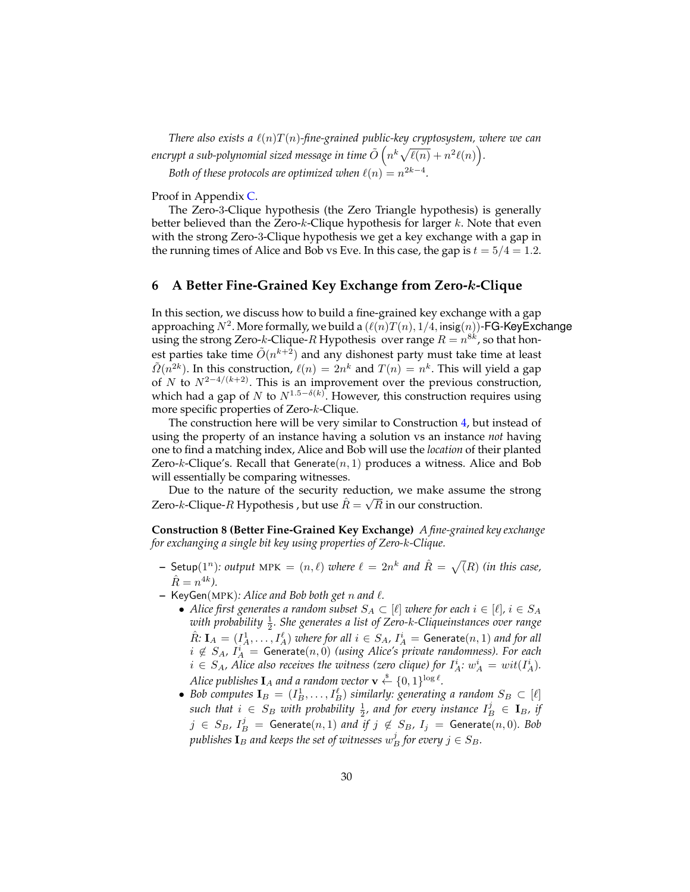*There also exists a $\ell(n)T(n)$-fine-grained public-key cryptosystem, where we can encrypt a sub-polynomial sized message in time $\tilde{O}\left(n^k\sqrt{\ell(n)} + n^2\ell(n)\right)$.*

*Both of these protocols are optimized when $\ell(n) = n^{2k-4}$.*

Proof in Appendix C.

The Zero-3-Clique hypothesis (the Zero Triangle hypothesis) is generally better believed than the Zero-$k$-Clique hypothesis for larger $k$. Note that even with the strong Zero-3-Clique hypothesis we get a key exchange with a gap in the running times of Alice and Bob vs Eve. In this case, the gap is $t = 5/4 = 1.2$.

## 6 A Better Fine-Grained Key Exchange from Zero-$k$-Clique

In this section, we discuss how to build a fine-grained key exchange with a gap approaching $N^2$. More formally, we build a $(\ell(n)T(n), 1/4, \mathsf{insig}(n))$-FG-KeyExchange using the strong Zero-$k$-Clique-$R$ Hypothesis over range $R = n^{8k}$, so that honest parties take time $\tilde{O}(n^{k+2})$ and any dishonest party must take time at least $\tilde{\Omega}(n^{2k})$. In this construction, $\ell(n) = 2n^k$ and $T(n) = n^k$. This will yield a gap of $N$ to $N^{2-4/(k+2)}$. This is an improvement over the previous construction, which had a gap of $N$ to $N^{1.5-\delta(k)}$. However, this construction requires using more specific properties of Zero-$k$-Clique.

The construction here will be very similar to Construction 4, but instead of using the property of an instance having a solution vs an instance *not* having one to find a matching index, Alice and Bob will use the *location* of their planted Zero-$k$-Clique's. Recall that $\mathsf{Generate}(n, 1)$ produces a witness. Alice and Bob will essentially be comparing witnesses.

Due to the nature of the security reduction, we make assume the strong Zero-$k$-Clique-$R$ Hypothesis , but use $\hat{R} = \sqrt{R}$ in our construction.

**Construction 8 (Better Fine-Grained Key Exchange)** *A fine-grained key exchange for exchanging a single bit key using properties of Zero-$k$-Clique.*

- $\mathsf{Setup}(1^n)$*: output* $\text{MPK} = (n, \ell)$ *where* $\ell = 2n^k$ *and* $\hat{R} = \sqrt{(}R)$ *(in this case,* $\hat{R} = n^{4k}$*).*
- $\mathsf{KeyGen}(\text{MPK})$*: Alice and Bob both get* $n$ *and* $\ell$*.*
  - *Alice first generates a random subset* $S_A \subset [\ell]$ *where for each* $i \in [\ell]$*,* $i \in S_A$ *with probability* $\frac{1}{2}$*. She generates a list of Zero-$k$-Cliqueinstances over range* $\hat{R}$*:* $\mathbf{I}_A = (I_A^1, \ldots, I_A^\ell)$ *where for all* $i \in S_A$*,* $I_A^i = \mathsf{Generate}(n, 1)$ *and for all* $i \notin S_A$*,* $I_A^i = \mathsf{Generate}(n, 0)$ *(using Alice's private randomness). For each* $i \in S_A$*, Alice also receives the witness (zero clique) for* $I_A^i$*:* $w_A^i = wit(I_A^i)$*. Alice publishes* $\mathbf{I}_A$ *and a random vector* $\mathbf{v} \xleftarrow{\$} \{0,1\}^{\log \ell}$*.*
  - *Bob computes* $\mathbf{I}_B = (I_B^1, \ldots, I_B^\ell)$ *similarly: generating a random* $S_B \subset [\ell]$ *such that* $i \in S_B$ *with probability* $\frac{1}{2}$*, and for every instance* $I_B^j \in \mathbf{I}_B$*, if* $j \in S_B$*,* $I_B^j = \mathsf{Generate}(n, 1)$ *and if* $j \notin S_B$*,* $I_j = \mathsf{Generate}(n, 0)$*. Bob publishes* $\mathbf{I}_B$ *and keeps the set of witnesses* $w_B^j$ *for every* $j \in S_B$*.*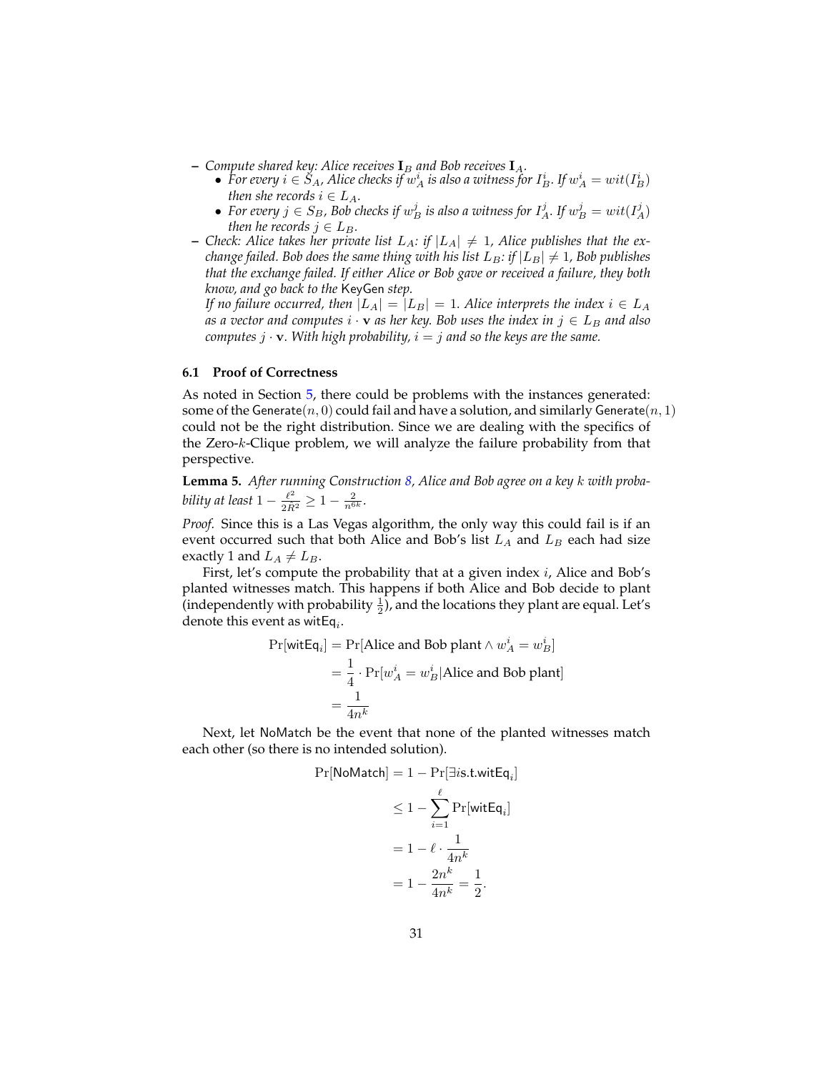- *Compute shared key: Alice receives* $\mathbf{I}_B$ *and Bob receives* $\mathbf{I}_A$*.*
  - *For every* $i \in S_A$*, Alice checks if* $w_A^i$ *is also a witness for* $I_B^i$*. If* $w_A^i = wit(I_B^i)$ *then she records* $i \in L_A$*.*
  - *For every* $j \in S_B$*, Bob checks if* $w_B^j$ *is also a witness for* $I_A^j$*. If* $w_B^j = wit(I_A^j)$ *then he records* $j \in L_B$*.*
- *Check: Alice takes her private list* $L_A$*: if* $|L_A| \neq 1$*, Alice publishes that the exchange failed. Bob does the same thing with his list* $L_B$*: if* $|L_B| \neq 1$*, Bob publishes that the exchange failed. If either Alice or Bob gave or received a failure, they both know, and go back to the* KeyGen *step.*
  *If no failure occurred, then* $|L_A| = |L_B| = 1$*. Alice interprets the index* $i \in L_A$ *as a vector and computes* $i \cdot \mathbf{v}$ *as her key. Bob uses the index in* $j \in L_B$ *and also computes* $j \cdot \mathbf{v}$*. With high probability,* $i = j$ *and so the keys are the same.*

### 6.1 Proof of Correctness

As noted in Section 5, there could be problems with the instances generated: some of the $\mathsf{Generate}(n, 0)$ could fail and have a solution, and similarly $\mathsf{Generate}(n, 1)$ could not be the right distribution. Since we are dealing with the specifics of the Zero-$k$-Clique problem, we will analyze the failure probability from that perspective.

**Lemma 5.** *After running Construction 8, Alice and Bob agree on a key* $k$ *with probability at least* $1 - \frac{\ell^2}{2R^2} \geq 1 - \frac{2}{n^{6k}}$*.*

*Proof.* Since this is a Las Vegas algorithm, the only way this could fail is if an event occurred such that both Alice and Bob's list $L_A$ and $L_B$ each had size exactly 1 and $L_A \neq L_B$.

First, let's compute the probability that at a given index $i$, Alice and Bob's planted witnesses match. This happens if both Alice and Bob decide to plant (independently with probability $\frac{1}{2}$), and the locations they plant are equal. Let's denote this event as $\mathsf{witEq}_i$.

$$
\begin{aligned}
\Pr[\mathsf{witEq}_i] &= \Pr[\text{Alice and Bob plant} \wedge w_A^i = w_B^i] \\
&= \frac{1}{4} \cdot \Pr[w_A^i = w_B^i | \text{Alice and Bob plant}] \\
&= \frac{1}{4n^k}
\end{aligned}
$$

Next, let $\mathsf{NoMatch}$ be the event that none of the planted witnesses match each other (so there is no intended solution).

$$
\begin{aligned}
\Pr[\mathsf{NoMatch}] &= 1 - \Pr[\exists i \text{s.t.} \mathsf{witEq}_i] \\
&\leq 1 - \sum_{i=1}^{\ell} \Pr[\mathsf{witEq}_i] \\
&= 1 - \ell \cdot \frac{1}{4n^k} \\
&= 1 - \frac{2n^k}{4n^k} = \frac{1}{2}.
\end{aligned}
$$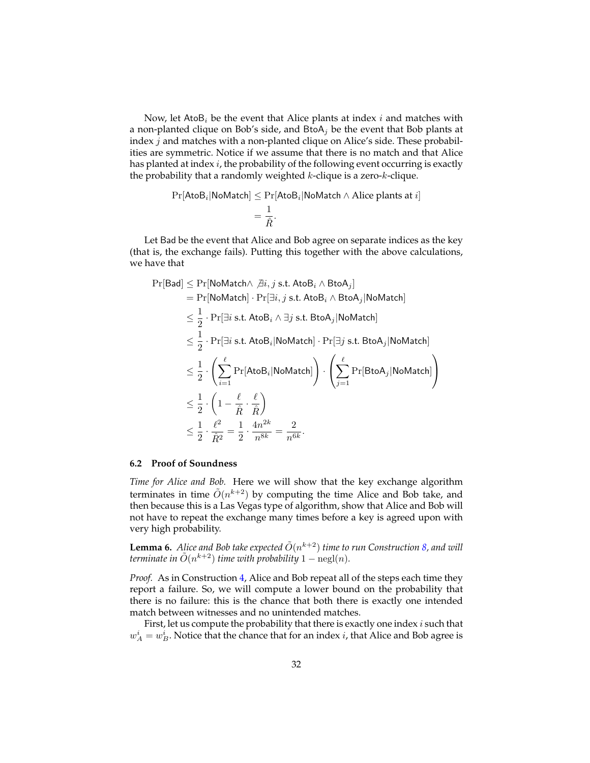Now, let $\mathsf{AtoB}_i$ be the event that Alice plants at index $i$ and matches with a non-planted clique on Bob's side, and $\mathsf{BtoA}_j$ be the event that Bob plants at index $j$ and matches with a non-planted clique on Alice's side. These probabilities are symmetric. Notice if we assume that there is no match and that Alice has planted at index $i$, the probability of the following event occurring is exactly the probability that a randomly weighted $k$-clique is a zero-$k$-clique.

$$
\begin{aligned}
\Pr[\mathsf{AtoB}_i | \mathsf{NoMatch}] &\leq \Pr[\mathsf{AtoB}_i | \mathsf{NoMatch} \wedge \text{Alice plants at } i] \\
&= \frac{1}{\hat{R}}.
\end{aligned}
$$

Let $\mathsf{Bad}$ be the event that Alice and Bob agree on separate indices as the key (that is, the exchange fails). Putting this together with the above calculations, we have that

$$
\begin{aligned}
\Pr[\mathsf{Bad}] &\leq \Pr[\mathsf{NoMatch} \wedge \nexists i, j \text{ s.t. } \mathsf{AtoB}_i \wedge \mathsf{BtoA}_j] \\
&= \Pr[\mathsf{NoMatch}] \cdot \Pr[\exists i, j \text{ s.t. } \mathsf{AtoB}_i \wedge \mathsf{BtoA}_j | \mathsf{NoMatch}] \\
&\leq \frac{1}{2} \cdot \Pr[\exists i \text{ s.t. } \mathsf{AtoB}_i \wedge \exists j \text{ s.t. } \mathsf{BtoA}_j | \mathsf{NoMatch}] \\
&\leq \frac{1}{2} \cdot \Pr[\exists i \text{ s.t. } \mathsf{AtoB}_i | \mathsf{NoMatch}] \cdot \Pr[\exists j \text{ s.t. } \mathsf{BtoA}_j | \mathsf{NoMatch}] \\
&\leq \frac{1}{2} \cdot \left( \sum_{i=1}^{\ell} \Pr[\mathsf{AtoB}_i | \mathsf{NoMatch}] \right) \cdot \left( \sum_{j=1}^{\ell} \Pr[\mathsf{BtoA}_j | \mathsf{NoMatch}] \right) \\
&\leq \frac{1}{2} \cdot \left( 1 - \frac{\ell}{\hat{R}} \cdot \frac{\ell}{\hat{R}} \right) \\
&\leq \frac{1}{2} \cdot \frac{\ell^2}{\hat{R}^2} = \frac{1}{2} \cdot \frac{4n^{2k}}{n^{8k}} = \frac{2}{n^{6k}}.
\end{aligned}
$$

### 6.2 Proof of Soundness

*Time for Alice and Bob.* Here we will show that the key exchange algorithm terminates in time $\tilde{O}(n^{k+2})$ by computing the time Alice and Bob take, and then because this is a Las Vegas type of algorithm, show that Alice and Bob will not have to repeat the exchange many times before a key is agreed upon with very high probability.

**Lemma 6.** *Alice and Bob take expected $\tilde{O}(n^{k+2})$ time to run Construction 8, and will terminate in $\tilde{O}(n^{k+2})$ time with probability $1 - \mathrm{negl}(n)$.*

*Proof.* As in Construction 4, Alice and Bob repeat all of the steps each time they report a failure. So, we will compute a lower bound on the probability that there is no failure: this is the chance that both there is exactly one intended match between witnesses and no unintended matches.

First, let us compute the probability that there is exactly one index $i$ such that $w_A^i = w_B^i$. Notice that the chance that for an index $i$, that Alice and Bob agree is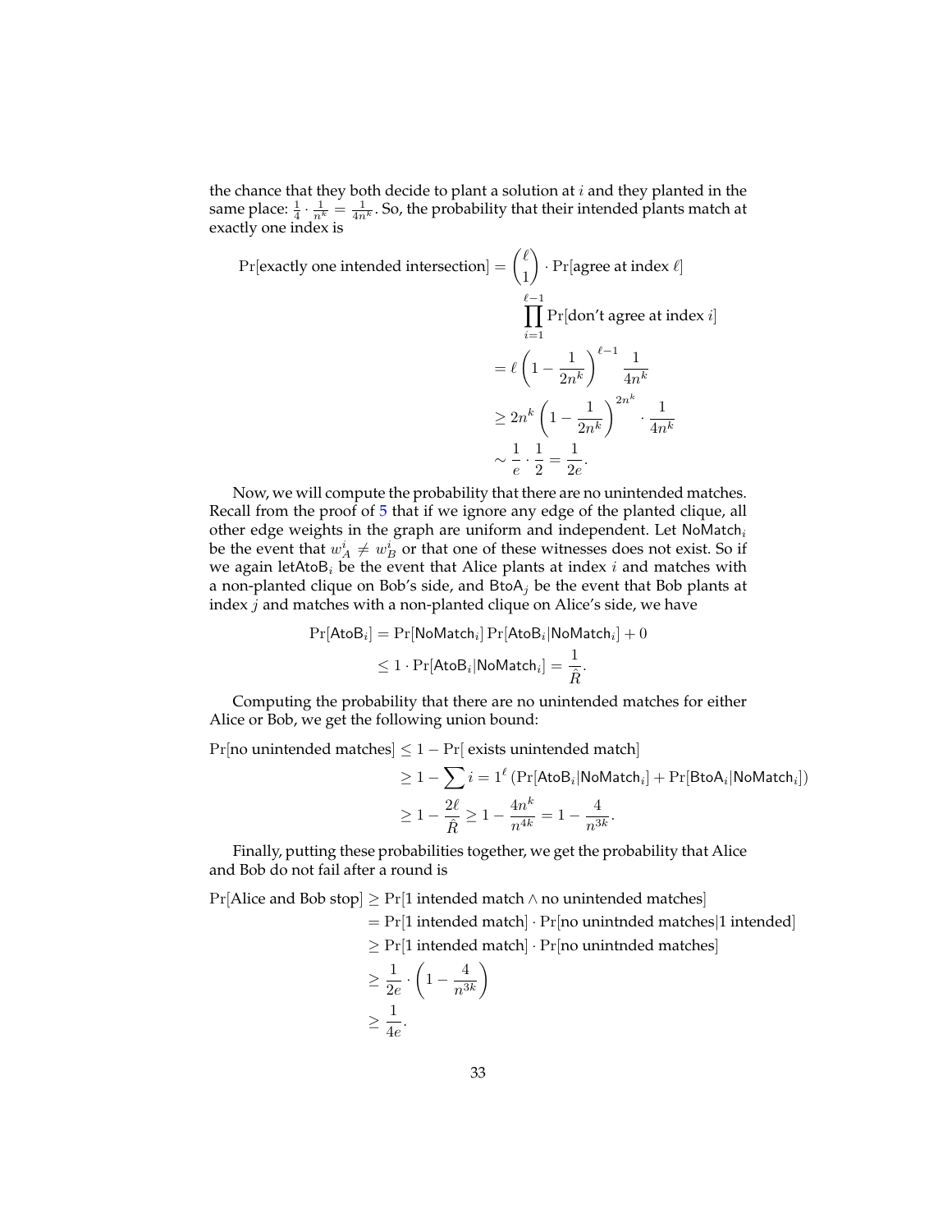the chance that they both decide to plant a solution at $i$ and they planted in the same place: $\frac{1}{4} \cdot \frac{1}{n^k} = \frac{1}{4n^k}$. So, the probability that their intended plants match at exactly one index is

$$
\begin{aligned}
\Pr[\text{exactly one intended intersection}] &= \binom{\ell}{1} \cdot \Pr[\text{agree at index } \ell] \\
&\quad \prod_{i=1}^{\ell-1} \Pr[\text{don't agree at index } i] \\
&= \ell \left(1 - \frac{1}{2n^k}\right)^{\ell-1} \frac{1}{4n^k} \\
&\geq 2n^k \left(1 - \frac{1}{2n^k}\right)^{2n^k} \cdot \frac{1}{4n^k} \\
&\sim \frac{1}{e} \cdot \frac{1}{2} = \frac{1}{2e}.
\end{aligned}
$$

Now, we will compute the probability that there are no unintended matches. Recall from the proof of 5 that if we ignore any edge of the planted clique, all other edge weights in the graph are uniform and independent. Let $\mathsf{NoMatch}_i$ be the event that $w_A^i \neq w_B^i$ or that one of these witnesses does not exist. So if we again let$\mathsf{AtoB}_i$ be the event that Alice plants at index $i$ and matches with a non-planted clique on Bob's side, and $\mathsf{BtoA}_j$ be the event that Bob plants at index $j$ and matches with a non-planted clique on Alice's side, we have

$$
\begin{aligned}
\Pr[\mathsf{AtoB}_i] &= \Pr[\mathsf{NoMatch}_i] \Pr[\mathsf{AtoB}_i | \mathsf{NoMatch}_i] + 0 \\
&\leq 1 \cdot \Pr[\mathsf{AtoB}_i | \mathsf{NoMatch}_i] = \frac{1}{\hat{R}}.
\end{aligned}
$$

Computing the probability that there are no unintended matches for either Alice or Bob, we get the following union bound:

$$
\begin{aligned}
\Pr[\text{no unintended matches}] &\leq 1 - \Pr[\text{ exists unintended match}] \\
&\geq 1 - \sum i = 1^{\ell} \left(\Pr[\mathsf{AtoB}_i | \mathsf{NoMatch}_i] + \Pr[\mathsf{BtoA}_i | \mathsf{NoMatch}_i]\right) \\
&\geq 1 - \frac{2\ell}{\hat{R}} \geq 1 - \frac{4n^k}{n^{4k}} = 1 - \frac{4}{n^{3k}}.
\end{aligned}
$$

Finally, putting these probabilities together, we get the probability that Alice and Bob do not fail after a round is

$$
\begin{aligned}
\Pr[\text{Alice and Bob stop}] &\geq \Pr[\text{1 intended match} \wedge \text{no unintended matches}] \\
&= \Pr[\text{1 intended match}] \cdot \Pr[\text{no unintnded matches} | \text{1 intended}] \\
&\geq \Pr[\text{1 intended match}] \cdot \Pr[\text{no unintnded matches}] \\
&\geq \frac{1}{2e} \cdot \left(1 - \frac{4}{n^{3k}}\right) \\
&\geq \frac{1}{4e}.
\end{aligned}
$$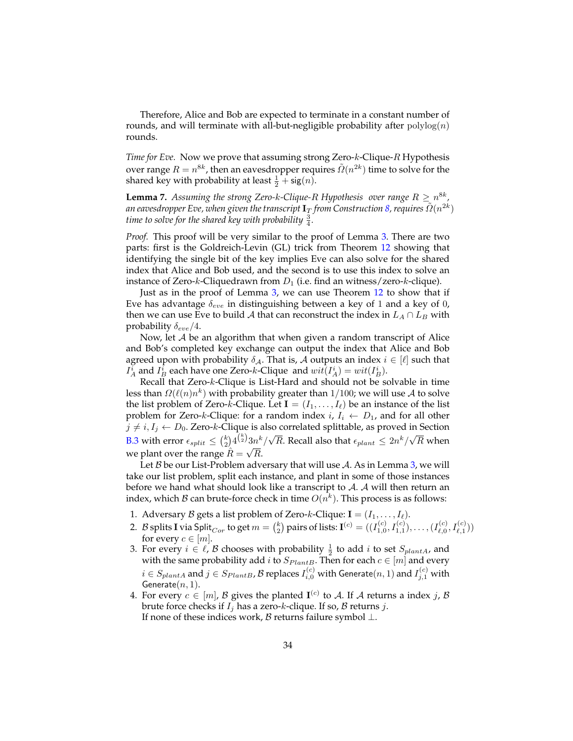Therefore, Alice and Bob are expected to terminate in a constant number of rounds, and will terminate with all-but-negligible probability after $\text{polylog}(n)$ rounds.

*Time for Eve.* Now we prove that assuming strong Zero-$k$-Clique-$R$ Hypothesis over range $R = n^{8k}$, then an eavesdropper requires $\tilde{\Omega}(n^{2k})$ time to solve for the shared key with probability at least $\frac{1}{2} + \mathsf{sig}(n)$.

**Lemma 7.** *Assuming the strong Zero-$k$-Clique-$R$ Hypothesis over range $R \geq n^{8k}$, an eavesdropper Eve, when given the transcript $\mathbf{I}_T$ from Construction 8, requires $\tilde{\Omega}(n^{2k})$ time to solve for the shared key with probability $\frac{3}{4}$.*

*Proof.* This proof will be very similar to the proof of Lemma 3. There are two parts: first is the Goldreich-Levin (GL) trick from Theorem 12 showing that identifying the single bit of the key implies Eve can also solve for the shared index that Alice and Bob used, and the second is to use this index to solve an instance of Zero-$k$-Cliquedrawn from $D_1$ (i.e. find an witness/zero-$k$-clique).

Just as in the proof of Lemma 3, we can use Theorem 12 to show that if Eve has advantage $\delta_{eve}$ in distinguishing between a key of 1 and a key of 0, then we can use Eve to build $\mathcal{A}$ that can reconstruct the index in $L_A \cap L_B$ with probability $\delta_{eve}/4$.

Now, let $\mathcal{A}$ be an algorithm that when given a random transcript of Alice and Bob's completed key exchange can output the index that Alice and Bob agreed upon with probability $\delta_{\mathcal{A}}$. That is, $\mathcal{A}$ outputs an index $i \in [\ell]$ such that $I_A^i$ and $I_B^i$ each have one Zero-$k$-Clique and $wit(I_A^i) = wit(I_B^i)$.

Recall that Zero-$k$-Clique is List-Hard and should not be solvable in time less than $\Omega(\ell(n)n^k)$ with probability greater than $1/100$; we will use $\mathcal{A}$ to solve the list problem of Zero-$k$-Clique. Let $\mathbf{I} = (I_1, \ldots, I_\ell)$ be an instance of the list problem for Zero-$k$-Clique: for a random index $i$, $I_i \leftarrow D_1$, and for all other $j \neq i$, $I_j \leftarrow D_0$. Zero-$k$-Clique is also correlated splittable, as proved in Section B.3 with error $\epsilon_{split} \leq \binom{k}{2} 4^{\binom{k}{2}} 3n^k/\sqrt{R}$. Recall also that $\epsilon_{plant} \leq 2n^k/\sqrt{R}$ when we plant over the range $\hat{R} = \sqrt{R}$.

Let $\mathcal{B}$ be our List-Problem adversary that will use $\mathcal{A}$. As in Lemma 3, we will take our list problem, split each instance, and plant in some of those instances before we hand what should look like a transcript to $\mathcal{A}$. $\mathcal{A}$ will then return an index, which $\mathcal{B}$ can brute-force check in time $O(n^k)$. This process is as follows:

1. Adversary $\mathcal{B}$ gets a list problem of Zero-$k$-Clique: $\mathbf{I} = (I_1, \ldots, I_\ell)$.
2. $\mathcal{B}$ splits $\mathbf{I}$ via $\mathsf{Split}_{Cor}$ to get $m = \binom{k}{2}$ pairs of lists: $\mathbf{I}^{(c)} = ((I_{1,0}^{(c)}, I_{1,1}^{(c)}), \ldots, (I_{\ell,0}^{(c)}, I_{\ell,1}^{(c)}))$ for every $c \in [m]$.
3. For every $i \in \ell$, $\mathcal{B}$ chooses with probability $\frac{1}{2}$ to add $i$ to set $S_{plantA}$, and with the same probability add $i$ to $S_{PlantB}$. Then for each $c \in [m]$ and every $i \in S_{plantA}$ and $j \in S_{PlantB}$, $\mathcal{B}$ replaces $I_{i,0}^{(c)}$ with $\mathsf{Generate}(n, 1)$ and $I_{j,1}^{(c)}$ with $\mathsf{Generate}(n, 1)$.
4. For every $c \in [m]$, $\mathcal{B}$ gives the planted $\mathbf{I}^{(c)}$ to $\mathcal{A}$. If $\mathcal{A}$ returns a index $j$, $\mathcal{B}$ brute force checks if $I_j$ has a zero-$k$-clique. If so, $\mathcal{B}$ returns $j$.
   If none of these indices work, $\mathcal{B}$ returns failure symbol $\perp$.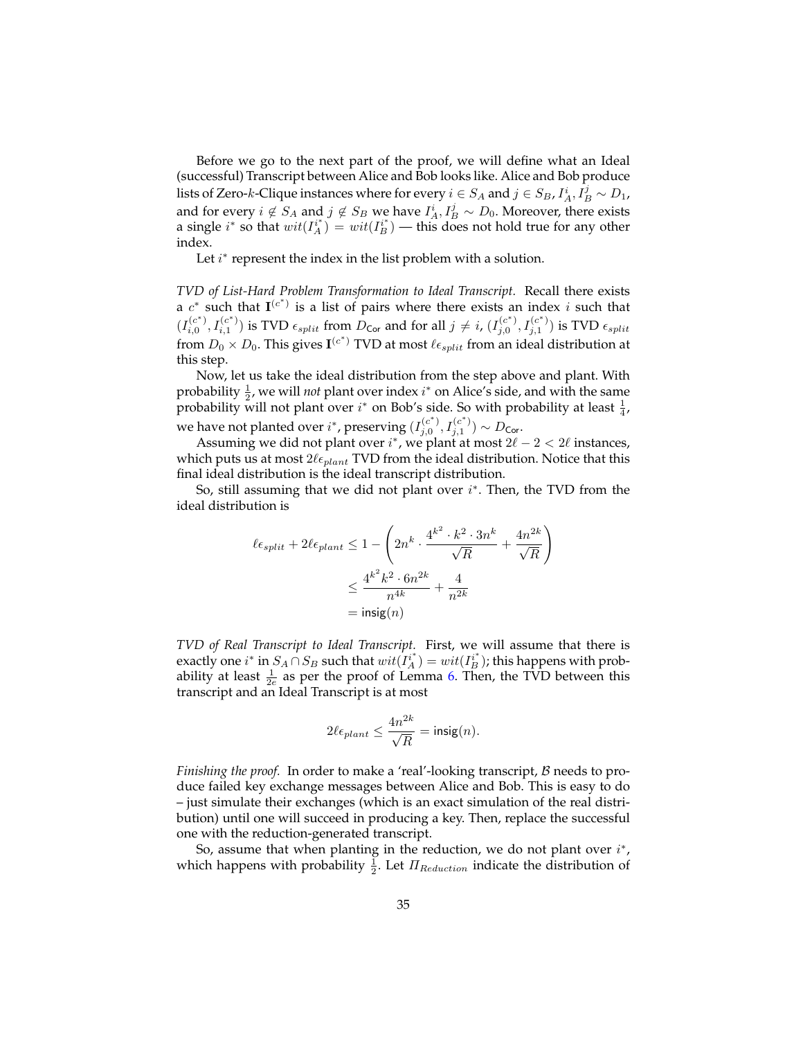Before we go to the next part of the proof, we will define what an Ideal (successful) Transcript between Alice and Bob looks like. Alice and Bob produce lists of Zero-$k$-Clique instances where for every $i \in S_A$ and $j \in S_B$, $I_A^i, I_B^j \sim D_1$, and for every $i \notin S_A$ and $j \notin S_B$ we have $I_A^i, I_B^j \sim D_0$. Moreover, there exists a single $i^*$ so that $wit(I_A^{i^*}) = wit(I_B^{i^*})$ — this does not hold true for any other index.

Let $i^*$ represent the index in the list problem with a solution.

*TVD of List-Hard Problem Transformation to Ideal Transcript.* Recall there exists a $c^*$ such that $\mathbf{I}^{(c^*)}$ is a list of pairs where there exists an index $i$ such that $(I_{i,0}^{(c^*)}, I_{i,1}^{(c^*)})$ is TVD $\epsilon_{split}$ from $D_{\mathsf{Cor}}$ and for all $j \neq i$, $(I_{j,0}^{(c^*)}, I_{j,1}^{(c^*)})$ is TVD $\epsilon_{split}$ from $D_0 \times D_0$. This gives $\mathbf{I}^{(c^*)}$ TVD at most $\ell\epsilon_{split}$ from an ideal distribution at this step.

Now, let us take the ideal distribution from the step above and plant. With probability $\frac{1}{2}$, we will *not* plant over index $i^*$ on Alice's side, and with the same probability will not plant over $i^*$ on Bob's side. So with probability at least $\frac{1}{4}$, we have not planted over $i^*$, preserving $(I_{j,0}^{(c^*)}, I_{j,1}^{(c^*)}) \sim D_{\mathsf{Cor}}$.

Assuming we did not plant over $i^*$, we plant at most $2\ell - 2 < 2\ell$ instances, which puts us at most $2\ell\epsilon_{plant}$ TVD from the ideal distribution. Notice that this final ideal distribution is the ideal transcript distribution.

So, still assuming that we did not plant over $i^*$. Then, the TVD from the ideal distribution is

$$\begin{aligned}
\ell\epsilon_{split} + 2\ell\epsilon_{plant} &\leq 1 - \left(2n^k \cdot \frac{4^{k^2} \cdot k^2 \cdot 3n^k}{\sqrt{R}} + \frac{4n^{2k}}{\sqrt{R}}\right) \\
&\leq \frac{4^{k^2}k^2 \cdot 6n^{2k}}{n^{4k}} + \frac{4}{n^{2k}} \\
&= \mathsf{insig}(n)
\end{aligned}$$

*TVD of Real Transcript to Ideal Transcript.* First, we will assume that there is exactly one $i^*$ in $S_A \cap S_B$ such that $wit(I_A^{i^*}) = wit(I_B^{i^*})$; this happens with probability at least $\frac{1}{2e}$ as per the proof of Lemma 6. Then, the TVD between this transcript and an Ideal Transcript is at most

$$2\ell\epsilon_{plant} \leq \frac{4n^{2k}}{\sqrt{R}} = \mathsf{insig}(n).$$

*Finishing the proof.* In order to make a 'real'-looking transcript, $\mathcal{B}$ needs to produce failed key exchange messages between Alice and Bob. This is easy to do – just simulate their exchanges (which is an exact simulation of the real distribution) until one will succeed in producing a key. Then, replace the successful one with the reduction-generated transcript.

So, assume that when planting in the reduction, we do not plant over $i^*$, which happens with probability $\frac{1}{2}$. Let $\Pi_{Reduction}$ indicate the distribution of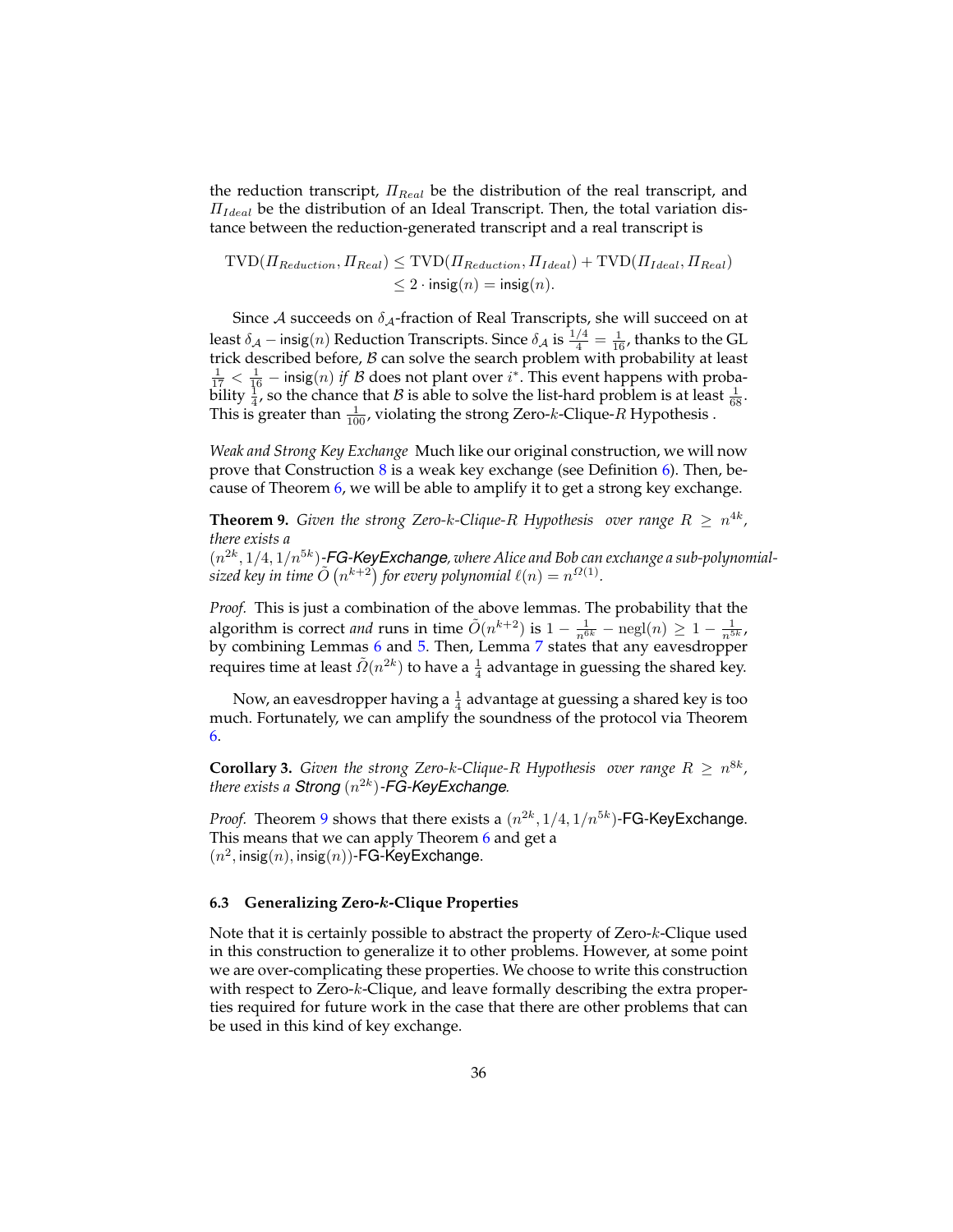the reduction transcript, $\Pi_{Real}$ be the distribution of the real transcript, and $\Pi_{Ideal}$ be the distribution of an Ideal Transcript. Then, the total variation distance between the reduction-generated transcript and a real transcript is

$$\begin{aligned}\mathrm{TVD}(\Pi_{Reduction}, \Pi_{Real}) &\leq \mathrm{TVD}(\Pi_{Reduction}, \Pi_{Ideal}) + \mathrm{TVD}(\Pi_{Ideal}, \Pi_{Real}) \\ &\leq 2 \cdot \mathsf{insig}(n) = \mathsf{insig}(n).\end{aligned}$$

Since $\mathcal{A}$ succeeds on $\delta_{\mathcal{A}}$-fraction of Real Transcripts, she will succeed on at least $\delta_{\mathcal{A}} - \mathsf{insig}(n)$ Reduction Transcripts. Since $\delta_{\mathcal{A}}$ is $\frac{1/4}{4} = \frac{1}{16}$, thanks to the GL trick described before, $\mathcal{B}$ can solve the search problem with probability at least $\frac{1}{17} < \frac{1}{16} - \mathsf{insig}(n)$ *if* $\mathcal{B}$ does not plant over $i^*$. This event happens with probability $\frac{1}{4}$, so the chance that $\mathcal{B}$ is able to solve the list-hard problem is at least $\frac{1}{68}$. This is greater than $\frac{1}{100}$, violating the strong Zero-$k$-Clique-$R$ Hypothesis .

*Weak and Strong Key Exchange* Much like our original construction, we will now prove that Construction 8 is a weak key exchange (see Definition 6). Then, because of Theorem 6, we will be able to amplify it to get a strong key exchange.

**Theorem 9.** *Given the strong Zero-$k$-Clique-$R$ Hypothesis over range $R \geq n^{4k}$, there exists a $(n^{2k}, 1/4, 1/n^{5k})$-FG-KeyExchange, where Alice and Bob can exchange a sub-polynomial-sized key in time $\tilde{O}\left(n^{k+2}\right)$ for every polynomial $\ell(n) = n^{\Omega(1)}$.*

*Proof.* This is just a combination of the above lemmas. The probability that the algorithm is correct *and* runs in time $\tilde{O}(n^{k+2})$ is $1 - \frac{1}{n^{6k}} - \mathrm{negl}(n) \geq 1 - \frac{1}{n^{5k}}$, by combining Lemmas 6 and 5. Then, Lemma 7 states that any eavesdropper requires time at least $\tilde{\Omega}(n^{2k})$ to have a $\frac{1}{4}$ advantage in guessing the shared key.

Now, an eavesdropper having a $\frac{1}{4}$ advantage at guessing a shared key is too much. Fortunately, we can amplify the soundness of the protocol via Theorem 6.

**Corollary 3.** *Given the strong Zero-$k$-Clique-$R$ Hypothesis over range $R \geq n^{8k}$, there exists a Strong $(n^{2k})$-FG-KeyExchange.*

*Proof.* Theorem 9 shows that there exists a $(n^{2k}, 1/4, 1/n^{5k})$-FG-KeyExchange. This means that we can apply Theorem 6 and get a $(n^2, \mathsf{insig}(n), \mathsf{insig}(n))$-FG-KeyExchange.

### 6.3 Generalizing Zero-$k$-Clique Properties

Note that it is certainly possible to abstract the property of Zero-$k$-Clique used in this construction to generalize it to other problems. However, at some point we are over-complicating these properties. We choose to write this construction with respect to Zero-$k$-Clique, and leave formally describing the extra properties required for future work in the case that there are other problems that can be used in this kind of key exchange.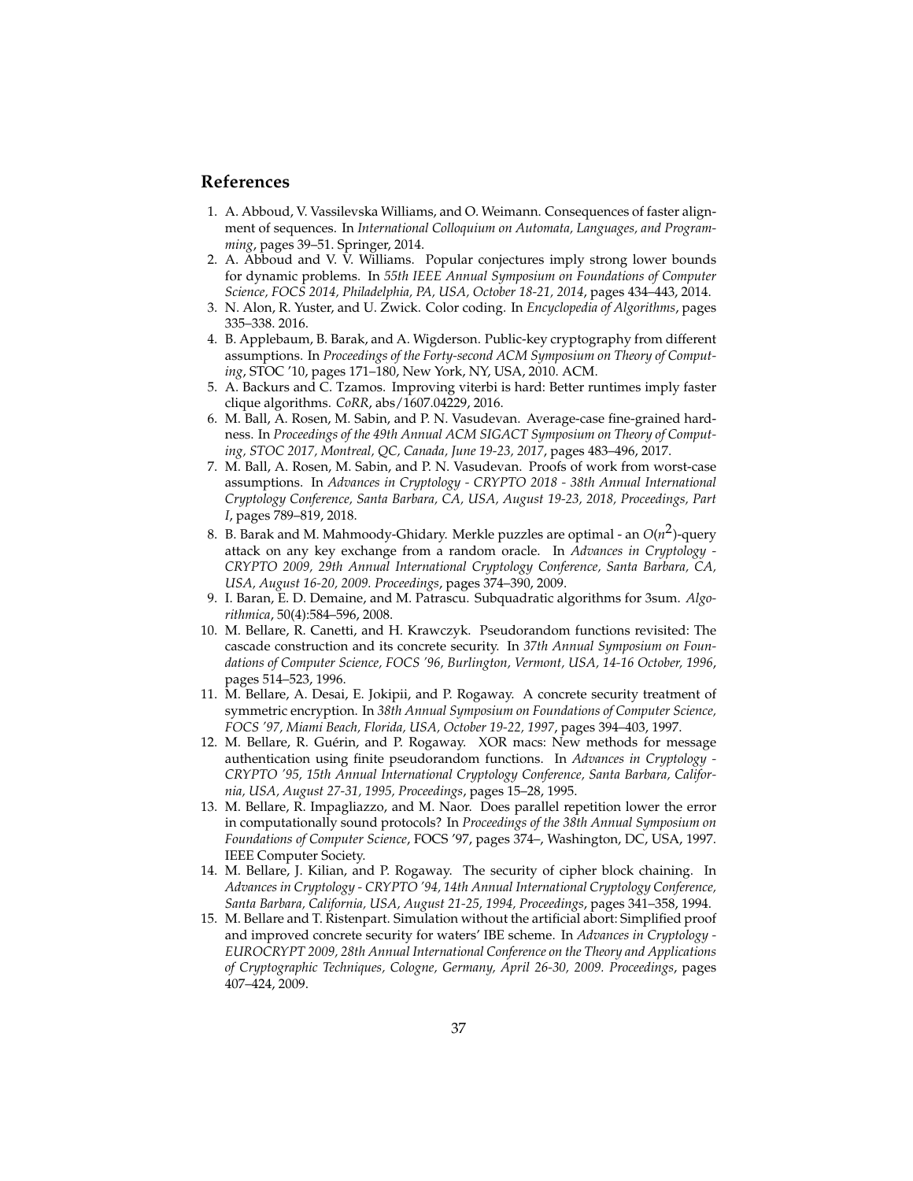## References

1. A. Abboud, V. Vassilevska Williams, and O. Weimann. Consequences of faster alignment of sequences. In *International Colloquium on Automata, Languages, and Programming*, pages 39–51. Springer, 2014.
2. A. Abboud and V. V. Williams. Popular conjectures imply strong lower bounds for dynamic problems. In *55th IEEE Annual Symposium on Foundations of Computer Science, FOCS 2014, Philadelphia, PA, USA, October 18-21, 2014*, pages 434–443, 2014.
3. N. Alon, R. Yuster, and U. Zwick. Color coding. In *Encyclopedia of Algorithms*, pages 335–338. 2016.
4. B. Applebaum, B. Barak, and A. Wigderson. Public-key cryptography from different assumptions. In *Proceedings of the Forty-second ACM Symposium on Theory of Computing*, STOC '10, pages 171–180, New York, NY, USA, 2010. ACM.
5. A. Backurs and C. Tzamos. Improving viterbi is hard: Better runtimes imply faster clique algorithms. *CoRR*, abs/1607.04229, 2016.
6. M. Ball, A. Rosen, M. Sabin, and P. N. Vasudevan. Average-case fine-grained hardness. In *Proceedings of the 49th Annual ACM SIGACT Symposium on Theory of Computing, STOC 2017, Montreal, QC, Canada, June 19-23, 2017*, pages 483–496, 2017.
7. M. Ball, A. Rosen, M. Sabin, and P. N. Vasudevan. Proofs of work from worst-case assumptions. In *Advances in Cryptology - CRYPTO 2018 - 38th Annual International Cryptology Conference, Santa Barbara, CA, USA, August 19-23, 2018, Proceedings, Part I*, pages 789–819, 2018.
8. B. Barak and M. Mahmoody-Ghidary. Merkle puzzles are optimal - an $O(n^2)$-query attack on any key exchange from a random oracle. In *Advances in Cryptology - CRYPTO 2009, 29th Annual International Cryptology Conference, Santa Barbara, CA, USA, August 16-20, 2009. Proceedings*, pages 374–390, 2009.
9. I. Baran, E. D. Demaine, and M. Patrascu. Subquadratic algorithms for 3sum. *Algorithmica*, 50(4):584–596, 2008.
10. M. Bellare, R. Canetti, and H. Krawczyk. Pseudorandom functions revisited: The cascade construction and its concrete security. In *37th Annual Symposium on Foundations of Computer Science, FOCS '96, Burlington, Vermont, USA, 14-16 October, 1996*, pages 514–523, 1996.
11. M. Bellare, A. Desai, E. Jokipii, and P. Rogaway. A concrete security treatment of symmetric encryption. In *38th Annual Symposium on Foundations of Computer Science, FOCS '97, Miami Beach, Florida, USA, October 19-22, 1997*, pages 394–403, 1997.
12. M. Bellare, R. Guérin, and P. Rogaway. XOR macs: New methods for message authentication using finite pseudorandom functions. In *Advances in Cryptology - CRYPTO '95, 15th Annual International Cryptology Conference, Santa Barbara, California, USA, August 27-31, 1995, Proceedings*, pages 15–28, 1995.
13. M. Bellare, R. Impagliazzo, and M. Naor. Does parallel repetition lower the error in computationally sound protocols? In *Proceedings of the 38th Annual Symposium on Foundations of Computer Science*, FOCS '97, pages 374–, Washington, DC, USA, 1997. IEEE Computer Society.
14. M. Bellare, J. Kilian, and P. Rogaway. The security of cipher block chaining. In *Advances in Cryptology - CRYPTO '94, 14th Annual International Cryptology Conference, Santa Barbara, California, USA, August 21-25, 1994, Proceedings*, pages 341–358, 1994.
15. M. Bellare and T. Ristenpart. Simulation without the artificial abort: Simplified proof and improved concrete security for waters' IBE scheme. In *Advances in Cryptology - EUROCRYPT 2009, 28th Annual International Conference on the Theory and Applications of Cryptographic Techniques, Cologne, Germany, April 26-30, 2009. Proceedings*, pages 407–424, 2009.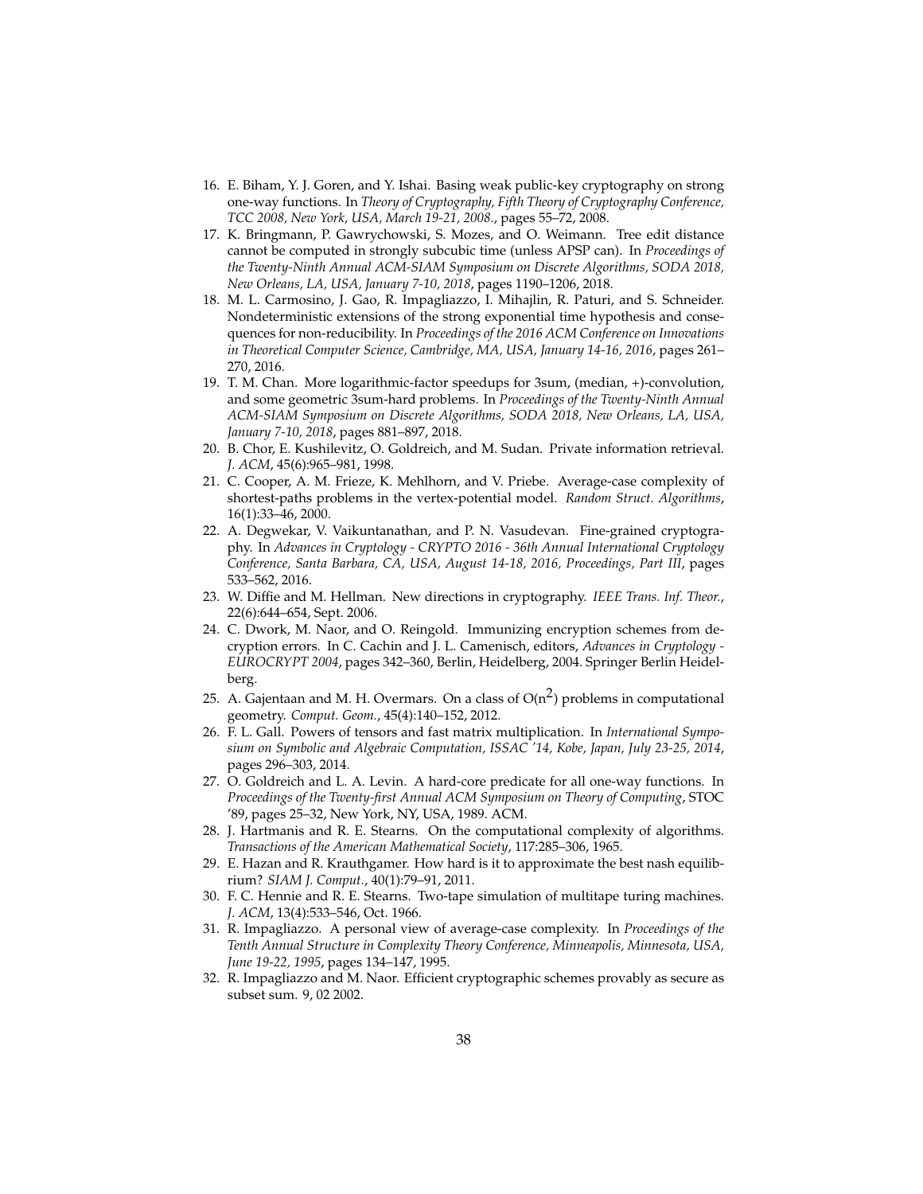16. E. Biham, Y. J. Goren, and Y. Ishai. Basing weak public-key cryptography on strong one-way functions. In *Theory of Cryptography, Fifth Theory of Cryptography Conference, TCC 2008, New York, USA, March 19-21, 2008.*, pages 55–72, 2008.
17. K. Bringmann, P. Gawrychowski, S. Mozes, and O. Weimann. Tree edit distance cannot be computed in strongly subcubic time (unless APSP can). In *Proceedings of the Twenty-Ninth Annual ACM-SIAM Symposium on Discrete Algorithms, SODA 2018, New Orleans, LA, USA, January 7-10, 2018*, pages 1190–1206, 2018.
18. M. L. Carmosino, J. Gao, R. Impagliazzo, I. Mihajlin, R. Paturi, and S. Schneider. Nondeterministic extensions of the strong exponential time hypothesis and consequences for non-reducibility. In *Proceedings of the 2016 ACM Conference on Innovations in Theoretical Computer Science, Cambridge, MA, USA, January 14-16, 2016*, pages 261–270, 2016.
19. T. M. Chan. More logarithmic-factor speedups for 3sum, (median, +)-convolution, and some geometric 3sum-hard problems. In *Proceedings of the Twenty-Ninth Annual ACM-SIAM Symposium on Discrete Algorithms, SODA 2018, New Orleans, LA, USA, January 7-10, 2018*, pages 881–897, 2018.
20. B. Chor, E. Kushilevitz, O. Goldreich, and M. Sudan. Private information retrieval. *J. ACM*, 45(6):965–981, 1998.
21. C. Cooper, A. M. Frieze, K. Mehlhorn, and V. Priebe. Average-case complexity of shortest-paths problems in the vertex-potential model. *Random Struct. Algorithms*, 16(1):33–46, 2000.
22. A. Degwekar, V. Vaikuntanathan, and P. N. Vasudevan. Fine-grained cryptography. In *Advances in Cryptology - CRYPTO 2016 - 36th Annual International Cryptology Conference, Santa Barbara, CA, USA, August 14-18, 2016, Proceedings, Part III*, pages 533–562, 2016.
23. W. Diffie and M. Hellman. New directions in cryptography. *IEEE Trans. Inf. Theor.*, 22(6):644–654, Sept. 2006.
24. C. Dwork, M. Naor, and O. Reingold. Immunizing encryption schemes from decryption errors. In C. Cachin and J. L. Camenisch, editors, *Advances in Cryptology - EUROCRYPT 2004*, pages 342–360, Berlin, Heidelberg, 2004. Springer Berlin Heidelberg.
25. A. Gajentaan and M. H. Overmars. On a class of $O(n^2)$ problems in computational geometry. *Comput. Geom.*, 45(4):140–152, 2012.
26. F. L. Gall. Powers of tensors and fast matrix multiplication. In *International Symposium on Symbolic and Algebraic Computation, ISSAC '14, Kobe, Japan, July 23-25, 2014*, pages 296–303, 2014.
27. O. Goldreich and L. A. Levin. A hard-core predicate for all one-way functions. In *Proceedings of the Twenty-first Annual ACM Symposium on Theory of Computing*, STOC '89, pages 25–32, New York, NY, USA, 1989. ACM.
28. J. Hartmanis and R. E. Stearns. On the computational complexity of algorithms. *Transactions of the American Mathematical Society*, 117:285–306, 1965.
29. E. Hazan and R. Krauthgamer. How hard is it to approximate the best nash equilibrium? *SIAM J. Comput.*, 40(1):79–91, 2011.
30. F. C. Hennie and R. E. Stearns. Two-tape simulation of multitape turing machines. *J. ACM*, 13(4):533–546, Oct. 1966.
31. R. Impagliazzo. A personal view of average-case complexity. In *Proceedings of the Tenth Annual Structure in Complexity Theory Conference, Minneapolis, Minnesota, USA, June 19-22, 1995*, pages 134–147, 1995.
32. R. Impagliazzo and M. Naor. Efficient cryptographic schemes provably as secure as subset sum. 9, 02 2002.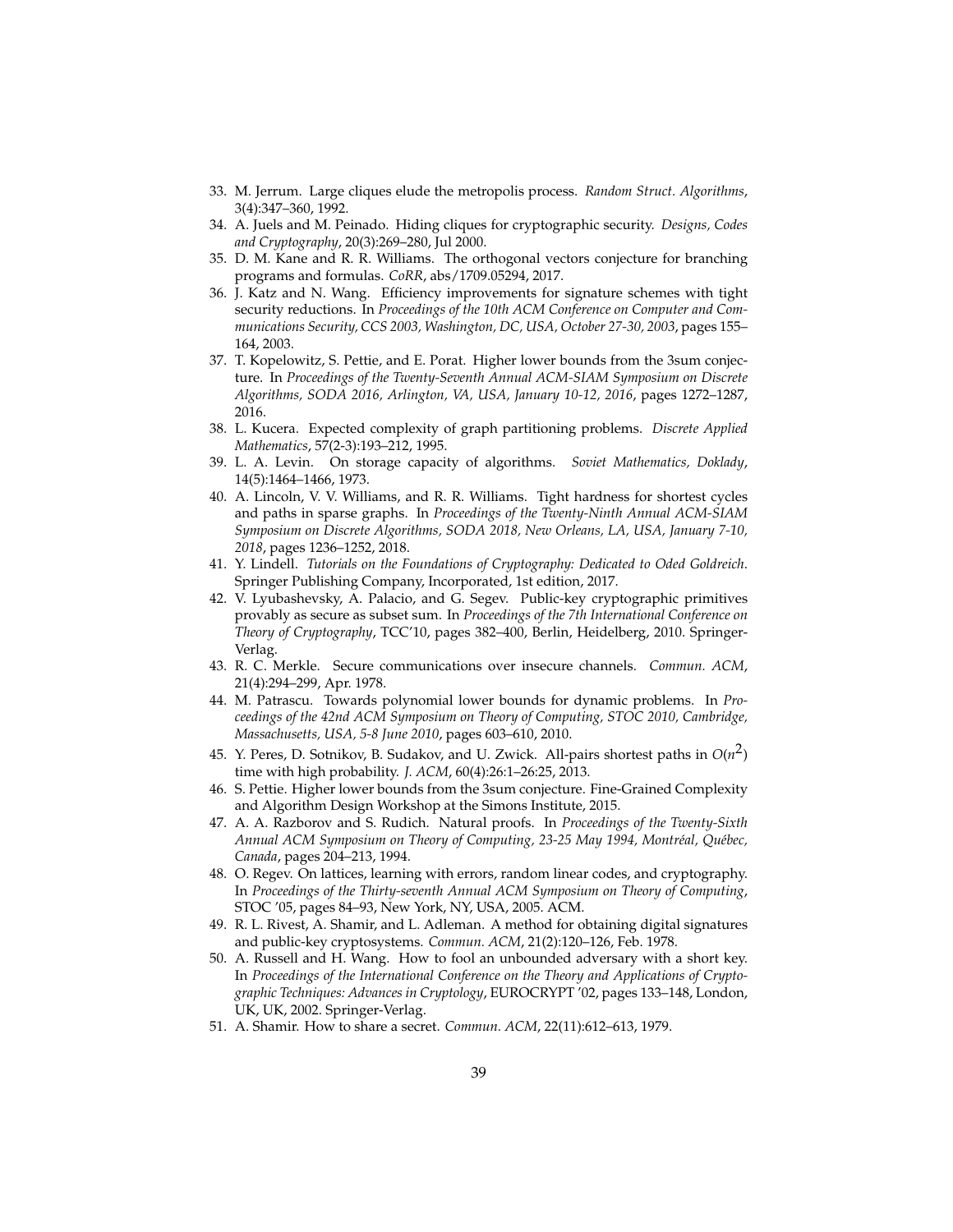33. M. Jerrum. Large cliques elude the metropolis process. *Random Struct. Algorithms*, 3(4):347–360, 1992.
34. A. Juels and M. Peinado. Hiding cliques for cryptographic security. *Designs, Codes and Cryptography*, 20(3):269–280, Jul 2000.
35. D. M. Kane and R. R. Williams. The orthogonal vectors conjecture for branching programs and formulas. *CoRR*, abs/1709.05294, 2017.
36. J. Katz and N. Wang. Efficiency improvements for signature schemes with tight security reductions. In *Proceedings of the 10th ACM Conference on Computer and Communications Security, CCS 2003, Washington, DC, USA, October 27-30, 2003*, pages 155–164, 2003.
37. T. Kopelowitz, S. Pettie, and E. Porat. Higher lower bounds from the 3sum conjecture. In *Proceedings of the Twenty-Seventh Annual ACM-SIAM Symposium on Discrete Algorithms, SODA 2016, Arlington, VA, USA, January 10-12, 2016*, pages 1272–1287, 2016.
38. L. Kucera. Expected complexity of graph partitioning problems. *Discrete Applied Mathematics*, 57(2-3):193–212, 1995.
39. L. A. Levin. On storage capacity of algorithms. *Soviet Mathematics, Doklady*, 14(5):1464–1466, 1973.
40. A. Lincoln, V. V. Williams, and R. R. Williams. Tight hardness for shortest cycles and paths in sparse graphs. In *Proceedings of the Twenty-Ninth Annual ACM-SIAM Symposium on Discrete Algorithms, SODA 2018, New Orleans, LA, USA, January 7-10, 2018*, pages 1236–1252, 2018.
41. Y. Lindell. *Tutorials on the Foundations of Cryptography: Dedicated to Oded Goldreich*. Springer Publishing Company, Incorporated, 1st edition, 2017.
42. V. Lyubashevsky, A. Palacio, and G. Segev. Public-key cryptographic primitives provably as secure as subset sum. In *Proceedings of the 7th International Conference on Theory of Cryptography*, TCC'10, pages 382–400, Berlin, Heidelberg, 2010. Springer-Verlag.
43. R. C. Merkle. Secure communications over insecure channels. *Commun. ACM*, 21(4):294–299, Apr. 1978.
44. M. Patrascu. Towards polynomial lower bounds for dynamic problems. In *Proceedings of the 42nd ACM Symposium on Theory of Computing, STOC 2010, Cambridge, Massachusetts, USA, 5-8 June 2010*, pages 603–610, 2010.
45. Y. Peres, D. Sotnikov, B. Sudakov, and U. Zwick. All-pairs shortest paths in $O(n^2)$ time with high probability. *J. ACM*, 60(4):26:1–26:25, 2013.
46. S. Pettie. Higher lower bounds from the 3sum conjecture. Fine-Grained Complexity and Algorithm Design Workshop at the Simons Institute, 2015.
47. A. A. Razborov and S. Rudich. Natural proofs. In *Proceedings of the Twenty-Sixth Annual ACM Symposium on Theory of Computing, 23-25 May 1994, Montréal, Québec, Canada*, pages 204–213, 1994.
48. O. Regev. On lattices, learning with errors, random linear codes, and cryptography. In *Proceedings of the Thirty-seventh Annual ACM Symposium on Theory of Computing*, STOC '05, pages 84–93, New York, NY, USA, 2005. ACM.
49. R. L. Rivest, A. Shamir, and L. Adleman. A method for obtaining digital signatures and public-key cryptosystems. *Commun. ACM*, 21(2):120–126, Feb. 1978.
50. A. Russell and H. Wang. How to fool an unbounded adversary with a short key. In *Proceedings of the International Conference on the Theory and Applications of Cryptographic Techniques: Advances in Cryptology*, EUROCRYPT '02, pages 133–148, London, UK, UK, 2002. Springer-Verlag.
51. A. Shamir. How to share a secret. *Commun. ACM*, 22(11):612–613, 1979.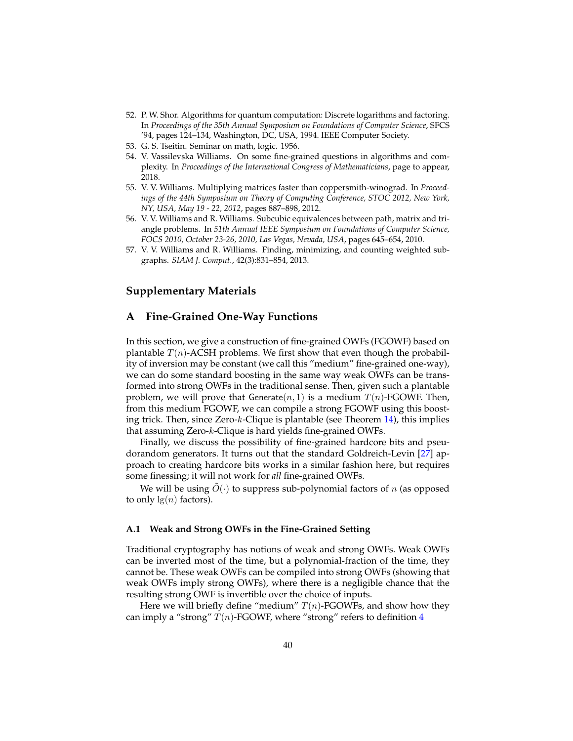52. P. W. Shor. Algorithms for quantum computation: Discrete logarithms and factoring. In *Proceedings of the 35th Annual Symposium on Foundations of Computer Science*, SFCS '94, pages 124–134, Washington, DC, USA, 1994. IEEE Computer Society.
53. G. S. Tseitin. Seminar on math, logic. 1956.
54. V. Vassilevska Williams. On some fine-grained questions in algorithms and complexity. In *Proceedings of the International Congress of Mathematicians*, page to appear, 2018.
55. V. V. Williams. Multiplying matrices faster than coppersmith-winograd. In *Proceedings of the 44th Symposium on Theory of Computing Conference, STOC 2012, New York, NY, USA, May 19 - 22, 2012*, pages 887–898, 2012.
56. V. V. Williams and R. Williams. Subcubic equivalences between path, matrix and triangle problems. In *51th Annual IEEE Symposium on Foundations of Computer Science, FOCS 2010, October 23-26, 2010, Las Vegas, Nevada, USA*, pages 645–654, 2010.
57. V. V. Williams and R. Williams. Finding, minimizing, and counting weighted subgraphs. *SIAM J. Comput.*, 42(3):831–854, 2013.

# Supplementary Materials

## A Fine-Grained One-Way Functions

In this section, we give a construction of fine-grained OWFs (FGOWF) based on plantable $T(n)$-ACSH problems. We first show that even though the probability of inversion may be constant (we call this "medium" fine-grained one-way), we can do some standard boosting in the same way weak OWFs can be transformed into strong OWFs in the traditional sense. Then, given such a plantable problem, we will prove that $\mathsf{Generate}(n, 1)$ is a medium $T(n)$-FGOWF. Then, from this medium FGOWF, we can compile a strong FGOWF using this boosting trick. Then, since Zero-$k$-Clique is plantable (see Theorem 14), this implies that assuming Zero-$k$-Clique is hard yields fine-grained OWFs.

Finally, we discuss the possibility of fine-grained hardcore bits and pseudorandom generators. It turns out that the standard Goldreich-Levin [27] approach to creating hardcore bits works in a similar fashion here, but requires some finessing; it will not work for *all* fine-grained OWFs.

We will be using $\tilde{O}(\cdot)$ to suppress sub-polynomial factors of $n$ (as opposed to only $\lg(n)$ factors).

### A.1 Weak and Strong OWFs in the Fine-Grained Setting

Traditional cryptography has notions of weak and strong OWFs. Weak OWFs can be inverted most of the time, but a polynomial-fraction of the time, they cannot be. These weak OWFs can be compiled into strong OWFs (showing that weak OWFs imply strong OWFs), where there is a negligible chance that the resulting strong OWF is invertible over the choice of inputs.

Here we will briefly define "medium" $T(n)$-FGOWFs, and show how they can imply a "strong" $T(n)$-FGOWF, where "strong" refers to definition 4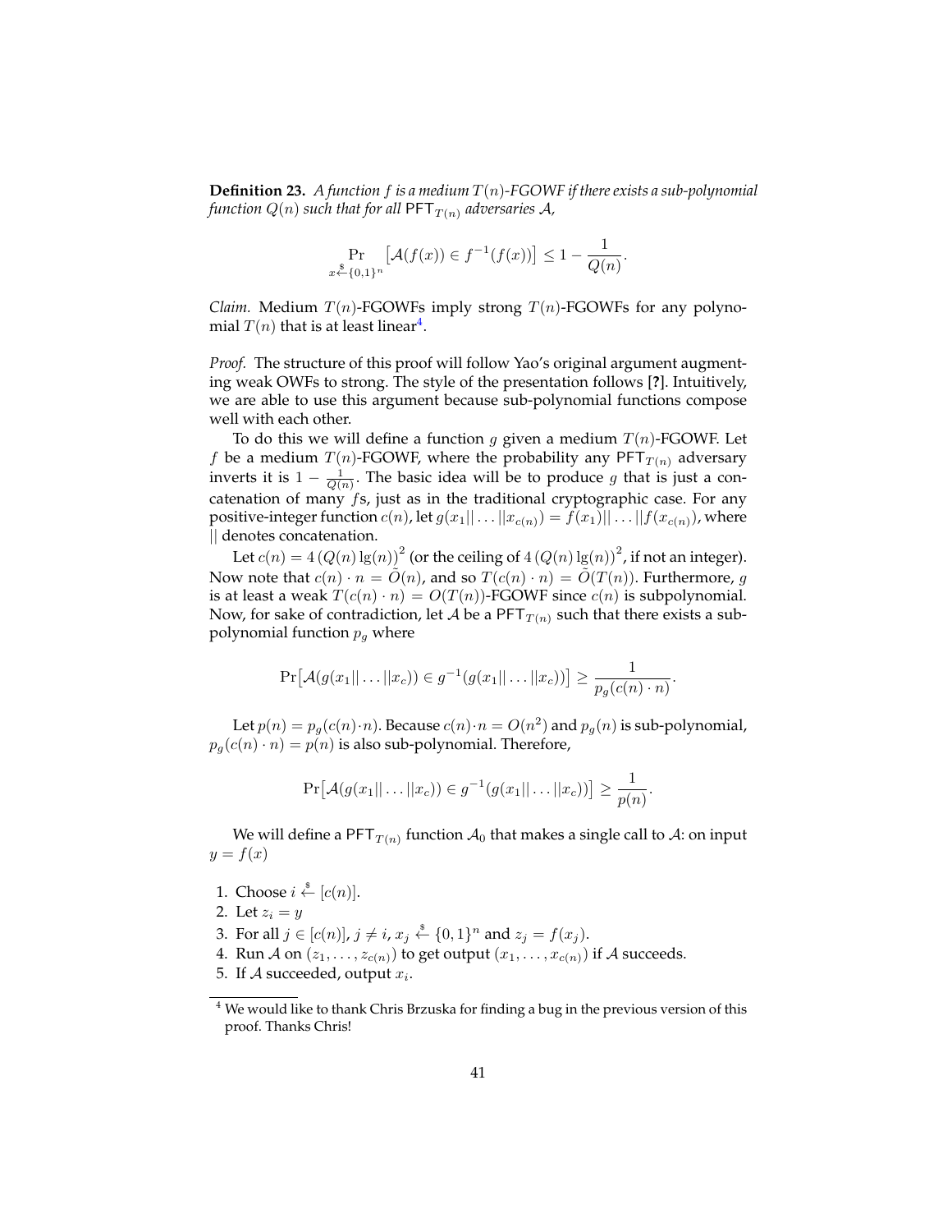**Definition 23.** *A function $f$ is a medium $T(n)$-FGOWF if there exists a sub-polynomial function $Q(n)$ such that for all $\mathsf{PFT}_{T(n)}$ adversaries $\mathcal{A}$,*

$$\Pr_{x \xleftarrow{\$} \{0,1\}^n} \left[ \mathcal{A}(f(x)) \in f^{-1}(f(x)) \right] \leq 1 - \frac{1}{Q(n)}.$$

*Claim.* Medium $T(n)$-FGOWFs imply strong $T(n)$-FGOWFs for any polynomial $T(n)$ that is at least linear[4].

*Proof.* The structure of this proof will follow Yao's original argument augmenting weak OWFs to strong. The style of the presentation follows [?]. Intuitively, we are able to use this argument because sub-polynomial functions compose well with each other.

To do this we will define a function $g$ given a medium $T(n)$-FGOWF. Let $f$ be a medium $T(n)$-FGOWF, where the probability any $\mathsf{PFT}_{T(n)}$ adversary inverts it is $1 - \frac{1}{Q(n)}$. The basic idea will be to produce $g$ that is just a concatenation of many $f$s, just as in the traditional cryptographic case. For any positive-integer function $c(n)$, let $g(x_1 || \dots || x_{c(n)}) = f(x_1) || \dots || f(x_{c(n)})$, where $||$ denotes concatenation.

Let $c(n) = 4\left(Q(n) \lg(n)\right)^2$ (or the ceiling of $4\left(Q(n)\lg(n)\right)^2$, if not an integer). Now note that $c(n) \cdot n = \tilde{O}(n)$, and so $T(c(n) \cdot n) = \tilde{O}(T(n))$. Furthermore, $g$ is at least a weak $T(c(n) \cdot n) = O(T(n))$-FGOWF since $c(n)$ is subpolynomial. Now, for sake of contradiction, let $\mathcal{A}$ be a $\mathsf{PFT}_{T(n)}$ such that there exists a sub-polynomial function $p_g$ where

$$\Pr\left[\mathcal{A}(g(x_1 || \dots || x_c)) \in g^{-1}(g(x_1 || \dots || x_c))\right] \geq \frac{1}{p_g(c(n) \cdot n)}.$$

Let $p(n) = p_g(c(n) \cdot n)$. Because $c(n) \cdot n = O(n^2)$ and $p_g(n)$ is sub-polynomial, $p_g(c(n) \cdot n) = p(n)$ is also sub-polynomial. Therefore,

$$\Pr\left[\mathcal{A}(g(x_1 || \dots || x_c)) \in g^{-1}(g(x_1 || \dots || x_c))\right] \geq \frac{1}{p(n)}.$$

We will define a $\mathsf{PFT}_{T(n)}$ function $\mathcal{A}_0$ that makes a single call to $\mathcal{A}$: on input $y = f(x)$

1. Choose $i \xleftarrow{\$} [c(n)]$.
2. Let $z_i = y$
3. For all $j \in [c(n)]$, $j \neq i$, $x_j \xleftarrow{\$} \{0,1\}^n$ and $z_j = f(x_j)$.
4. Run $\mathcal{A}$ on $(z_1, \dots, z_{c(n)})$ to get output $(x_1, \dots, x_{c(n)})$ if $\mathcal{A}$ succeeds.
5. If $\mathcal{A}$ succeeded, output $x_i$.

[4] We would like to thank Chris Brzuska for finding a bug in the previous version of this proof. Thanks Chris!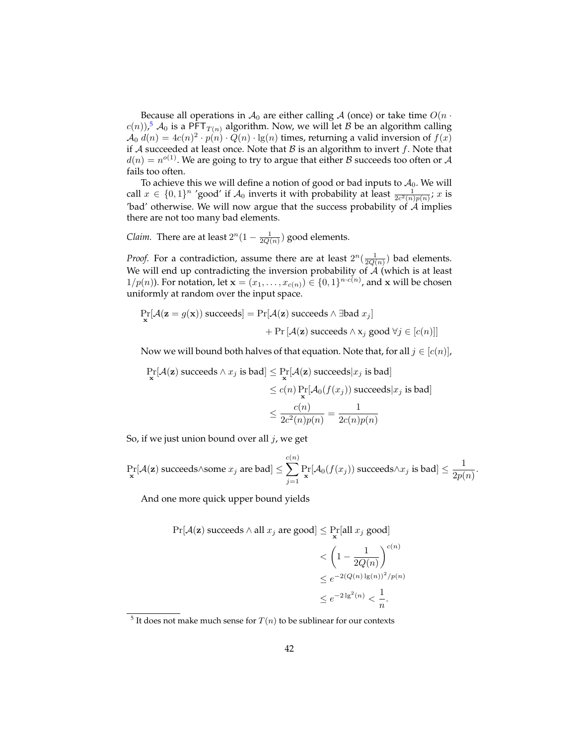Because all operations in $\mathcal{A}_0$ are either calling $\mathcal{A}$ (once) or take time $O(n \cdot c(n))$,[5] $\mathcal{A}_0$ is a $\mathsf{PFT}_{T(n)}$ algorithm. Now, we will let $\mathcal{B}$ be an algorithm calling $\mathcal{A}_0$ $d(n) = 4c(n)^2 \cdot p(n) \cdot Q(n) \cdot \lg(n)$ times, returning a valid inversion of $f(x)$ if $\mathcal{A}$ succeeded at least once. Note that $\mathcal{B}$ is an algorithm to invert $f$. Note that $d(n) = n^{o(1)}$. We are going to try to argue that either $\mathcal{B}$ succeeds too often or $\mathcal{A}$ fails too often.

To achieve this we will define a notion of good or bad inputs to $\mathcal{A}_0$. We will call $x \in \{0,1\}^n$ 'good' if $\mathcal{A}_0$ inverts it with probability at least $\frac{1}{2c^2(n)p(n)}$; $x$ is 'bad' otherwise. We will now argue that the success probability of $\mathcal{A}$ implies there are not too many bad elements.

*Claim.* There are at least $2^n(1 - \frac{1}{2Q(n)})$ good elements.

*Proof.* For a contradiction, assume there are at least $2^n(\frac{1}{2Q(n)})$ bad elements. We will end up contradicting the inversion probability of $\mathcal{A}$ (which is at least $1/p(n)$). For notation, let $\mathbf{x} = (x_1, \ldots, x_{c(n)}) \in \{0,1\}^{n \cdot c(n)}$, and $\mathbf{x}$ will be chosen uniformly at random over the input space.

$$\Pr_{\mathbf{x}}[\mathcal{A}(\mathbf{z} = g(\mathbf{x})) \text{ succeeds}] = \Pr[\mathcal{A}(\mathbf{z}) \text{ succeeds} \wedge \exists \text{bad } x_j] + \Pr\left[\mathcal{A}(\mathbf{z}) \text{ succeeds} \wedge \text{x}_j \text{ good } \forall j \in [c(n)]\right]$$

Now we will bound both halves of that equation. Note that, for all $j \in [c(n)]$,

$$\begin{aligned}
\Pr_{\mathbf{x}}[\mathcal{A}(\mathbf{z}) \text{ succeeds} \wedge x_j \text{ is bad}] &\leq \Pr_{\mathbf{x}}[\mathcal{A}(\mathbf{z}) \text{ succeeds} | x_j \text{ is bad}] \\
&\leq c(n) \Pr_{\mathbf{x}}[\mathcal{A}_0(f(x_j)) \text{ succeeds} | x_j \text{ is bad}] \\
&\leq \frac{c(n)}{2c^2(n)p(n)} = \frac{1}{2c(n)p(n)}
\end{aligned}$$

So, if we just union bound over all $j$, we get

$$\Pr_{\mathbf{x}}[\mathcal{A}(\mathbf{z}) \text{ succeeds} \wedge \text{some } x_j \text{ are bad}] \leq \sum_{j=1}^{c(n)} \Pr_{\mathbf{x}}[\mathcal{A}_0(f(x_j)) \text{ succeeds} \wedge x_j \text{ is bad}] \leq \frac{1}{2p(n)}.$$

And one more quick upper bound yields

$$\begin{aligned}
\Pr[\mathcal{A}(\mathbf{z}) \text{ succeeds} \wedge \text{all } x_j \text{ are good}] &\leq \Pr_{\mathbf{x}}[\text{all } x_j \text{ good}] \\
&< \left(1 - \frac{1}{2Q(n)}\right)^{c(n)} \\
&\leq e^{-2(Q(n)\lg(n))^2/p(n)} \\
&\leq e^{-2\lg^2(n)} < \frac{1}{n}.
\end{aligned}$$

[5] It does not make much sense for $T(n)$ to be sublinear for our contexts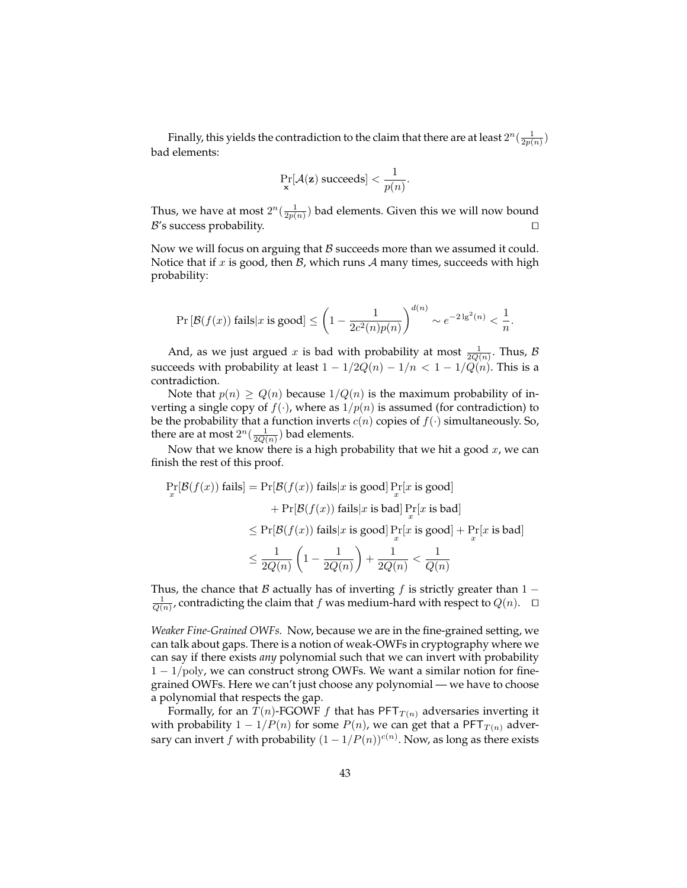Finally, this yields the contradiction to the claim that there are at least $2^n(\frac{1}{2p(n)})$ bad elements:

$$\Pr_{\mathbf{x}}[\mathcal{A}(\mathbf{z}) \text{ succeeds}] < \frac{1}{p(n)}.$$

Thus, we have at most $2^n(\frac{1}{2p(n)})$ bad elements. Given this we will now bound $\mathcal{B}$'s success probability. □

Now we will focus on arguing that $\mathcal{B}$ succeeds more than we assumed it could. Notice that if $x$ is good, then $\mathcal{B}$, which runs $\mathcal{A}$ many times, succeeds with high probability:

$$\Pr\left[\mathcal{B}(f(x)) \text{ fails}|x \text{ is good}\right] \leq \left(1 - \frac{1}{2c^2(n)p(n)}\right)^{d(n)} \sim e^{-2\lg^2(n)} < \frac{1}{n}.$$

And, as we just argued $x$ is bad with probability at most $\frac{1}{2Q(n)}$. Thus, $\mathcal{B}$ succeeds with probability at least $1 - 1/2Q(n) - 1/n < 1 - 1/Q(n)$. This is a contradiction.

Note that $p(n) \geq Q(n)$ because $1/Q(n)$ is the maximum probability of inverting a single copy of $f(\cdot)$, where as $1/p(n)$ is assumed (for contradiction) to be the probability that a function inverts $c(n)$ copies of $f(\cdot)$ simultaneously. So, there are at most $2^n(\frac{1}{2Q(n)})$ bad elements.

Now that we know there is a high probability that we hit a good $x$, we can finish the rest of this proof.

$$\begin{aligned}
\Pr_x[\mathcal{B}(f(x)) \text{ fails}] &= \Pr[\mathcal{B}(f(x)) \text{ fails}|x \text{ is good}] \Pr_x[x \text{ is good}] \\
&\quad + \Pr[\mathcal{B}(f(x)) \text{ fails}|x \text{ is bad}] \Pr_x[x \text{ is bad}] \\
&\leq \Pr[\mathcal{B}(f(x)) \text{ fails}|x \text{ is good}] \Pr_x[x \text{ is good}] + \Pr_x[x \text{ is bad}] \\
&\leq \frac{1}{2Q(n)}\left(1 - \frac{1}{2Q(n)}\right) + \frac{1}{2Q(n)} < \frac{1}{Q(n)}
\end{aligned}$$

Thus, the chance that $\mathcal{B}$ actually has of inverting $f$ is strictly greater than $1 - \frac{1}{Q(n)}$, contradicting the claim that $f$ was medium-hard with respect to $Q(n)$. □

*Weaker Fine-Grained OWFs.* Now, because we are in the fine-grained setting, we can talk about gaps. There is a notion of weak-OWFs in cryptography where we can say if there exists *any* polynomial such that we can invert with probability $1 - 1/\text{poly}$, we can construct strong OWFs. We want a similar notion for fine-grained OWFs. Here we can't just choose any polynomial — we have to choose a polynomial that respects the gap.

Formally, for an $T(n)$-FGOWF $f$ that has $\mathsf{PFT}_{T(n)}$ adversaries inverting it with probability $1 - 1/P(n)$ for some $P(n)$, we can get that a $\mathsf{PFT}_{T(n)}$ adversary can invert $f$ with probability $(1 - 1/P(n))^{c(n)}$. Now, as long as there exists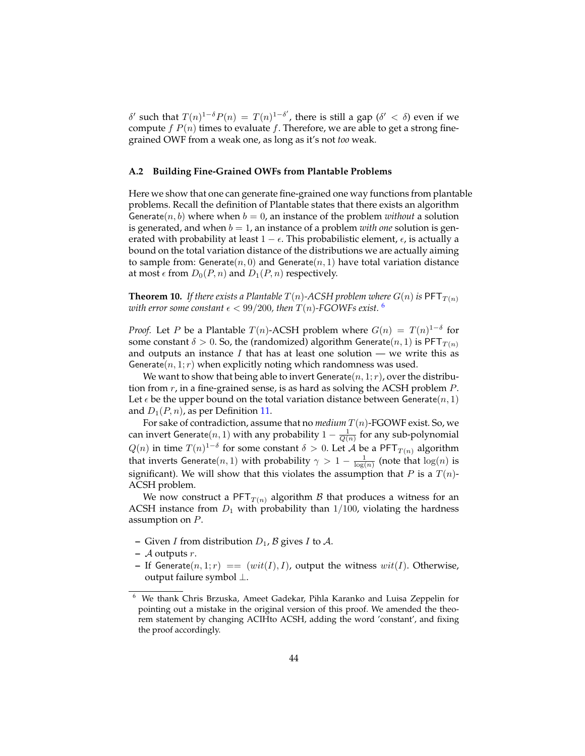$\delta'$ such that $T(n)^{1-\delta}P(n) = T(n)^{1-\delta'}$, there is still a gap ($\delta' < \delta$) even if we compute $f$ $P(n)$ times to evaluate $f$. Therefore, we are able to get a strong fine-grained OWF from a weak one, as long as it's not *too* weak.

### A.2 Building Fine-Grained OWFs from Plantable Problems

Here we show that one can generate fine-grained one way functions from plantable problems. Recall the definition of Plantable states that there exists an algorithm $\mathsf{Generate}(n, b)$ where when $b = 0$, an instance of the problem *without* a solution is generated, and when $b = 1$, an instance of a problem *with one* solution is generated with probability at least $1 - \epsilon$. This probabilistic element, $\epsilon$, is actually a bound on the total variation distance of the distributions we are actually aiming to sample from: $\mathsf{Generate}(n, 0)$ and $\mathsf{Generate}(n, 1)$ have total variation distance at most $\epsilon$ from $D_0(P, n)$ and $D_1(P, n)$ respectively.

**Theorem 10.** *If there exists a Plantable $T(n)$-ACSH problem where $G(n)$ is $\mathsf{PFT}_{T(n)}$ with error some constant $\epsilon < 99/200$, then $T(n)$-FGOWFs exist.* [6]

*Proof.* Let $P$ be a Plantable $T(n)$-ACSH problem where $G(n) = T(n)^{1-\delta}$ for some constant $\delta > 0$. So, the (randomized) algorithm $\mathsf{Generate}(n, 1)$ is $\mathsf{PFT}_{T(n)}$ and outputs an instance $I$ that has at least one solution — we write this as $\mathsf{Generate}(n, 1; r)$ when explicitly noting which randomness was used.

We want to show that being able to invert $\mathsf{Generate}(n, 1; r)$, over the distribution from $r$, in a fine-grained sense, is as hard as solving the ACSH problem $P$. Let $\epsilon$ be the upper bound on the total variation distance between $\mathsf{Generate}(n, 1)$ and $D_1(P, n)$, as per Definition 11.

For sake of contradiction, assume that no *medium* $T(n)$-FGOWF exist. So, we can invert $\mathsf{Generate}(n, 1)$ with any probability $1 - \frac{1}{Q(n)}$ for any sub-polynomial $Q(n)$ in time $T(n)^{1-\delta}$ for some constant $\delta > 0$. Let $\mathcal{A}$ be a $\mathsf{PFT}_{T(n)}$ algorithm that inverts $\mathsf{Generate}(n, 1)$ with probability $\gamma > 1 - \frac{1}{\log(n)}$ (note that $\log(n)$ is significant). We will show that this violates the assumption that $P$ is a $T(n)$-ACSH problem.

We now construct a $\mathsf{PFT}_{T(n)}$ algorithm $\mathcal{B}$ that produces a witness for an ACSH instance from $D_1$ with probability than $1/100$, violating the hardness assumption on $P$.

- Given $I$ from distribution $D_1$, $\mathcal{B}$ gives $I$ to $\mathcal{A}$.
- $\mathcal{A}$ outputs $r$.
- If $\mathsf{Generate}(n, 1; r) == (wit(I), I)$, output the witness $wit(I)$. Otherwise, output failure symbol $\perp$.

[6] We thank Chris Brzuska, Ameet Gadekar, Pihla Karanko and Luisa Zeppelin for pointing out a mistake in the original version of this proof. We amended the theorem statement by changing ACIHto ACSH, adding the word 'constant', and fixing the proof accordingly.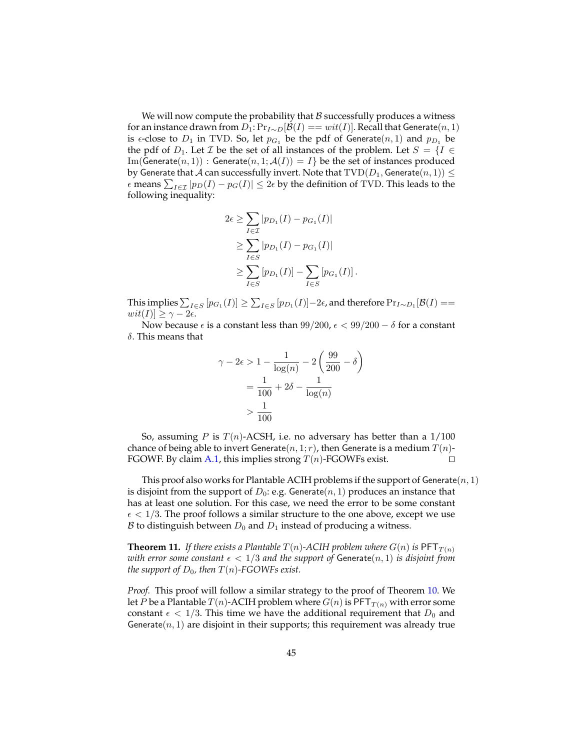We will now compute the probability that $\mathcal{B}$ successfully produces a witness for an instance drawn from $D_1$: $\Pr_{I \sim D}[\mathcal{B}(I) == wit(I)]$. Recall that $\mathsf{Generate}(n, 1)$ is $\epsilon$-close to $D_1$ in TVD. So, let $p_{G_1}$ be the pdf of $\mathsf{Generate}(n, 1)$ and $p_{D_1}$ be the pdf of $D_1$. Let $\mathcal{I}$ be the set of all instances of the problem. Let $S = \{I \in \mathrm{Im}(\mathsf{Generate}(n, 1)) : \mathsf{Generate}(n, 1; \mathcal{A}(I)) = I\}$ be the set of instances produced by $\mathsf{Generate}$ that $\mathcal{A}$ can successfully invert. Note that $\mathrm{TVD}(D_1, \mathsf{Generate}(n, 1)) \leq \epsilon$ means $\sum_{I \in \mathcal{I}} |p_D(I) - p_G(I)| \leq 2\epsilon$ by the definition of TVD. This leads to the following inequality:

$$
\begin{aligned}
2\epsilon &\geq \sum_{I \in \mathcal{I}} |p_{D_1}(I) - p_{G_1}(I)| \\
&\geq \sum_{I \in S} |p_{D_1}(I) - p_{G_1}(I)| \\
&\geq \sum_{I \in S} [p_{D_1}(I)] - \sum_{I \in S} [p_{G_1}(I)] .
\end{aligned}
$$

This implies $\sum_{I \in S} [p_{G_1}(I)] \geq \sum_{I \in S} [p_{D_1}(I)] - 2\epsilon$, and therefore $\Pr_{I \sim D_1}[\mathcal{B}(I) == wit(I)] \geq \gamma - 2\epsilon$.

Now because $\epsilon$ is a constant less than $99/200$, $\epsilon < 99/200 - \delta$ for a constant $\delta$. This means that

$$
\begin{aligned}
\gamma - 2\epsilon &> 1 - \frac{1}{\log(n)} - 2\left(\frac{99}{200} - \delta\right) \\
&= \frac{1}{100} + 2\delta - \frac{1}{\log(n)} \\
&> \frac{1}{100}
\end{aligned}
$$

So, assuming $P$ is $T(n)$-ACSH, i.e. no adversary has better than a $1/100$ chance of being able to invert $\mathsf{Generate}(n, 1; r)$, then $\mathsf{Generate}$ is a medium $T(n)$-FGOWF. By claim A.1, this implies strong $T(n)$-FGOWFs exist. □

This proof also works for Plantable ACIH problems if the support of $\mathsf{Generate}(n, 1)$ is disjoint from the support of $D_0$: e.g. $\mathsf{Generate}(n, 1)$ produces an instance that has at least one solution. For this case, we need the error to be some constant $\epsilon < 1/3$. The proof follows a similar structure to the one above, except we use $\mathcal{B}$ to distinguish between $D_0$ and $D_1$ instead of producing a witness.

**Theorem 11.** *If there exists a Plantable $T(n)$-ACIH problem where $G(n)$ is $\mathsf{PFT}_{T(n)}$ with error some constant $\epsilon < 1/3$ and the support of $\mathsf{Generate}(n, 1)$ is disjoint from the support of $D_0$, then $T(n)$-FGOWFs exist.*

*Proof.* This proof will follow a similar strategy to the proof of Theorem 10. We let $P$ be a Plantable $T(n)$-ACIH problem where $G(n)$ is $\mathsf{PFT}_{T(n)}$ with error some constant $\epsilon < 1/3$. This time we have the additional requirement that $D_0$ and $\mathsf{Generate}(n, 1)$ are disjoint in their supports; this requirement was already true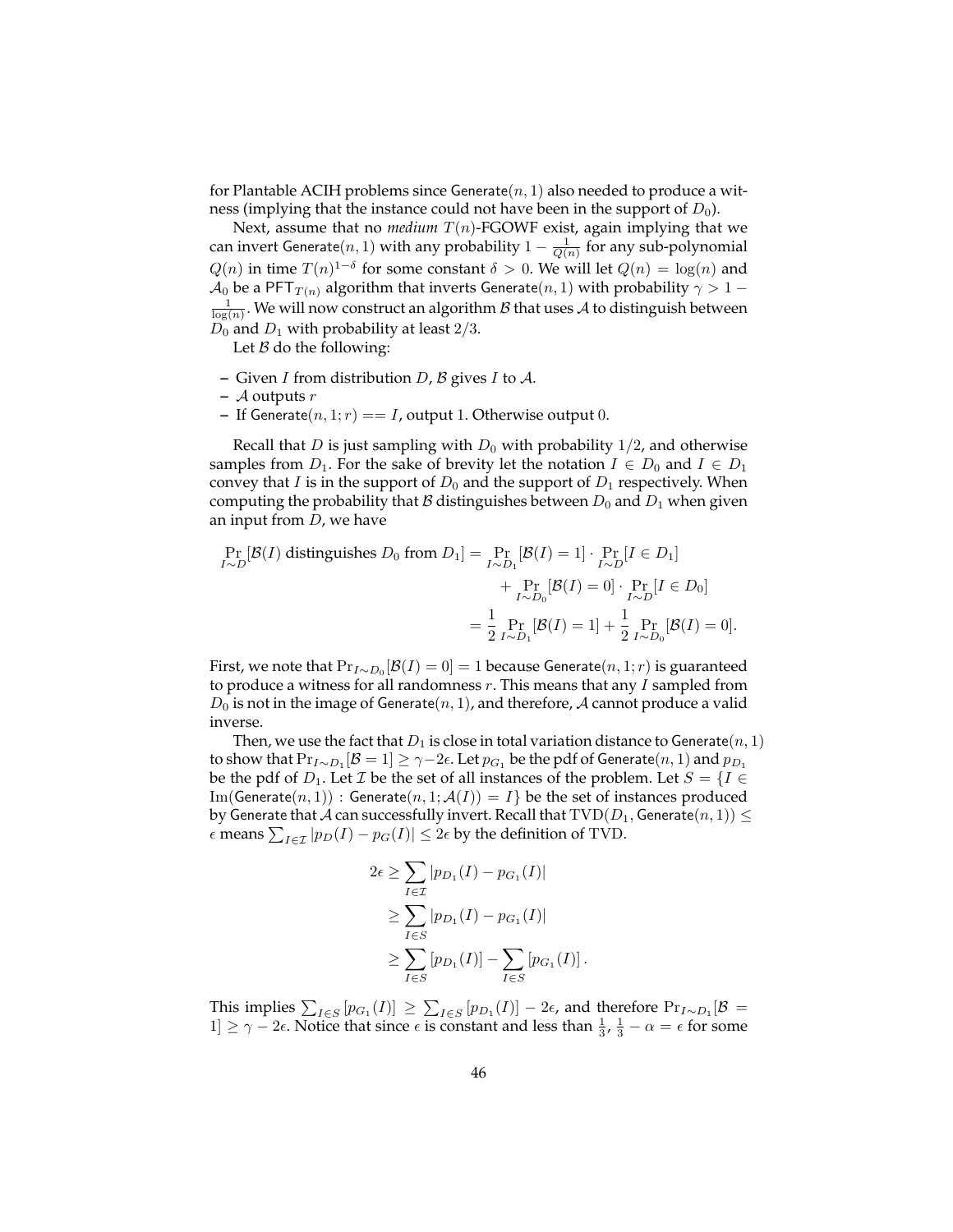for Plantable ACIH problems since $\mathsf{Generate}(n, 1)$ also needed to produce a witness (implying that the instance could not have been in the support of $D_0$).

Next, assume that no *medium* $T(n)$-FGOWF exist, again implying that we can invert $\mathsf{Generate}(n, 1)$ with any probability $1 - \frac{1}{Q(n)}$ for any sub-polynomial $Q(n)$ in time $T(n)^{1-\delta}$ for some constant $\delta > 0$. We will let $Q(n) = \log(n)$ and $\mathcal{A}_0$ be a $\mathsf{PFT}_{T(n)}$ algorithm that inverts $\mathsf{Generate}(n, 1)$ with probability $\gamma > 1 - \frac{1}{\log(n)}$. We will now construct an algorithm $\mathcal{B}$ that uses $\mathcal{A}$ to distinguish between $D_0$ and $D_1$ with probability at least $2/3$.

Let $\mathcal{B}$ do the following:

– Given $I$ from distribution $D$, $\mathcal{B}$ gives $I$ to $\mathcal{A}$.
– $\mathcal{A}$ outputs $r$
– If $\mathsf{Generate}(n, 1; r) == I$, output 1. Otherwise output 0.

Recall that $D$ is just sampling with $D_0$ with probability $1/2$, and otherwise samples from $D_1$. For the sake of brevity let the notation $I \in D_0$ and $I \in D_1$ convey that $I$ is in the support of $D_0$ and the support of $D_1$ respectively. When computing the probability that $\mathcal{B}$ distinguishes between $D_0$ and $D_1$ when given an input from $D$, we have

$$
\begin{aligned}
\Pr_{I \sim D}[\mathcal{B}(I) \text{ distinguishes } D_0 \text{ from } D_1] &= \Pr_{I \sim D_1}[\mathcal{B}(I) = 1] \cdot \Pr_{I \sim D}[I \in D_1] \\
&\quad + \Pr_{I \sim D_0}[\mathcal{B}(I) = 0] \cdot \Pr_{I \sim D}[I \in D_0] \\
&= \frac{1}{2} \Pr_{I \sim D_1}[\mathcal{B}(I) = 1] + \frac{1}{2} \Pr_{I \sim D_0}[\mathcal{B}(I) = 0].
\end{aligned}
$$

First, we note that $\Pr_{I \sim D_0}[\mathcal{B}(I) = 0] = 1$ because $\mathsf{Generate}(n, 1; r)$ is guaranteed to produce a witness for all randomness $r$. This means that any $I$ sampled from $D_0$ is not in the image of $\mathsf{Generate}(n, 1)$, and therefore, $\mathcal{A}$ cannot produce a valid inverse.

Then, we use the fact that $D_1$ is close in total variation distance to $\mathsf{Generate}(n, 1)$ to show that $\Pr_{I \sim D_1}[\mathcal{B} = 1] \geq \gamma - 2\epsilon$. Let $p_{G_1}$ be the pdf of $\mathsf{Generate}(n, 1)$ and $p_{D_1}$ be the pdf of $D_1$. Let $\mathcal{I}$ be the set of all instances of the problem. Let $S = \{I \in \mathrm{Im}(\mathsf{Generate}(n, 1)) : \mathsf{Generate}(n, 1; \mathcal{A}(I)) = I\}$ be the set of instances produced by $\mathsf{Generate}$ that $\mathcal{A}$ can successfully invert. Recall that $\mathrm{TVD}(D_1, \mathsf{Generate}(n, 1)) \leq \epsilon$ means $\sum_{I \in \mathcal{I}} |p_D(I) - p_G(I)| \leq 2\epsilon$ by the definition of TVD.

$$
\begin{aligned}
2\epsilon &\geq \sum_{I \in \mathcal{I}} |p_{D_1}(I) - p_{G_1}(I)| \\
&\geq \sum_{I \in S} |p_{D_1}(I) - p_{G_1}(I)| \\
&\geq \sum_{I \in S} [p_{D_1}(I)] - \sum_{I \in S} [p_{G_1}(I)] .
\end{aligned}
$$

This implies $\sum_{I \in S} [p_{G_1}(I)] \geq \sum_{I \in S} [p_{D_1}(I)] - 2\epsilon$, and therefore $\Pr_{I \sim D_1}[\mathcal{B} = 1] \geq \gamma - 2\epsilon$. Notice that since $\epsilon$ is constant and less than $\frac{1}{3}$, $\frac{1}{3} - \alpha = \epsilon$ for some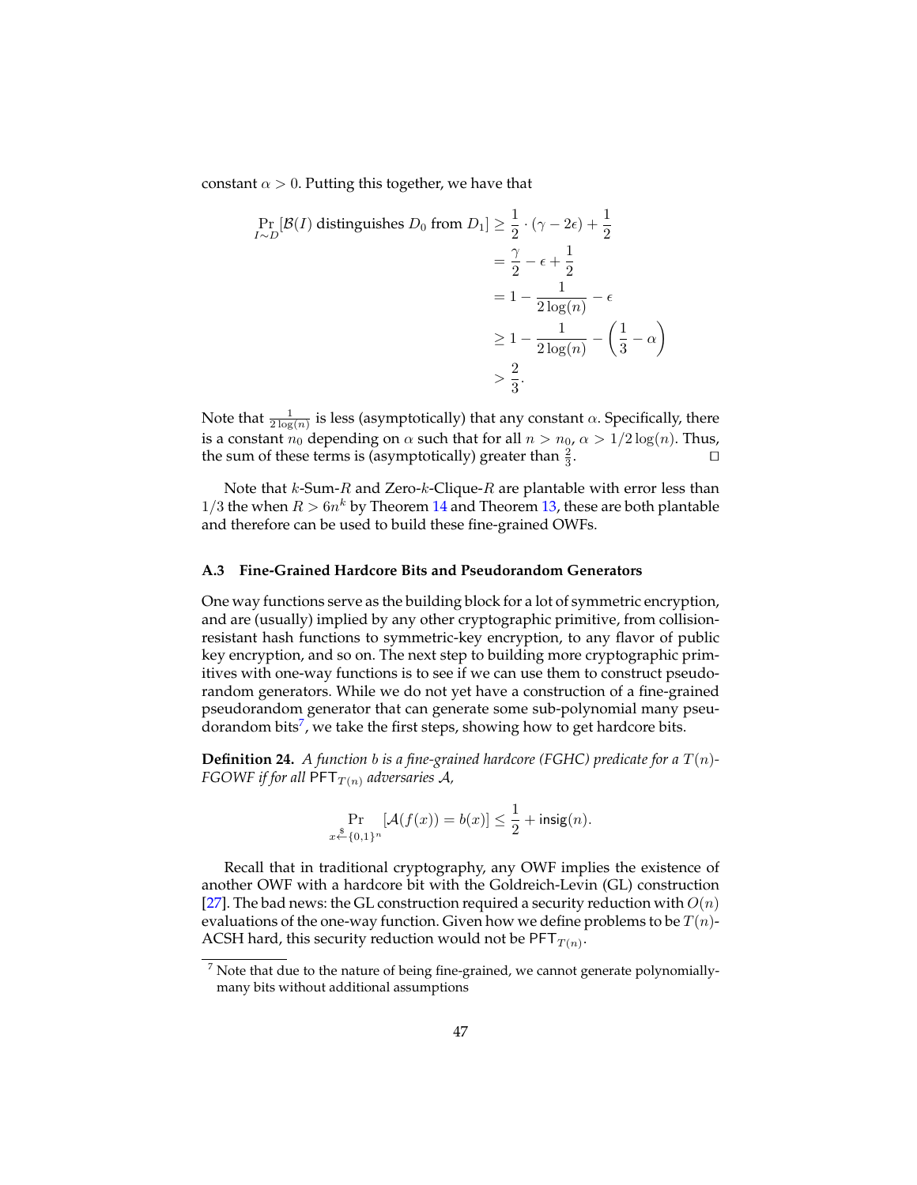constant $\alpha > 0$. Putting this together, we have that

$$
\begin{aligned}
\Pr_{I \sim D}[\mathcal{B}(I) \text{ distinguishes } D_0 \text{ from } D_1] &\geq \frac{1}{2} \cdot (\gamma - 2\epsilon) + \frac{1}{2} \\
&= \frac{\gamma}{2} - \epsilon + \frac{1}{2} \\
&= 1 - \frac{1}{2\log(n)} - \epsilon \\
&\geq 1 - \frac{1}{2\log(n)} - \left(\frac{1}{3} - \alpha\right) \\
&> \frac{2}{3}.
\end{aligned}
$$

Note that $\frac{1}{2\log(n)}$ is less (asymptotically) that any constant $\alpha$. Specifically, there is a constant $n_0$ depending on $\alpha$ such that for all $n > n_0$, $\alpha > 1/2\log(n)$. Thus, the sum of these terms is (asymptotically) greater than $\frac{2}{3}$. □

Note that $k$-Sum-$R$ and Zero-$k$-Clique-$R$ are plantable with error less than $1/3$ the when $R > 6n^k$ by Theorem 14 and Theorem 13, these are both plantable and therefore can be used to build these fine-grained OWFs.

### A.3 Fine-Grained Hardcore Bits and Pseudorandom Generators

One way functions serve as the building block for a lot of symmetric encryption, and are (usually) implied by any other cryptographic primitive, from collision-resistant hash functions to symmetric-key encryption, to any flavor of public key encryption, and so on. The next step to building more cryptographic primitives with one-way functions is to see if we can use them to construct pseudorandom generators. While we do not yet have a construction of a fine-grained pseudorandom generator that can generate some sub-polynomial many pseudorandom bits[7], we take the first steps, showing how to get hardcore bits.

**Definition 24.** *A function $b$ is a fine-grained hardcore (FGHC) predicate for a $T(n)$-FGOWF if for all $\mathsf{PFT}_{T(n)}$ adversaries $\mathcal{A}$,*

$$\Pr_{x \xleftarrow{\$} \{0,1\}^n}[\mathcal{A}(f(x)) = b(x)] \leq \frac{1}{2} + \mathsf{insig}(n).$$

Recall that in traditional cryptography, any OWF implies the existence of another OWF with a hardcore bit with the Goldreich-Levin (GL) construction [27]. The bad news: the GL construction required a security reduction with $O(n)$ evaluations of the one-way function. Given how we define problems to be $T(n)$-ACSH hard, this security reduction would not be $\mathsf{PFT}_{T(n)}$.

[7] Note that due to the nature of being fine-grained, we cannot generate polynomially-many bits without additional assumptions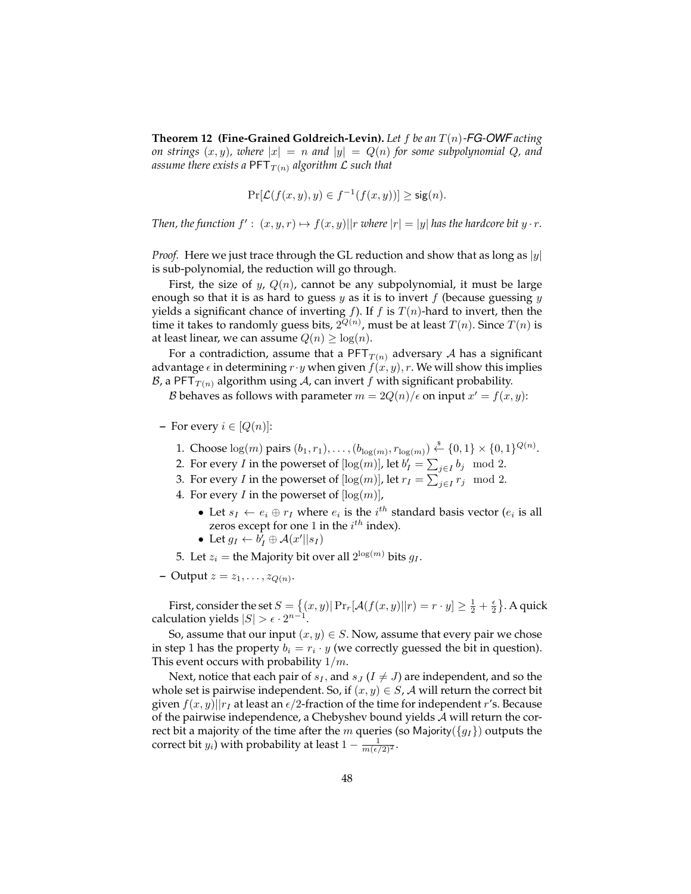**Theorem 12 (Fine-Grained Goldreich-Levin).** *Let $f$ be an $T(n)$-FG-OWF acting on strings $(x, y)$, where $|x| = n$ and $|y| = Q(n)$ for some subpolynomial $Q$, and assume there exists a $\mathsf{PFT}_{T(n)}$ algorithm $\mathcal{L}$ such that*

$$\Pr[\mathcal{L}(f(x, y), y) \in f^{-1}(f(x, y))] \geq \mathsf{sig}(n).$$

*Then, the function $f' : (x, y, r) \mapsto f(x, y)||r$ where $|r| = |y|$ has the hardcore bit $y \cdot r$.*

*Proof.* Here we just trace through the GL reduction and show that as long as $|y|$ is sub-polynomial, the reduction will go through.

First, the size of $y$, $Q(n)$, cannot be any subpolynomial, it must be large enough so that it is as hard to guess $y$ as it is to invert $f$ (because guessing $y$ yields a significant chance of inverting $f$). If $f$ is $T(n)$-hard to invert, then the time it takes to randomly guess bits, $2^{Q(n)}$, must be at least $T(n)$. Since $T(n)$ is at least linear, we can assume $Q(n) \geq \log(n)$.

For a contradiction, assume that a $\mathsf{PFT}_{T(n)}$ adversary $\mathcal{A}$ has a significant advantage $\epsilon$ in determining $r \cdot y$ when given $f(x, y), r$. We will show this implies $\mathcal{B}$, a $\mathsf{PFT}_{T(n)}$ algorithm using $\mathcal{A}$, can invert $f$ with significant probability.

$\mathcal{B}$ behaves as follows with parameter $m = 2Q(n)/\epsilon$ on input $x' = f(x, y)$:

- For every $i \in [Q(n)]$:
  1. Choose $\log(m)$ pairs $(b_1, r_1), \ldots, (b_{\log(m)}, r_{\log(m)}) \xleftarrow{\$} \{0, 1\} \times \{0, 1\}^{Q(n)}$.
  2. For every $I$ in the powerset of $[\log(m)]$, let $b_I' = \sum_{j \in I} b_j \mod 2$.
  3. For every $I$ in the powerset of $[\log(m)]$, let $r_I = \sum_{j \in I} r_j \mod 2$.
  4. For every $I$ in the powerset of $[\log(m)]$,
     - Let $s_I \leftarrow e_i \oplus r_I$ where $e_i$ is the $i^{th}$ standard basis vector ($e_i$ is all zeros except for one $1$ in the $i^{th}$ index).
     - Let $g_I \leftarrow b_I' \oplus \mathcal{A}(x'||s_I)$
  5. Let $z_i =$ the Majority bit over all $2^{\log(m)}$ bits $g_I$.
- Output $z = z_1, \ldots, z_{Q(n)}$.

First, consider the set $S = \left\{(x, y) | \Pr_r[\mathcal{A}(f(x, y)||r) = r \cdot y] \geq \frac{1}{2} + \frac{\epsilon}{2}\right\}$. A quick calculation yields $|S| > \epsilon \cdot 2^{n-1}$.

So, assume that our input $(x, y) \in S$. Now, assume that every pair we chose in step 1 has the property $b_i = r_i \cdot y$ (we correctly guessed the bit in question). This event occurs with probability $1/m$.

Next, notice that each pair of $s_I$, and $s_J$ ($I \neq J$) are independent, and so the whole set is pairwise independent. So, if $(x, y) \in S$, $\mathcal{A}$ will return the correct bit given $f(x, y)||r_I$ at least an $\epsilon/2$-fraction of the time for independent $r$'s. Because of the pairwise independence, a Chebyshev bound yields $\mathcal{A}$ will return the correct bit a majority of the time after the $m$ queries (so $\mathsf{Majority}(\{g_I\})$ outputs the correct bit $y_i$) with probability at least $1 - \frac{1}{m(\epsilon/2)^2}$.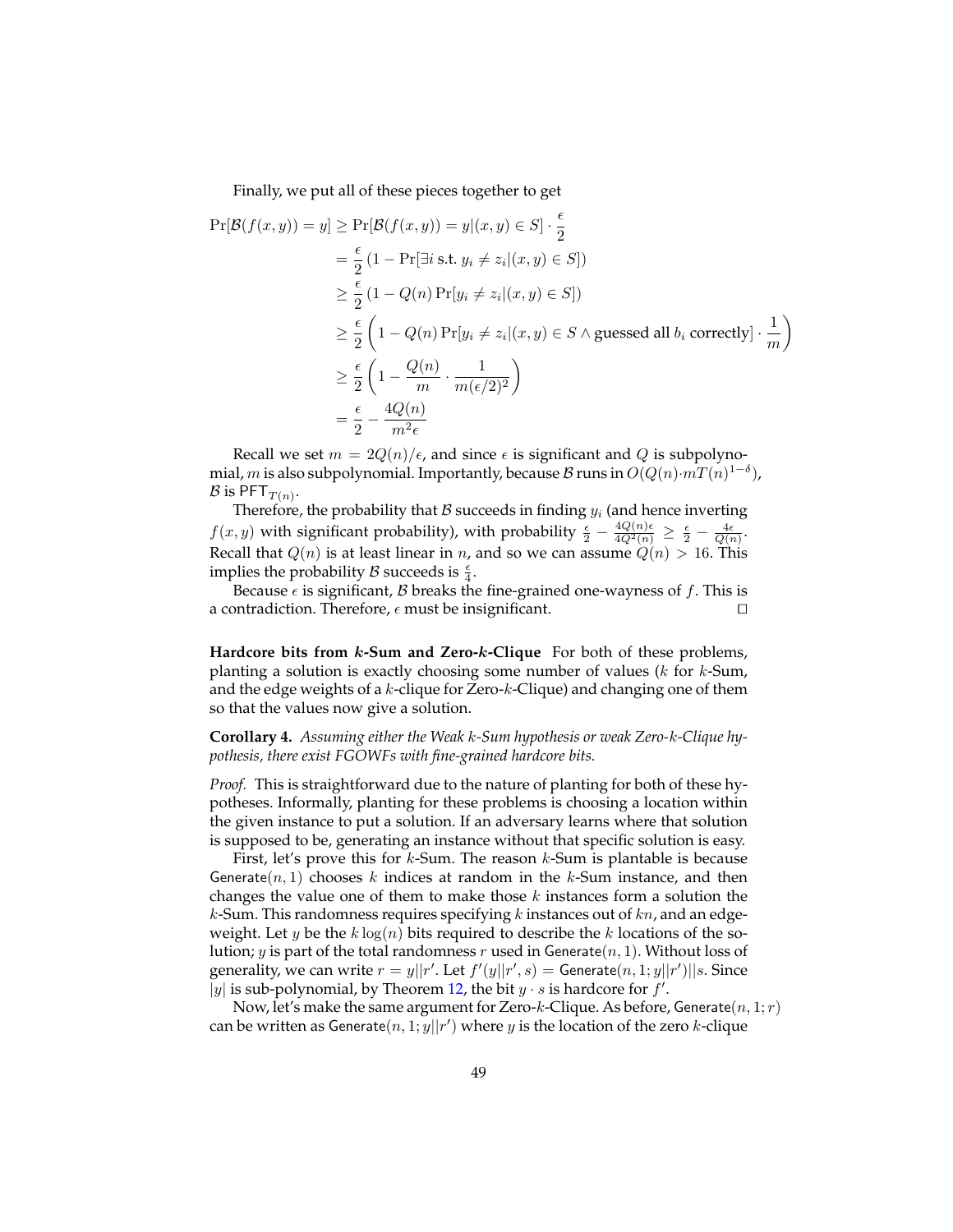Finally, we put all of these pieces together to get

$$
\begin{aligned}
\Pr[\mathcal{B}(f(x,y)) = y] &\geq \Pr[\mathcal{B}(f(x,y)) = y | (x,y) \in S] \cdot \frac{\epsilon}{2} \\
&= \frac{\epsilon}{2} \left(1 - \Pr[\exists i \text{ s.t. } y_i \neq z_i | (x,y) \in S]\right) \\
&\geq \frac{\epsilon}{2} \left(1 - Q(n) \Pr[y_i \neq z_i | (x,y) \in S]\right) \\
&\geq \frac{\epsilon}{2} \left(1 - Q(n) \Pr[y_i \neq z_i | (x,y) \in S \wedge \text{guessed all } b_i \text{ correctly}] \cdot \frac{1}{m}\right) \\
&\geq \frac{\epsilon}{2} \left(1 - \frac{Q(n)}{m} \cdot \frac{1}{m(\epsilon/2)^2}\right) \\
&= \frac{\epsilon}{2} - \frac{4Q(n)}{m^2 \epsilon}
\end{aligned}
$$

Recall we set $m = 2Q(n)/\epsilon$, and since $\epsilon$ is significant and $Q$ is subpolynomial, $m$ is also subpolynomial. Importantly, because $\mathcal{B}$ runs in $O(Q(n) \cdot m T(n)^{1-\delta})$, $\mathcal{B}$ is $\mathsf{PFT}_{T(n)}$.

Therefore, the probability that $\mathcal{B}$ succeeds in finding $y_i$ (and hence inverting $f(x,y)$ with significant probability), with probability $\frac{\epsilon}{2} - \frac{4Q(n)\epsilon}{4Q^2(n)} \geq \frac{\epsilon}{2} - \frac{4\epsilon}{Q(n)}$. Recall that $Q(n)$ is at least linear in $n$, and so we can assume $Q(n) > 16$. This implies the probability $\mathcal{B}$ succeeds is $\frac{\epsilon}{4}$.

Because $\epsilon$ is significant, $\mathcal{B}$ breaks the fine-grained one-wayness of $f$. This is a contradiction. Therefore, $\epsilon$ must be insignificant. □

**Hardcore bits from $k$-Sum and Zero-$k$-Clique** For both of these problems, planting a solution is exactly choosing some number of values ($k$ for $k$-Sum, and the edge weights of a $k$-clique for Zero-$k$-Clique) and changing one of them so that the values now give a solution.

**Corollary 4.** *Assuming either the Weak $k$-Sum hypothesis or weak Zero-$k$-Clique hypothesis, there exist FGOWFs with fine-grained hardcore bits.*

*Proof.* This is straightforward due to the nature of planting for both of these hypotheses. Informally, planting for these problems is choosing a location within the given instance to put a solution. If an adversary learns where that solution is supposed to be, generating an instance without that specific solution is easy.

First, let's prove this for $k$-Sum. The reason $k$-Sum is plantable is because $\mathsf{Generate}(n, 1)$ chooses $k$ indices at random in the $k$-Sum instance, and then changes the value one of them to make those $k$ instances form a solution the $k$-Sum. This randomness requires specifying $k$ instances out of $kn$, and an edge-weight. Let $y$ be the $k \log(n)$ bits required to describe the $k$ locations of the solution; $y$ is part of the total randomness $r$ used in $\mathsf{Generate}(n, 1)$. Without loss of generality, we can write $r = y||r'$. Let $f'(y||r', s) = \mathsf{Generate}(n, 1; y||r')||s$. Since $|y|$ is sub-polynomial, by Theorem 12, the bit $y \cdot s$ is hardcore for $f'$.

Now, let's make the same argument for Zero-$k$-Clique. As before, $\mathsf{Generate}(n, 1; r)$ can be written as $\mathsf{Generate}(n, 1; y||r')$ where $y$ is the location of the zero $k$-clique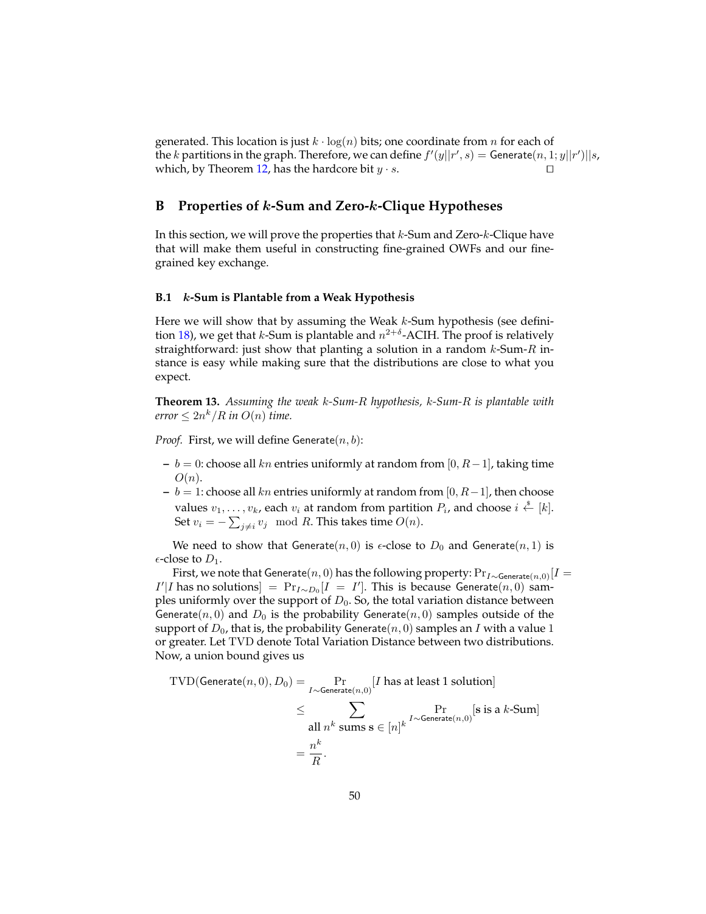generated. This location is just $k \cdot \log(n)$ bits; one coordinate from $n$ for each of the $k$ partitions in the graph. Therefore, we can define $f'(y||r', s) = \mathsf{Generate}(n, 1; y||r')||s$, which, by Theorem 12, has the hardcore bit $y \cdot s$. □

# B Properties of *k*-Sum and Zero-*k*-Clique Hypotheses

In this section, we will prove the properties that $k$-Sum and Zero-$k$-Clique have that will make them useful in constructing fine-grained OWFs and our fine-grained key exchange.

## B.1 *k*-Sum is Plantable from a Weak Hypothesis

Here we will show that by assuming the Weak $k$-Sum hypothesis (see definition 18), we get that $k$-Sum is plantable and $n^{2+\delta}$-ACIH. The proof is relatively straightforward: just show that planting a solution in a random $k$-Sum-$R$ instance is easy while making sure that the distributions are close to what you expect.

**Theorem 13.** *Assuming the weak $k$-Sum-$R$ hypothesis, $k$-Sum-$R$ is plantable with error $\leq 2n^k/R$ in $O(n)$ time.*

*Proof.* First, we will define $\mathsf{Generate}(n, b)$:

- $b = 0$: choose all $kn$ entries uniformly at random from $[0, R-1]$, taking time $O(n)$.
- $b = 1$: choose all $kn$ entries uniformly at random from $[0, R-1]$, then choose values $v_1, \ldots, v_k$, each $v_i$ at random from partition $P_i$, and choose $i \overset{\$}{\leftarrow} [k]$. Set $v_i = -\sum_{j \neq i} v_j \mod R$. This takes time $O(n)$.

We need to show that $\mathsf{Generate}(n, 0)$ is $\epsilon$-close to $D_0$ and $\mathsf{Generate}(n, 1)$ is $\epsilon$-close to $D_1$.

First, we note that $\mathsf{Generate}(n, 0)$ has the following property: $\Pr_{I \sim \mathsf{Generate}(n,0)}[I = I' | I \text{ has no solutions}] = \Pr_{I \sim D_0}[I = I']$. This is because $\mathsf{Generate}(n, 0)$ samples uniformly over the support of $D_0$. So, the total variation distance between $\mathsf{Generate}(n, 0)$ and $D_0$ is the probability $\mathsf{Generate}(n, 0)$ samples outside of the support of $D_0$, that is, the probability $\mathsf{Generate}(n, 0)$ samples an $I$ with a value 1 or greater. Let TVD denote Total Variation Distance between two distributions. Now, a union bound gives us

$$
\begin{aligned}
\mathrm{TVD}(\mathsf{Generate}(n, 0), D_0) &= \Pr_{I \sim \mathsf{Generate}(n,0)}[I \text{ has at least 1 solution}] \\
&\leq \sum_{\text{all } n^k \text{ sums } \mathbf{s} \in [n]^k} \Pr_{I \sim \mathsf{Generate}(n,0)}[\mathbf{s} \text{ is a } k\text{-Sum}] \\
&= \frac{n^k}{R}.
\end{aligned}
$$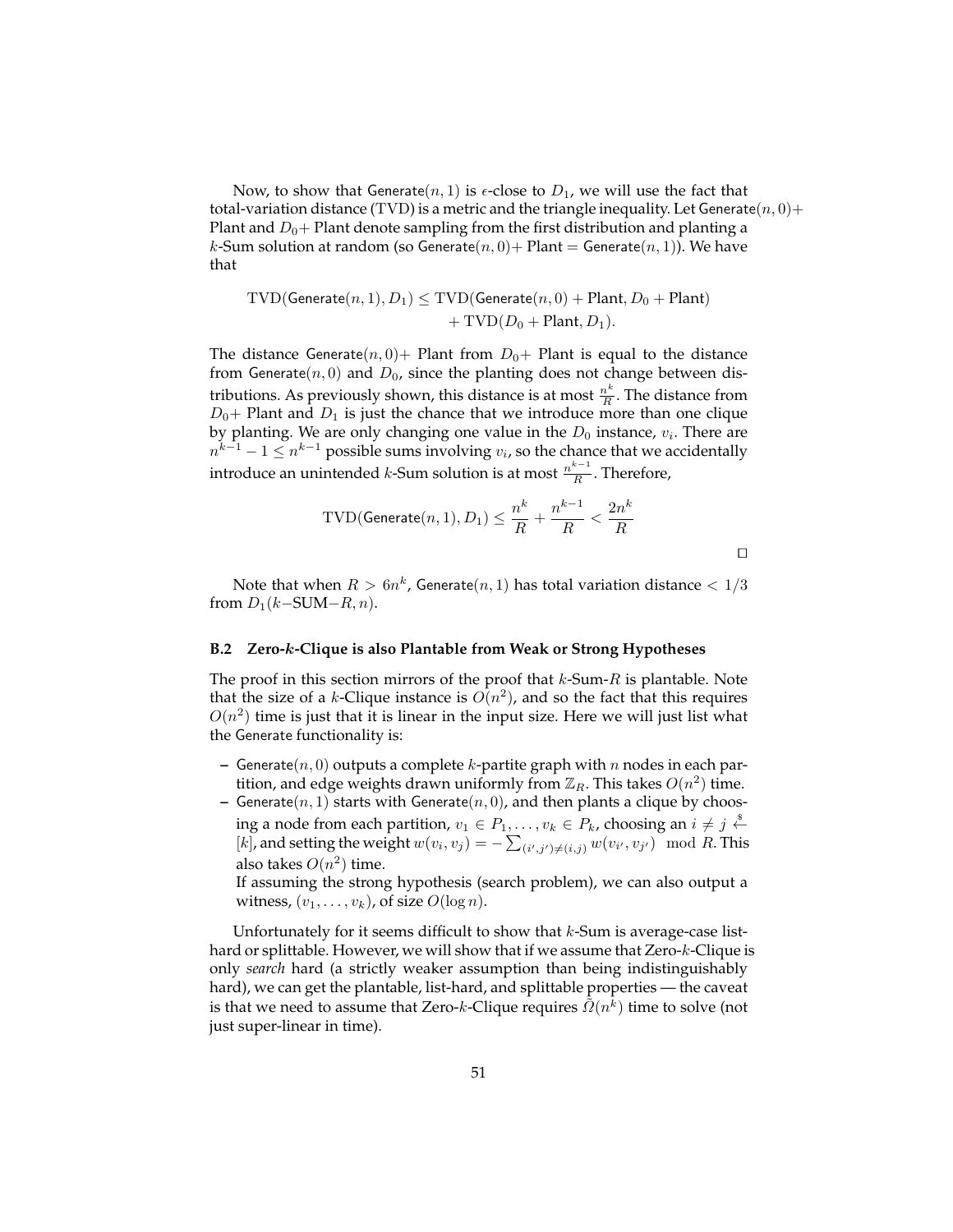Now, to show that $\mathsf{Generate}(n, 1)$ is $\epsilon$-close to $D_1$, we will use the fact that total-variation distance (TVD) is a metric and the triangle inequality. Let $\mathsf{Generate}(n, 0)+$ Plant and $D_0+$ Plant denote sampling from the first distribution and planting a $k$-Sum solution at random (so $\mathsf{Generate}(n, 0)+$ Plant $= \mathsf{Generate}(n, 1)$). We have that

$$\begin{aligned}\mathrm{TVD}(\mathsf{Generate}(n,1), D_1) \leq\ & \mathrm{TVD}(\mathsf{Generate}(n,0) + \mathrm{Plant}, D_0 + \mathrm{Plant}) \\ & + \mathrm{TVD}(D_0 + \mathrm{Plant}, D_1).\end{aligned}$$

The distance $\mathsf{Generate}(n, 0)+$ Plant from $D_0+$ Plant is equal to the distance from $\mathsf{Generate}(n, 0)$ and $D_0$, since the planting does not change between distributions. As previously shown, this distance is at most $\frac{n^k}{R}$. The distance from $D_0+$ Plant and $D_1$ is just the chance that we introduce more than one clique by planting. We are only changing one value in the $D_0$ instance, $v_i$. There are $n^{k-1} - 1 \leq n^{k-1}$ possible sums involving $v_i$, so the chance that we accidentally introduce an unintended $k$-Sum solution is at most $\frac{n^{k-1}}{R}$. Therefore,

$$\mathrm{TVD}(\mathsf{Generate}(n,1), D_1) \leq \frac{n^k}{R} + \frac{n^{k-1}}{R} < \frac{2n^k}{R}$$

□

Note that when $R > 6n^k$, $\mathsf{Generate}(n, 1)$ has total variation distance $< 1/3$ from $D_1(k\text{−SUM−}R, n)$.

### B.2 Zero-$k$-Clique is also Plantable from Weak or Strong Hypotheses

The proof in this section mirrors of the proof that $k$-Sum-$R$ is plantable. Note that the size of a $k$-Clique instance is $O(n^2)$, and so the fact that this requires $O(n^2)$ time is just that it is linear in the input size. Here we will just list what the Generate functionality is:

- $\mathsf{Generate}(n, 0)$ outputs a complete $k$-partite graph with $n$ nodes in each partition, and edge weights drawn uniformly from $\mathbb{Z}_R$. This takes $O(n^2)$ time.
- $\mathsf{Generate}(n, 1)$ starts with $\mathsf{Generate}(n, 0)$, and then plants a clique by choosing a node from each partition, $v_1 \in P_1, \ldots, v_k \in P_k$, choosing an $i \neq j \xleftarrow{\$} [k]$, and setting the weight $w(v_i, v_j) = -\sum_{(i',j') \neq (i,j)} w(v_{i'}, v_{j'}) \mod R$. This also takes $O(n^2)$ time.
  If assuming the strong hypothesis (search problem), we can also output a witness, $(v_1, \ldots, v_k)$, of size $O(\log n)$.

Unfortunately for it seems difficult to show that $k$-Sum is average-case list-hard or splittable. However, we will show that if we assume that Zero-$k$-Clique is only *search* hard (a strictly weaker assumption than being indistinguishably hard), we can get the plantable, list-hard, and splittable properties — the caveat is that we need to assume that Zero-$k$-Clique requires $\tilde{\Omega}(n^k)$ time to solve (not just super-linear in time).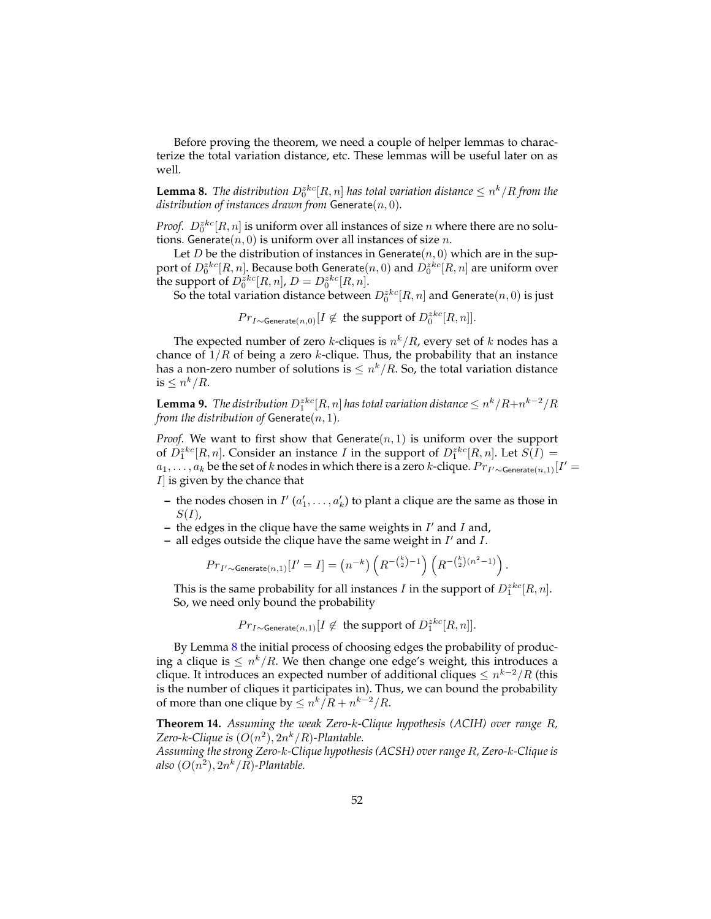Before proving the theorem, we need a couple of helper lemmas to characterize the total variation distance, etc. These lemmas will be useful later on as well.

**Lemma 8.** *The distribution $D_0^{zkc}[R, n]$ has total variation distance $\leq n^k/R$ from the distribution of instances drawn from* $\mathsf{Generate}(n, 0)$*.*

*Proof.* $D_0^{zkc}[R, n]$ is uniform over all instances of size $n$ where there are no solutions. $\mathsf{Generate}(n, 0)$ is uniform over all instances of size $n$.

Let $D$ be the distribution of instances in $\mathsf{Generate}(n, 0)$ which are in the support of $D_0^{zkc}[R, n]$. Because both $\mathsf{Generate}(n, 0)$ and $D_0^{zkc}[R, n]$ are uniform over the support of $D_0^{zkc}[R, n]$, $D = D_0^{zkc}[R, n]$.

So the total variation distance between $D_0^{zkc}[R, n]$ and $\mathsf{Generate}(n, 0)$ is just

$$Pr_{I \sim \mathsf{Generate}(n,0)}[I \notin \text{ the support of } D_0^{zkc}[R, n]].$$

The expected number of zero $k$-cliques is $n^k/R$, every set of $k$ nodes has a chance of $1/R$ of being a zero $k$-clique. Thus, the probability that an instance has a non-zero number of solutions is $\leq n^k/R$. So, the total variation distance is $\leq n^k/R$.

**Lemma 9.** *The distribution $D_1^{zkc}[R, n]$ has total variation distance $\leq n^k/R + n^{k-2}/R$ from the distribution of* $\mathsf{Generate}(n, 1)$*.*

*Proof.* We want to first show that $\mathsf{Generate}(n, 1)$ is uniform over the support of $D_1^{zkc}[R, n]$. Consider an instance $I$ in the support of $D_1^{zkc}[R, n]$. Let $S(I) = a_1, \ldots, a_k$ be the set of $k$ nodes in which there is a zero $k$-clique. $Pr_{I' \sim \mathsf{Generate}(n,1)}[I' = I]$ is given by the chance that

- the nodes chosen in $I'$ ($a'_1, \ldots, a'_k$) to plant a clique are the same as those in $S(I)$,
- the edges in the clique have the same weights in $I'$ and $I$ and,
- all edges outside the clique have the same weight in $I'$ and $I$.

$$Pr_{I' \sim \mathsf{Generate}(n,1)}[I' = I] = \left(n^{-k}\right)\left(R^{-\binom{k}{2}-1}\right)\left(R^{-\binom{k}{2}(n^2-1)}\right).$$

This is the same probability for all instances $I$ in the support of $D_1^{zkc}[R, n]$. So, we need only bound the probability

$$Pr_{I \sim \mathsf{Generate}(n,1)}[I \notin \text{ the support of } D_1^{zkc}[R, n]].$$

By Lemma 8 the initial process of choosing edges the probability of producing a clique is $\leq n^k/R$. We then change one edge's weight, this introduces a clique. It introduces an expected number of additional cliques $\leq n^{k-2}/R$ (this is the number of cliques it participates in). Thus, we can bound the probability of more than one clique by $\leq n^k/R + n^{k-2}/R$.

**Theorem 14.** *Assuming the weak Zero-$k$-Clique hypothesis (ACIH) over range $R$, Zero-$k$-Clique is $(O(n^2), 2n^k/R)$-Plantable.*
*Assuming the strong Zero-$k$-Clique hypothesis (ACSH) over range $R$, Zero-$k$-Clique is also $(O(n^2), 2n^k/R)$-Plantable.*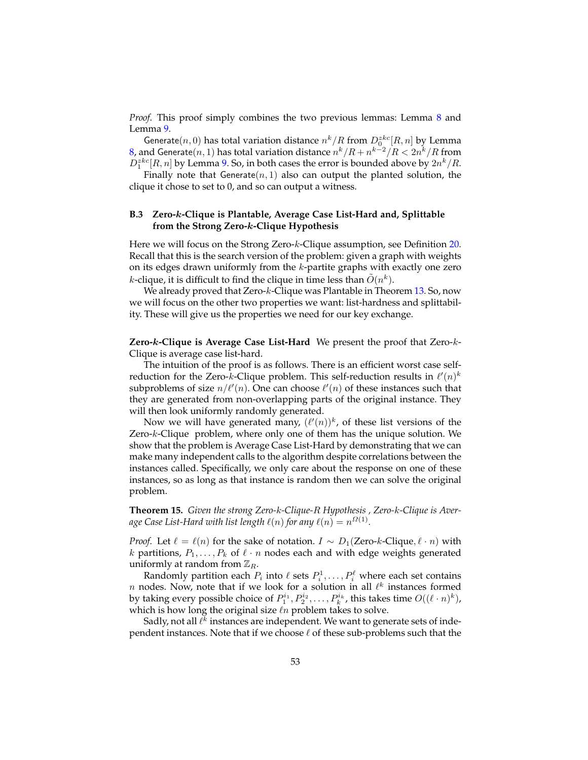*Proof.* This proof simply combines the two previous lemmas: Lemma 8 and Lemma 9.

$\mathsf{Generate}(n, 0)$ has total variation distance $n^k/R$ from $D_0^{zkc}[R, n]$ by Lemma 8, and $\mathsf{Generate}(n, 1)$ has total variation distance $n^k/R + n^{k-2}/R < 2n^k/R$ from $D_1^{zkc}[R, n]$ by Lemma 9. So, in both cases the error is bounded above by $2n^k/R$.

Finally note that $\mathsf{Generate}(n, 1)$ also can output the planted solution, the clique it chose to set to 0, and so can output a witness.

### B.3 Zero-$k$-Clique is Plantable, Average Case List-Hard and, Splittable from the Strong Zero-$k$-Clique Hypothesis

Here we will focus on the Strong Zero-$k$-Clique assumption, see Definition 20. Recall that this is the search version of the problem: given a graph with weights on its edges drawn uniformly from the $k$-partite graphs with exactly one zero $k$-clique, it is difficult to find the clique in time less than $\tilde{O}(n^k)$.

We already proved that Zero-$k$-Clique was Plantable in Theorem 13. So, now we will focus on the other two properties we want: list-hardness and splittability. These will give us the properties we need for our key exchange.

**Zero-$k$-Clique is Average Case List-Hard** We present the proof that Zero-$k$-Clique is average case list-hard.

The intuition of the proof is as follows. There is an efficient worst case self-reduction for the Zero-$k$-Clique problem. This self-reduction results in $\ell'(n)^k$ subproblems of size $n/\ell'(n)$. One can choose $\ell'(n)$ of these instances such that they are generated from non-overlapping parts of the original instance. They will then look uniformly randomly generated.

Now we will have generated many, $(\ell'(n))^k$, of these list versions of the Zero-$k$-Clique problem, where only one of them has the unique solution. We show that the problem is Average Case List-Hard by demonstrating that we can make many independent calls to the algorithm despite correlations between the instances called. Specifically, we only care about the response on one of these instances, so as long as that instance is random then we can solve the original problem.

**Theorem 15.** *Given the strong Zero-$k$-Clique-$R$ Hypothesis , Zero-$k$-Clique is Average Case List-Hard with list length $\ell(n)$ for any $\ell(n) = n^{\Omega(1)}$.*

*Proof.* Let $\ell = \ell(n)$ for the sake of notation. $I \sim D_1(\text{Zero-}k\text{-Clique}, \ell \cdot n)$ with $k$ partitions, $P_1, \ldots, P_k$ of $\ell \cdot n$ nodes each and with edge weights generated uniformly at random from $\mathbb{Z}_R$.

Randomly partition each $P_i$ into $\ell$ sets $P_i^1, \ldots, P_i^\ell$ where each set contains $n$ nodes. Now, note that if we look for a solution in all $\ell^k$ instances formed by taking every possible choice of $P_1^{i_1}, P_2^{i_2}, \ldots, P_k^{i_k}$, this takes time $O((\ell \cdot n)^k)$, which is how long the original size $\ell n$ problem takes to solve.

Sadly, not all $\ell^k$ instances are independent. We want to generate sets of independent instances. Note that if we choose $\ell$ of these sub-problems such that the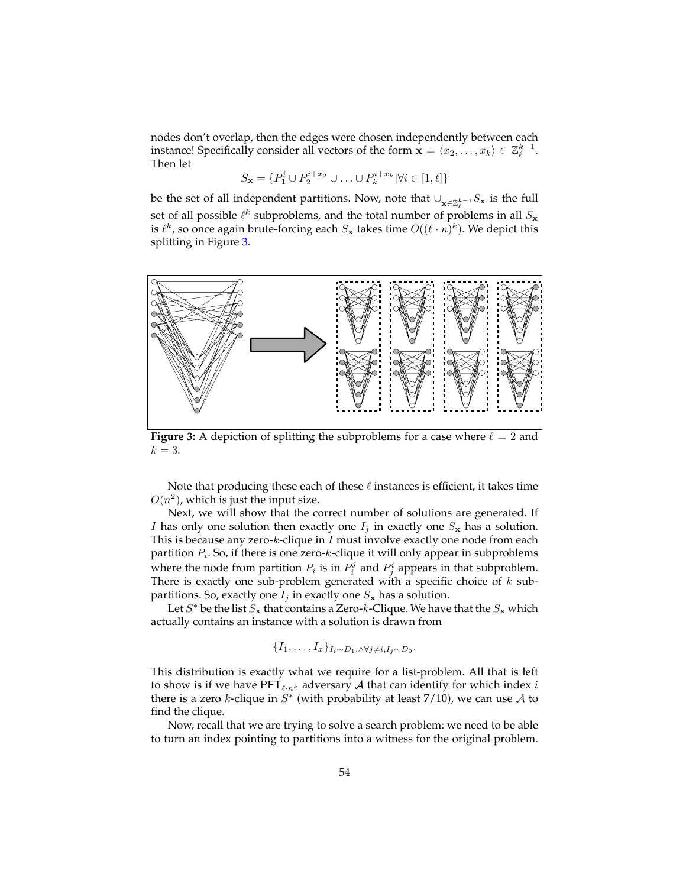nodes don't overlap, then the edges were chosen independently between each instance! Specifically consider all vectors of the form $\mathbf{x} = \langle x_2, \ldots, x_k \rangle \in \mathbb{Z}_\ell^{k-1}$. Then let

$$S_\mathbf{x} = \{P_1^i \cup P_2^{i+x_2} \cup \ldots \cup P_k^{i+x_k} | \forall i \in [1, \ell]\}$$

be the set of all independent partitions. Now, note that $\cup_{\mathbf{x} \in \mathbb{Z}_\ell^{k-1}} S_\mathbf{x}$ is the full set of all possible $\ell^k$ subproblems, and the total number of problems in all $S_\mathbf{x}$ is $\ell^k$, so once again brute-forcing each $S_\mathbf{x}$ takes time $O((\ell \cdot n)^k)$. We depict this splitting in Figure 3.

**Figure 3:** A depiction of splitting the subproblems for a case where $\ell = 2$ and $k = 3$.

Note that producing these each of these $\ell$ instances is efficient, it takes time $O(n^2)$, which is just the input size.

Next, we will show that the correct number of solutions are generated. If $I$ has only one solution then exactly one $I_j$ in exactly one $S_\mathbf{x}$ has a solution. This is because any zero-$k$-clique in $I$ must involve exactly one node from each partition $P_i$. So, if there is one zero-$k$-clique it will only appear in subproblems where the node from partition $P_i$ is in $P_i^j$ and $P_j^i$ appears in that subproblem. There is exactly one sub-problem generated with a specific choice of $k$ sub-partitions. So, exactly one $I_j$ in exactly one $S_\mathbf{x}$ has a solution.

Let $S^*$ be the list $S_\mathbf{x}$ that contains a Zero-$k$-Clique. We have that the $S_\mathbf{x}$ which actually contains an instance with a solution is drawn from

$$\{I_1, \ldots, I_x\}_{I_i \sim D_1, \wedge \forall j \neq i, I_j \sim D_0}.$$

This distribution is exactly what we require for a list-problem. All that is left to show is if we have $\mathsf{PFT}_{\ell \cdot n^k}$ adversary $\mathcal{A}$ that can identify for which index $i$ there is a zero $k$-clique in $S^*$ (with probability at least 7/10), we can use $\mathcal{A}$ to find the clique.

Now, recall that we are trying to solve a search problem: we need to be able to turn an index pointing to partitions into a witness for the original problem.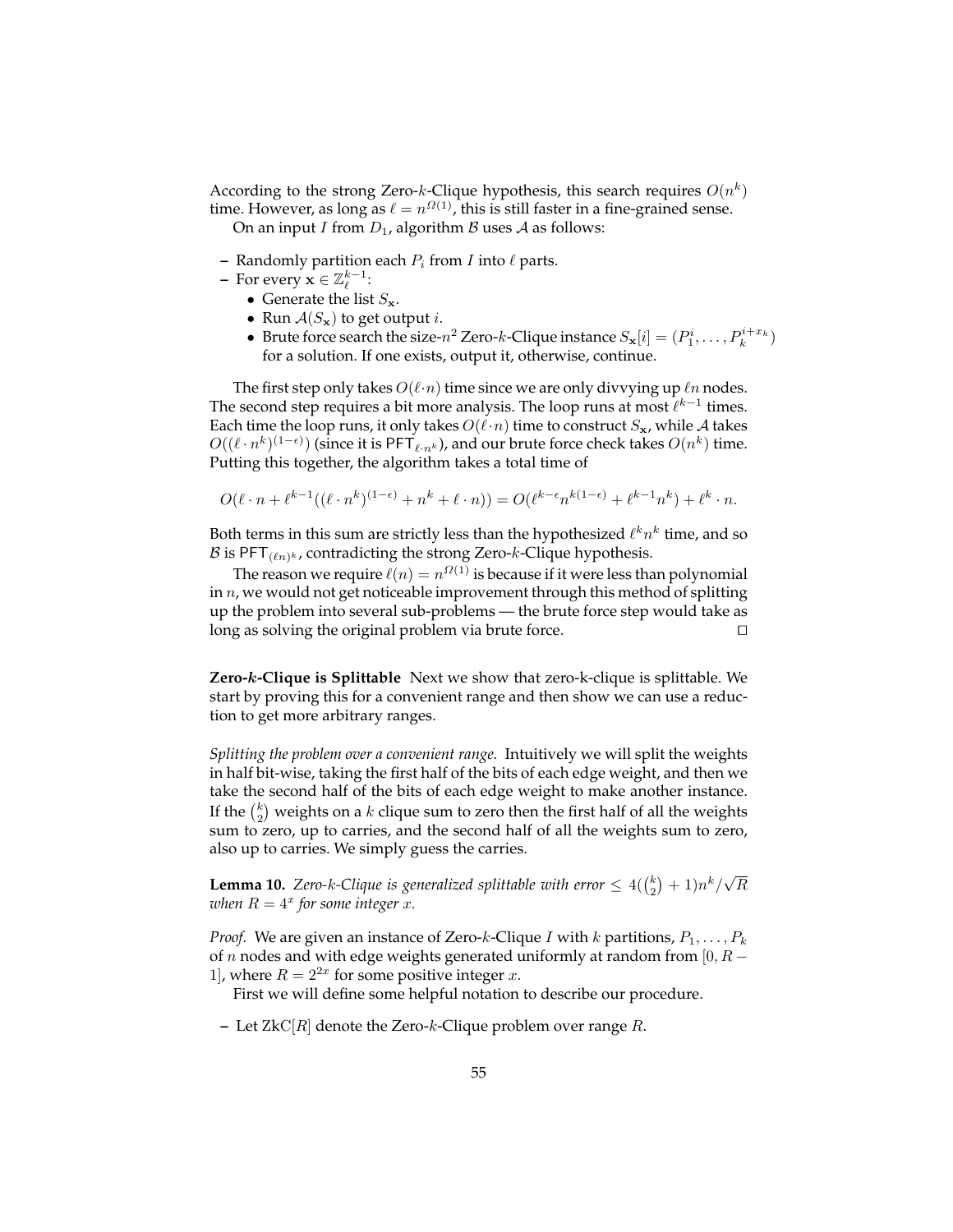According to the strong Zero-$k$-Clique hypothesis, this search requires $O(n^k)$ time. However, as long as $\ell = n^{\Omega(1)}$, this is still faster in a fine-grained sense.

On an input $I$ from $D_1$, algorithm $\mathcal{B}$ uses $\mathcal{A}$ as follows:

– Randomly partition each $P_i$ from $I$ into $\ell$ parts.
– For every $\mathbf{x} \in \mathbb{Z}_\ell^{k-1}$:
  - Generate the list $S_{\mathbf{x}}$.
  - Run $\mathcal{A}(S_{\mathbf{x}})$ to get output $i$.
  - Brute force search the size-$n^2$ Zero-$k$-Clique instance $S_{\mathbf{x}}[i] = (P_1^i, \ldots, P_k^{i+x_k})$ for a solution. If one exists, output it, otherwise, continue.

The first step only takes $O(\ell \cdot n)$ time since we are only divvying up $\ell n$ nodes. The second step requires a bit more analysis. The loop runs at most $\ell^{k-1}$ times. Each time the loop runs, it only takes $O(\ell \cdot n)$ time to construct $S_{\mathbf{x}}$, while $\mathcal{A}$ takes $O((\ell \cdot n^k)^{(1-\epsilon)})$ (since it is $\mathsf{PFT}_{\ell \cdot n^k}$), and our brute force check takes $O(n^k)$ time. Putting this together, the algorithm takes a total time of

$$O(\ell \cdot n + \ell^{k-1}((\ell \cdot n^k)^{(1-\epsilon)} + n^k + \ell \cdot n)) = O(\ell^{k-\epsilon} n^{k(1-\epsilon)} + \ell^{k-1} n^k) + \ell^k \cdot n.$$

Both terms in this sum are strictly less than the hypothesized $\ell^k n^k$ time, and so $\mathcal{B}$ is $\mathsf{PFT}_{(\ell n)^k}$, contradicting the strong Zero-$k$-Clique hypothesis.

The reason we require $\ell(n) = n^{\Omega(1)}$ is because if it were less than polynomial in $n$, we would not get noticeable improvement through this method of splitting up the problem into several sub-problems — the brute force step would take as long as solving the original problem via brute force. ◻

**Zero-$k$-Clique is Splittable** Next we show that zero-k-clique is splittable. We start by proving this for a convenient range and then show we can use a reduction to get more arbitrary ranges.

*Splitting the problem over a convenient range.* Intuitively we will split the weights in half bit-wise, taking the first half of the bits of each edge weight, and then we take the second half of the bits of each edge weight to make another instance. If the $\binom{k}{2}$ weights on a $k$ clique sum to zero then the first half of all the weights sum to zero, up to carries, and the second half of all the weights sum to zero, also up to carries. We simply guess the carries.

**Lemma 10.** *Zero-$k$-Clique is generalized splittable with error $\leq 4(\binom{k}{2} + 1)n^k/\sqrt{R}$ when $R = 4^x$ for some integer $x$.*

*Proof.* We are given an instance of Zero-$k$-Clique $I$ with $k$ partitions, $P_1, \ldots, P_k$ of $n$ nodes and with edge weights generated uniformly at random from $[0, R-1]$, where $R = 2^{2x}$ for some positive integer $x$.

First we will define some helpful notation to describe our procedure.

– Let $\mathrm{ZkC}[R]$ denote the Zero-$k$-Clique problem over range $R$.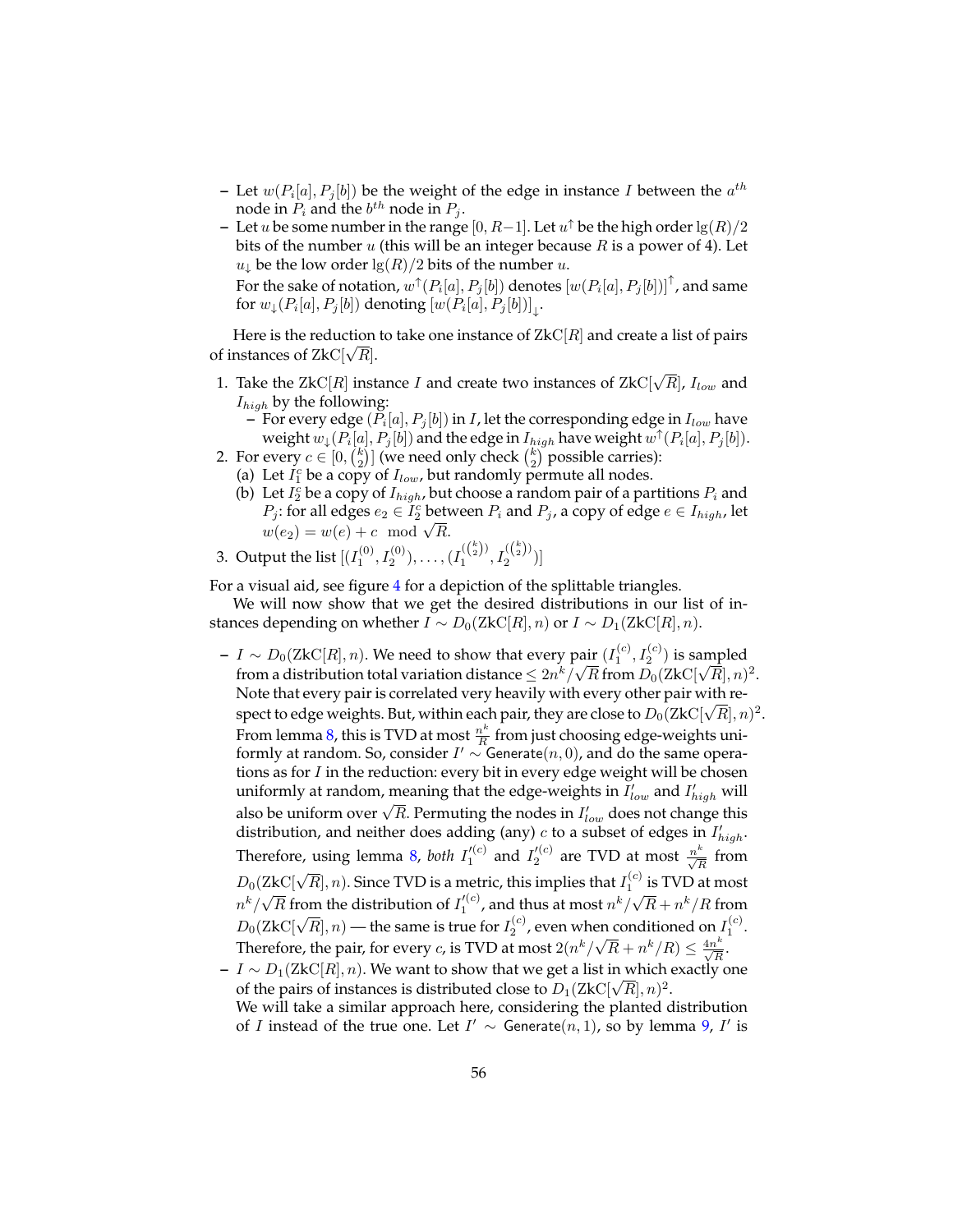- Let $w(P_i[a], P_j[b])$ be the weight of the edge in instance $I$ between the $a^{th}$ node in $P_i$ and the $b^{th}$ node in $P_j$.
- Let $u$ be some number in the range $[0, R-1]$. Let $u^\uparrow$ be the high order $\lg(R)/2$ bits of the number $u$ (this will be an integer because $R$ is a power of 4). Let $u_\downarrow$ be the low order $\lg(R)/2$ bits of the number $u$.

  For the sake of notation, $w^\uparrow(P_i[a], P_j[b])$ denotes $[w(P_i[a], P_j[b])]^\uparrow$, and same for $w_\downarrow(P_i[a], P_j[b])$ denoting $[w(P_i[a], P_j[b])]_\downarrow$.

Here is the reduction to take one instance of $\mathrm{ZkC}[R]$ and create a list of pairs of instances of $\mathrm{ZkC}[\sqrt{R}]$.

1. Take the $\mathrm{ZkC}[R]$ instance $I$ and create two instances of $\mathrm{ZkC}[\sqrt{R}]$, $I_{low}$ and $I_{high}$ by the following:
   - For every edge $(P_i[a], P_j[b])$ in $I$, let the corresponding edge in $I_{low}$ have weight $w_\downarrow(P_i[a], P_j[b])$ and the edge in $I_{high}$ have weight $w^\uparrow(P_i[a], P_j[b])$.
2. For every $c \in [0, \binom{k}{2}]$ (we need only check $\binom{k}{2}$ possible carries):
   (a) Let $I_1^c$ be a copy of $I_{low}$, but randomly permute all nodes.
   (b) Let $I_2^c$ be a copy of $I_{high}$, but choose a random pair of a partitions $P_i$ and $P_j$: for all edges $e_2 \in I_2^c$ between $P_i$ and $P_j$, a copy of edge $e \in I_{high}$, let $w(e_2) = w(e) + c \mod \sqrt{R}$.
3. Output the list $[(I_1^{(0)}, I_2^{(0)}), \ldots, (I_1^{(\binom{k}{2})}, I_2^{(\binom{k}{2})})]$

For a visual aid, see figure 4 for a depiction of the splittable triangles.

We will now show that we get the desired distributions in our list of instances depending on whether $I \sim D_0(\mathrm{ZkC}[R], n)$ or $I \sim D_1(\mathrm{ZkC}[R], n)$.

- $I \sim D_0(\mathrm{ZkC}[R], n)$. We need to show that every pair $(I_1^{(c)}, I_2^{(c)})$ is sampled from a distribution total variation distance $\leq 2n^k/\sqrt{R}$ from $D_0(\mathrm{ZkC}[\sqrt{R}], n)^2$. Note that every pair is correlated very heavily with every other pair with respect to edge weights. But, within each pair, they are close to $D_0(\mathrm{ZkC}[\sqrt{R}], n)^2$. From lemma 8, this is TVD at most $\frac{n^k}{R}$ from just choosing edge-weights uniformly at random. So, consider $I' \sim \mathsf{Generate}(n, 0)$, and do the same operations as for $I$ in the reduction: every bit in every edge weight will be chosen uniformly at random, meaning that the edge-weights in $I'_{low}$ and $I'_{high}$ will also be uniform over $\sqrt{R}$. Permuting the nodes in $I'_{low}$ does not change this distribution, and neither does adding (any) $c$ to a subset of edges in $I'_{high}$. Therefore, using lemma 8, *both* $I_1'^{(c)}$ and $I_2'^{(c)}$ are TVD at most $\frac{n^k}{\sqrt{R}}$ from $D_0(\mathrm{ZkC}[\sqrt{R}], n)$. Since TVD is a metric, this implies that $I_1^{(c)}$ is TVD at most $n^k/\sqrt{R}$ from the distribution of $I_1'^{(c)}$, and thus at most $n^k/\sqrt{R} + n^k/R$ from $D_0(\mathrm{ZkC}[\sqrt{R}], n)$ — the same is true for $I_2^{(c)}$, even when conditioned on $I_1^{(c)}$. Therefore, the pair, for every $c$, is TVD at most $2(n^k/\sqrt{R} + n^k/R) \leq \frac{4n^k}{\sqrt{R}}$.
- $I \sim D_1(\mathrm{ZkC}[R], n)$. We want to show that we get a list in which exactly one of the pairs of instances is distributed close to $D_1(\mathrm{ZkC}[\sqrt{R}], n)^2$.
  We will take a similar approach here, considering the planted distribution of $I$ instead of the true one. Let $I' \sim \mathsf{Generate}(n, 1)$, so by lemma 9, $I'$ is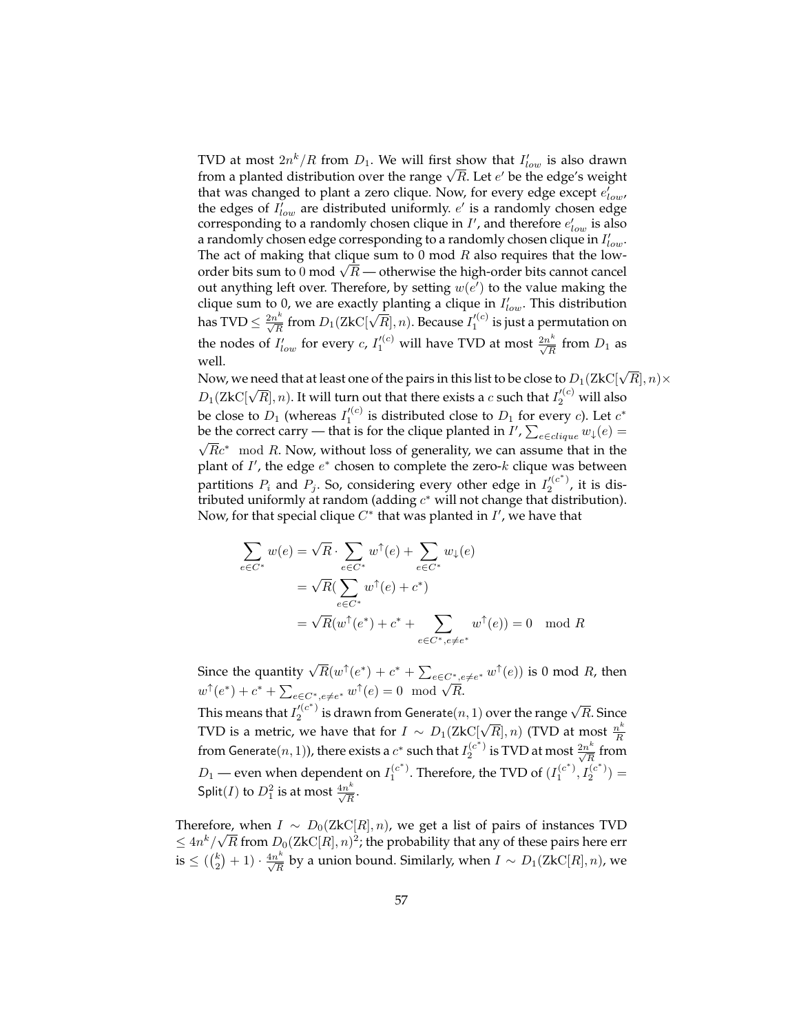TVD at most $2n^k/R$ from $D_1$. We will first show that $I'_{low}$ is also drawn from a planted distribution over the range $\sqrt{R}$. Let $e'$ be the edge's weight that was changed to plant a zero clique. Now, for every edge except $e'_{low}$, the edges of $I'_{low}$ are distributed uniformly. $e'$ is a randomly chosen edge corresponding to a randomly chosen clique in $I'$, and therefore $e'_{low}$ is also a randomly chosen edge corresponding to a randomly chosen clique in $I'_{low}$. The act of making that clique sum to 0 mod $R$ also requires that the low-order bits sum to 0 mod $\sqrt{R}$ — otherwise the high-order bits cannot cancel out anything left over. Therefore, by setting $w(e')$ to the value making the clique sum to 0, we are exactly planting a clique in $I'_{low}$. This distribution has TVD $\leq \frac{2n^k}{\sqrt{R}}$ from $D_1(\text{ZkC}[\sqrt{R}], n)$. Because $I_1'^{(c)}$ is just a permutation on the nodes of $I'_{low}$ for every $c$, $I_1'^{(c)}$ will have TVD at most $\frac{2n^k}{\sqrt{R}}$ from $D_1$ as well.

Now, we need that at least one of the pairs in this list to be close to $D_1(\text{ZkC}[\sqrt{R}], n) \times D_1(\text{ZkC}[\sqrt{R}], n)$. It will turn out that there exists a $c$ such that $I_2'^{(c)}$ will also be close to $D_1$ (whereas $I_1'^{(c)}$ is distributed close to $D_1$ for every $c$). Let $c^*$ be the correct carry — that is for the clique planted in $I'$, $\sum_{e \in clique} w_{\downarrow}(e) = \sqrt{R}c^* \mod R$. Now, without loss of generality, we can assume that in the plant of $I'$, the edge $e^*$ chosen to complete the zero-$k$ clique was between partitions $P_i$ and $P_j$. So, considering every other edge in $I_2'^{(c^*)}$, it is distributed uniformly at random (adding $c^*$ will not change that distribution). Now, for that special clique $C^*$ that was planted in $I'$, we have that

$$
\begin{aligned}
\sum_{e \in C^*} w(e) &= \sqrt{R} \cdot \sum_{e \in C^*} w^{\uparrow}(e) + \sum_{e \in C^*} w_{\downarrow}(e) \\
&= \sqrt{R}\Big(\sum_{e \in C^*} w^{\uparrow}(e) + c^*\Big) \\
&= \sqrt{R}\Big(w^{\uparrow}(e^*) + c^* + \sum_{e \in C^*, e \neq e^*} w^{\uparrow}(e)\Big) = 0 \mod R
\end{aligned}
$$

Since the quantity $\sqrt{R}(w^{\uparrow}(e^*) + c^* + \sum_{e \in C^*, e \neq e^*} w^{\uparrow}(e))$ is 0 mod $R$, then $w^{\uparrow}(e^*) + c^* + \sum_{e \in C^*, e \neq e^*} w^{\uparrow}(e) = 0 \mod \sqrt{R}$.

This means that $I_2'^{(c^*)}$ is drawn from $\mathsf{Generate}(n, 1)$ over the range $\sqrt{R}$. Since TVD is a metric, we have that for $I \sim D_1(\text{ZkC}[\sqrt{R}], n)$ (TVD at most $\frac{n^k}{R}$ from $\mathsf{Generate}(n, 1)$), there exists a $c^*$ such that $I_2^{(c^*)}$ is TVD at most $\frac{2n^k}{\sqrt{R}}$ from $D_1$ — even when dependent on $I_1^{(c^*)}$. Therefore, the TVD of $(I_1^{(c^*)}, I_2^{(c^*)}) = \mathsf{Split}(I)$ to $D_1^2$ is at most $\frac{4n^k}{\sqrt{R}}$.

Therefore, when $I \sim D_0(\text{ZkC}[R], n)$, we get a list of pairs of instances TVD $\leq 4n^k/\sqrt{R}$ from $D_0(\text{ZkC}[R], n)^2$; the probability that any of these pairs here err is $\leq (\binom{k}{2} + 1) \cdot \frac{4n^k}{\sqrt{R}}$ by a union bound. Similarly, when $I \sim D_1(\text{ZkC}[R], n)$, we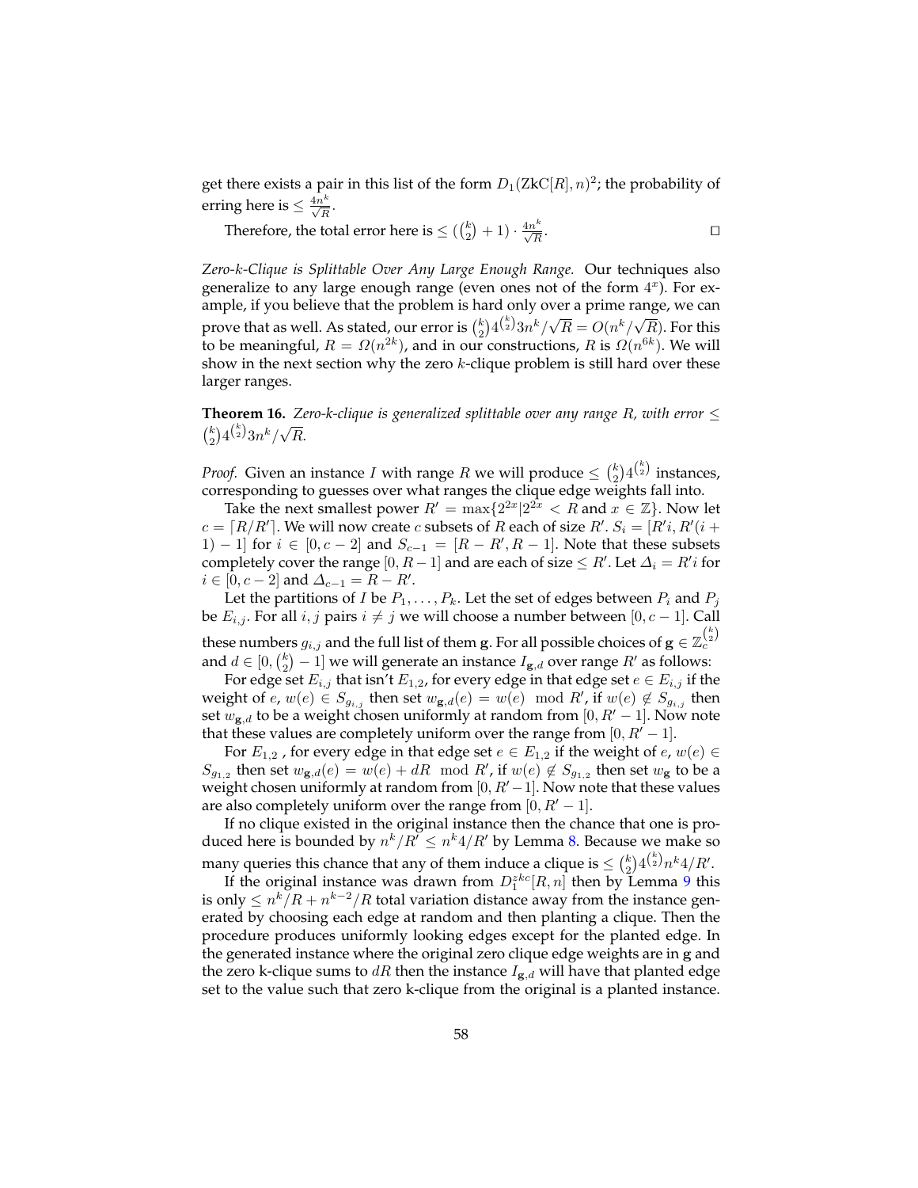get there exists a pair in this list of the form $D_1(\text{ZkC}[R], n)^2$; the probability of erring here is $\leq \frac{4n^k}{\sqrt{R}}$.

Therefore, the total error here is $\leq (\binom{k}{2} + 1) \cdot \frac{4n^k}{\sqrt{R}}$. $\square$

*Zero-k-Clique is Splittable Over Any Large Enough Range.* Our techniques also generalize to any large enough range (even ones not of the form $4^x$). For example, if you believe that the problem is hard only over a prime range, we can prove that as well. As stated, our error is $\binom{k}{2} 4^{\binom{k}{2}} 3n^k/\sqrt{R} = O(n^k/\sqrt{R})$. For this to be meaningful, $R = \Omega(n^{2k})$, and in our constructions, $R$ is $\Omega(n^{6k})$. We will show in the next section why the zero $k$-clique problem is still hard over these larger ranges.

**Theorem 16.** *Zero-k-clique is generalized splittable over any range $R$, with error $\leq \binom{k}{2} 4^{\binom{k}{2}} 3n^k/\sqrt{R}$.*

*Proof.* Given an instance $I$ with range $R$ we will produce $\leq \binom{k}{2} 4^{\binom{k}{2}}$ instances, corresponding to guesses over what ranges the clique edge weights fall into.

Take the next smallest power $R' = \max\{2^{2x} | 2^{2x} < R \text{ and } x \in \mathbb{Z}\}$. Now let $c = \lceil R/R' \rceil$. We will now create $c$ subsets of $R$ each of size $R'$. $S_i = [R'i, R'(i+1) - 1]$ for $i \in [0, c-2]$ and $S_{c-1} = [R - R', R-1]$. Note that these subsets completely cover the range $[0, R-1]$ and are each of size $\leq R'$. Let $\Delta_i = R'i$ for $i \in [0, c-2]$ and $\Delta_{c-1} = R - R'$.

Let the partitions of $I$ be $P_1, \ldots, P_k$. Let the set of edges between $P_i$ and $P_j$ be $E_{i,j}$. For all $i, j$ pairs $i \neq j$ we will choose a number between $[0, c-1]$. Call these numbers $g_{i,j}$ and the full list of them $\mathbf{g}$. For all possible choices of $\mathbf{g} \in \mathbb{Z}_c^{\binom{k}{2}}$ and $d \in [0, \binom{k}{2} - 1]$ we will generate an instance $I_{\mathbf{g},d}$ over range $R'$ as follows:

For edge set $E_{i,j}$ that isn't $E_{1,2}$, for every edge in that edge set $e \in E_{i,j}$ if the weight of $e$, $w(e) \in S_{g_{i,j}}$ then set $w_{\mathbf{g},d}(e) = w(e) \mod R'$, if $w(e) \notin S_{g_{i,j}}$ then set $w_{\mathbf{g},d}$ to be a weight chosen uniformly at random from $[0, R'-1]$. Now note that these values are completely uniform over the range from $[0, R'-1]$.

For $E_{1,2}$ , for every edge in that edge set $e \in E_{1,2}$ if the weight of $e$, $w(e) \in S_{g_{1,2}}$ then set $w_{\mathbf{g},d}(e) = w(e) + dR \mod R'$, if $w(e) \notin S_{g_{1,2}}$ then set $w_{\mathbf{g}}$ to be a weight chosen uniformly at random from $[0, R'-1]$. Now note that these values are also completely uniform over the range from $[0, R'-1]$.

If no clique existed in the original instance then the chance that one is produced here is bounded by $n^k/R' \leq n^k 4/R'$ by Lemma 8. Because we make so many queries this chance that any of them induce a clique is $\leq \binom{k}{2} 4^{\binom{k}{2}} n^k 4/R'$.

If the original instance was drawn from $D_1^{zkc}[R, n]$ then by Lemma 9 this is only $\leq n^k/R + n^{k-2}/R$ total variation distance away from the instance generated by choosing each edge at random and then planting a clique. Then the procedure produces uniformly looking edges except for the planted edge. In the generated instance where the original zero clique edge weights are in $\mathbf{g}$ and the zero k-clique sums to $dR$ then the instance $I_{\mathbf{g},d}$ will have that planted edge set to the value such that zero k-clique from the original is a planted instance.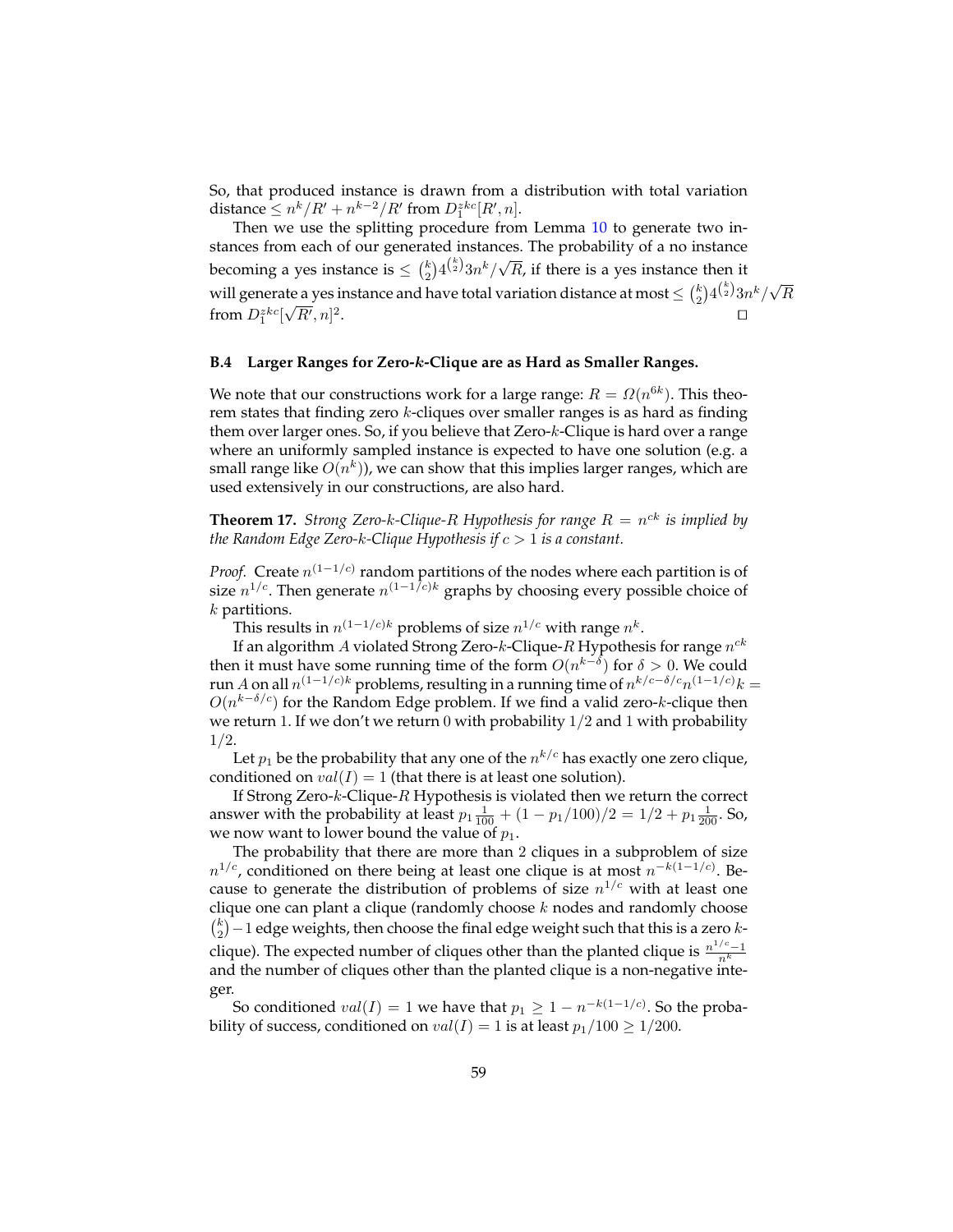So, that produced instance is drawn from a distribution with total variation distance $\leq n^k/R' + n^{k-2}/R'$ from $D_1^{zkc}[R', n]$.

Then we use the splitting procedure from Lemma 10 to generate two instances from each of our generated instances. The probability of a no instance becoming a yes instance is $\leq \binom{k}{2}4^{\binom{k}{2}}3n^k/\sqrt{R}$, if there is a yes instance then it will generate a yes instance and have total variation distance at most $\leq \binom{k}{2}4^{\binom{k}{2}}3n^k/\sqrt{R}$ from $D_1^{zkc}[\sqrt{R'}, n]^2$. □

### B.4 Larger Ranges for Zero-$k$-Clique are as Hard as Smaller Ranges.

We note that our constructions work for a large range: $R = \Omega(n^{6k})$. This theorem states that finding zero $k$-cliques over smaller ranges is as hard as finding them over larger ones. So, if you believe that Zero-$k$-Clique is hard over a range where an uniformly sampled instance is expected to have one solution (e.g. a small range like $O(n^k)$), we can show that this implies larger ranges, which are used extensively in our constructions, are also hard.

**Theorem 17.** *Strong Zero-$k$-Clique-$R$ Hypothesis for range $R = n^{ck}$ is implied by the Random Edge Zero-$k$-Clique Hypothesis if $c > 1$ is a constant.*

*Proof.* Create $n^{(1-1/c)}$ random partitions of the nodes where each partition is of size $n^{1/c}$. Then generate $n^{(1-1/c)k}$ graphs by choosing every possible choice of $k$ partitions.

This results in $n^{(1-1/c)k}$ problems of size $n^{1/c}$ with range $n^k$.

If an algorithm $A$ violated Strong Zero-$k$-Clique-$R$ Hypothesis for range $n^{ck}$ then it must have some running time of the form $O(n^{k-\delta})$ for $\delta > 0$. We could run $A$ on all $n^{(1-1/c)k}$ problems, resulting in a running time of $n^{k/c-\delta/c}n^{(1-1/c)}k = O(n^{k-\delta/c})$ for the Random Edge problem. If we find a valid zero-$k$-clique then we return $1$. If we don't we return $0$ with probability $1/2$ and $1$ with probability $1/2$.

Let $p_1$ be the probability that any one of the $n^{k/c}$ has exactly one zero clique, conditioned on $val(I) = 1$ (that there is at least one solution).

If Strong Zero-$k$-Clique-$R$ Hypothesis is violated then we return the correct answer with the probability at least $p_1\frac{1}{100} + (1 - p_1/100)/2 = 1/2 + p_1\frac{1}{200}$. So, we now want to lower bound the value of $p_1$.

The probability that there are more than $2$ cliques in a subproblem of size $n^{1/c}$, conditioned on there being at least one clique is at most $n^{-k(1-1/c)}$. Because to generate the distribution of problems of size $n^{1/c}$ with at least one clique one can plant a clique (randomly choose $k$ nodes and randomly choose $\binom{k}{2} - 1$ edge weights, then choose the final edge weight such that this is a zero $k$-clique). The expected number of cliques other than the planted clique is $\frac{n^{1/c}-1}{n^k}$ and the number of cliques other than the planted clique is a non-negative integer.

So conditioned $val(I) = 1$ we have that $p_1 \geq 1 - n^{-k(1-1/c)}$. So the probability of success, conditioned on $val(I) = 1$ is at least $p_1/100 \geq 1/200$.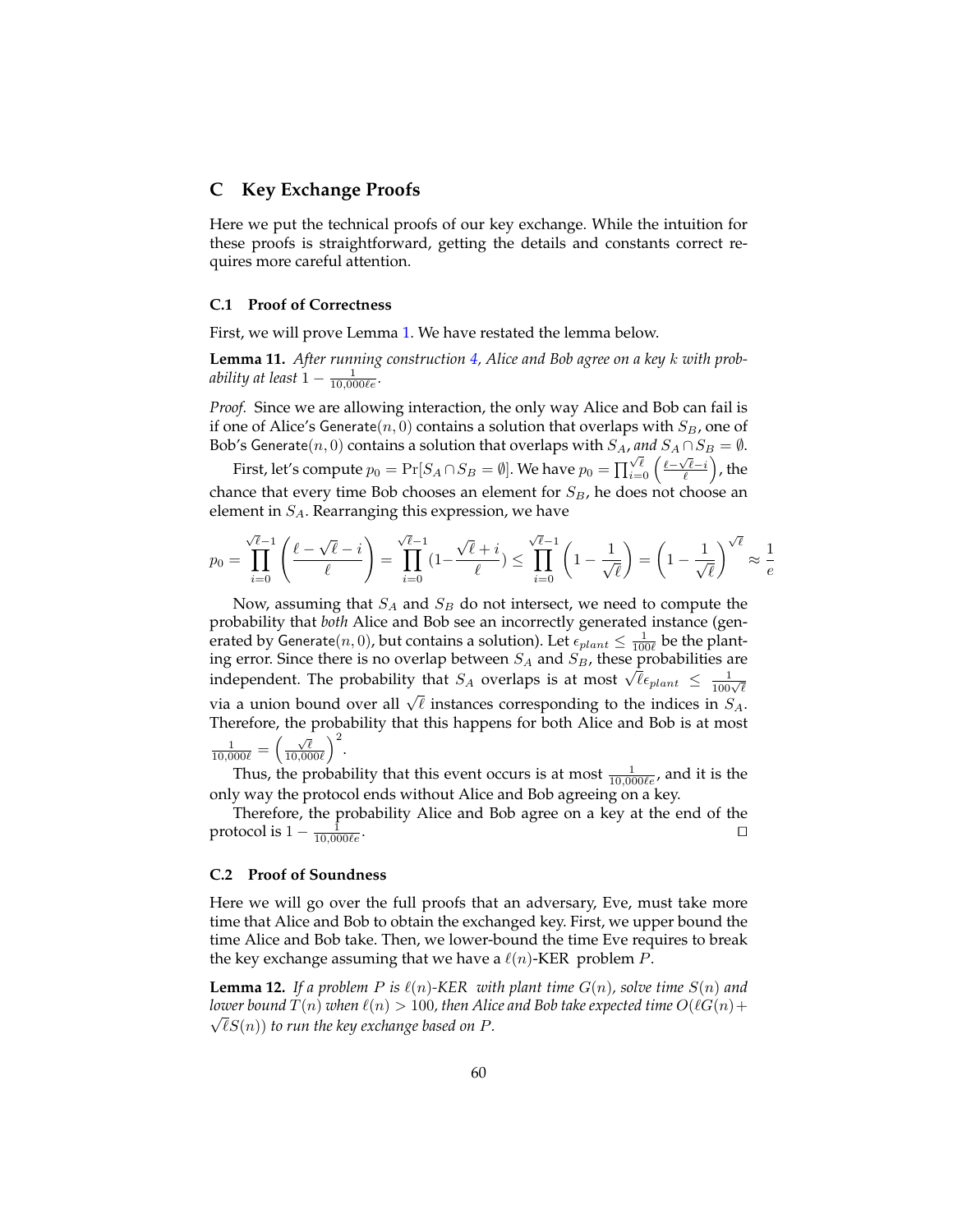## C Key Exchange Proofs

Here we put the technical proofs of our key exchange. While the intuition for these proofs is straightforward, getting the details and constants correct requires more careful attention.

### C.1 Proof of Correctness

First, we will prove Lemma 1. We have restated the lemma below.

**Lemma 11.** *After running construction 4, Alice and Bob agree on a key $k$ with probability at least $1 - \frac{1}{10{,}000\ell e}$.*

*Proof.* Since we are allowing interaction, the only way Alice and Bob can fail is if one of Alice's $\mathsf{Generate}(n, 0)$ contains a solution that overlaps with $S_B$, one of Bob's $\mathsf{Generate}(n, 0)$ contains a solution that overlaps with $S_A$, *and* $S_A \cap S_B = \emptyset$.

First, let's compute $p_0 = \Pr[S_A \cap S_B = \emptyset]$. We have $p_0 = \prod_{i=0}^{\sqrt{\ell}} \left(\frac{\ell - \sqrt{\ell} - i}{\ell}\right)$, the chance that every time Bob chooses an element for $S_B$, he does not choose an element in $S_A$. Rearranging this expression, we have

$$p_0 = \prod_{i=0}^{\sqrt{\ell}-1} \left(\frac{\ell - \sqrt{\ell} - i}{\ell}\right) = \prod_{i=0}^{\sqrt{\ell}-1} (1 - \frac{\sqrt{\ell} + i}{\ell}) \leq \prod_{i=0}^{\sqrt{\ell}-1} \left(1 - \frac{1}{\sqrt{\ell}}\right) = \left(1 - \frac{1}{\sqrt{\ell}}\right)^{\sqrt{\ell}} \approx \frac{1}{e}$$

Now, assuming that $S_A$ and $S_B$ do not intersect, we need to compute the probability that *both* Alice and Bob see an incorrectly generated instance (generated by $\mathsf{Generate}(n, 0)$, but contains a solution). Let $\epsilon_{plant} \leq \frac{1}{100\ell}$ be the planting error. Since there is no overlap between $S_A$ and $S_B$, these probabilities are independent. The probability that $S_A$ overlaps is at most $\sqrt{\ell}\epsilon_{plant} \leq \frac{1}{100\sqrt{\ell}}$ via a union bound over all $\sqrt{\ell}$ instances corresponding to the indices in $S_A$. Therefore, the probability that this happens for both Alice and Bob is at most $\frac{1}{10{,}000\ell} = \left(\frac{\sqrt{\ell}}{10{,}000\ell}\right)^2$.

Thus, the probability that this event occurs is at most $\frac{1}{10{,}000\ell e}$, and it is the only way the protocol ends without Alice and Bob agreeing on a key.

Therefore, the probability Alice and Bob agree on a key at the end of the protocol is $1 - \frac{1}{10{,}000\ell e}$. □

### C.2 Proof of Soundness

Here we will go over the full proofs that an adversary, Eve, must take more time that Alice and Bob to obtain the exchanged key. First, we upper bound the time Alice and Bob take. Then, we lower-bound the time Eve requires to break the key exchange assuming that we have a $\ell(n)$-KER problem $P$.

**Lemma 12.** *If a problem $P$ is $\ell(n)$-KER with plant time $G(n)$, solve time $S(n)$ and lower bound $T(n)$ when $\ell(n) > 100$, then Alice and Bob take expected time $O(\ell G(n) + \sqrt{\ell} S(n))$ to run the key exchange based on $P$.*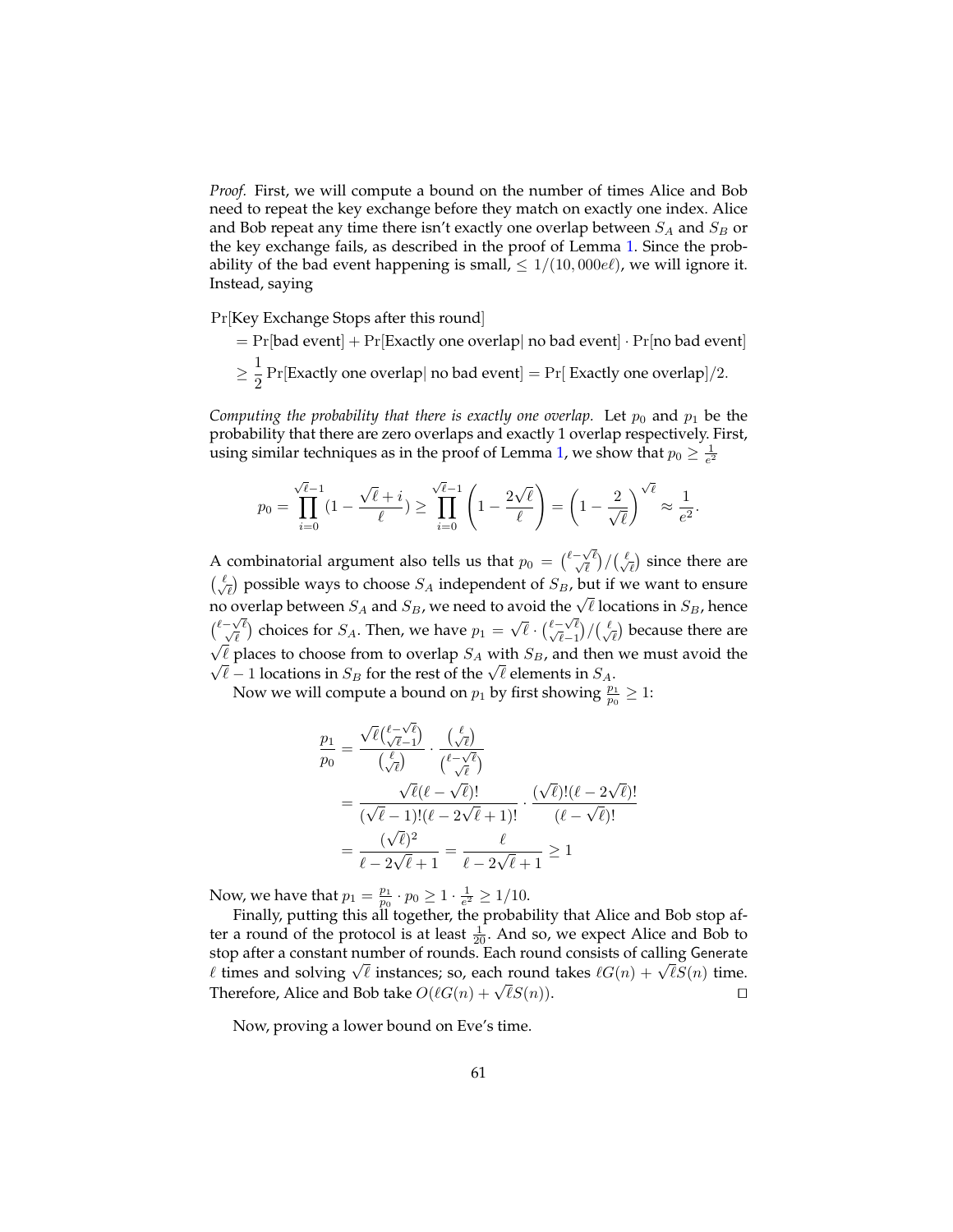*Proof.* First, we will compute a bound on the number of times Alice and Bob need to repeat the key exchange before they match on exactly one index. Alice and Bob repeat any time there isn't exactly one overlap between $S_A$ and $S_B$ or the key exchange fails, as described in the proof of Lemma 1. Since the probability of the bad event happening is small, $\leq 1/(10,000e\ell)$, we will ignore it. Instead, saying

$$
\begin{aligned}
&\Pr[\text{Key Exchange Stops after this round}] \\
&= \Pr[\text{bad event}] + \Pr[\text{Exactly one overlap} | \text{ no bad event}] \cdot \Pr[\text{no bad event}] \\
&\geq \frac{1}{2}\Pr[\text{Exactly one overlap} | \text{ no bad event}] = \Pr[\text{ Exactly one overlap}]/2.
\end{aligned}
$$

*Computing the probability that there is exactly one overlap.* Let $p_0$ and $p_1$ be the probability that there are zero overlaps and exactly 1 overlap respectively. First, using similar techniques as in the proof of Lemma 1, we show that $p_0 \geq \frac{1}{e^2}$

$$
p_0 = \prod_{i=0}^{\sqrt{\ell}-1}(1 - \frac{\sqrt{\ell}+i}{\ell}) \geq \prod_{i=0}^{\sqrt{\ell}-1}\left(1 - \frac{2\sqrt{\ell}}{\ell}\right) = \left(1 - \frac{2}{\sqrt{\ell}}\right)^{\sqrt{\ell}} \approx \frac{1}{e^2}.
$$

A combinatorial argument also tells us that $p_0 = \binom{\ell-\sqrt{\ell}}{\sqrt{\ell}}/\binom{\ell}{\sqrt{\ell}}$ since there are $\binom{\ell}{\sqrt{\ell}}$ possible ways to choose $S_A$ independent of $S_B$, but if we want to ensure no overlap between $S_A$ and $S_B$, we need to avoid the $\sqrt{\ell}$ locations in $S_B$, hence $\binom{\ell-\sqrt{\ell}}{\sqrt{\ell}}$ choices for $S_A$. Then, we have $p_1 = \sqrt{\ell} \cdot \binom{\ell-\sqrt{\ell}}{\sqrt{\ell}-1}/\binom{\ell}{\sqrt{\ell}}$ because there are $\sqrt{\ell}$ places to choose from to overlap $S_A$ with $S_B$, and then we must avoid the $\sqrt{\ell}-1$ locations in $S_B$ for the rest of the $\sqrt{\ell}$ elements in $S_A$.

Now we will compute a bound on $p_1$ by first showing $\frac{p_1}{p_0} \geq 1$:

$$
\begin{aligned}
\frac{p_1}{p_0} &= \frac{\sqrt{\ell}\binom{\ell-\sqrt{\ell}}{\sqrt{\ell}-1}}{\binom{\ell}{\sqrt{\ell}}} \cdot \frac{\binom{\ell}{\sqrt{\ell}}}{\binom{\ell-\sqrt{\ell}}{\sqrt{\ell}}} \\
&= \frac{\sqrt{\ell}(\ell-\sqrt{\ell})!}{(\sqrt{\ell}-1)!(\ell-2\sqrt{\ell}+1)!} \cdot \frac{(\sqrt{\ell})!(\ell-2\sqrt{\ell})!}{(\ell-\sqrt{\ell})!} \\
&= \frac{(\sqrt{\ell})^2}{\ell-2\sqrt{\ell}+1} = \frac{\ell}{\ell-2\sqrt{\ell}+1} \geq 1
\end{aligned}
$$

Now, we have that $p_1 = \frac{p_1}{p_0} \cdot p_0 \geq 1 \cdot \frac{1}{e^2} \geq 1/10$.

Finally, putting this all together, the probability that Alice and Bob stop after a round of the protocol is at least $\frac{1}{20}$. And so, we expect Alice and Bob to stop after a constant number of rounds. Each round consists of calling Generate $\ell$ times and solving $\sqrt{\ell}$ instances; so, each round takes $\ell G(n) + \sqrt{\ell}S(n)$ time. Therefore, Alice and Bob take $O(\ell G(n) + \sqrt{\ell}S(n))$. ☐

Now, proving a lower bound on Eve's time.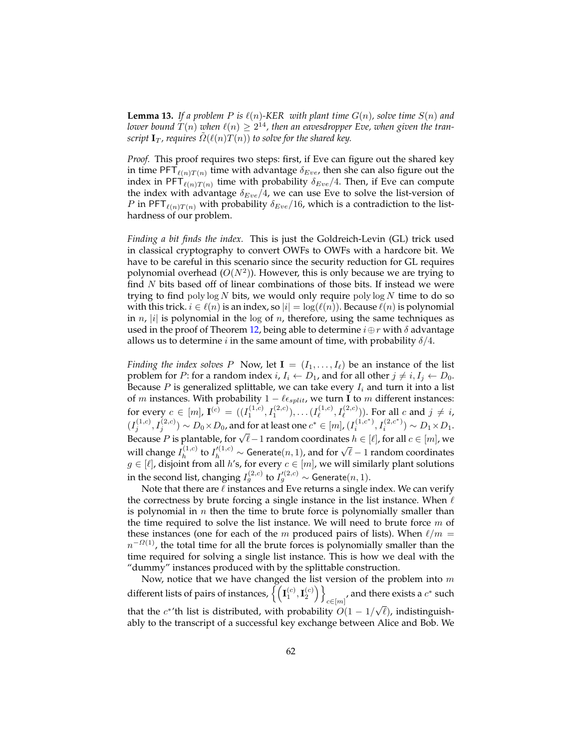**Lemma 13.** *If a problem $P$ is $\ell(n)$-KER with plant time $G(n)$, solve time $S(n)$ and lower bound $T(n)$ when $\ell(n) \geq 2^{14}$, then an eavesdropper Eve, when given the transcript $\mathbf{I}_T$, requires $\tilde{\Omega}(\ell(n)T(n))$ to solve for the shared key.*

*Proof.* This proof requires two steps: first, if Eve can figure out the shared key in time $\mathsf{PFT}_{\ell(n)T(n)}$ time with advantage $\delta_{Eve}$, then she can also figure out the index in $\mathsf{PFT}_{\ell(n)T(n)}$ time with probability $\delta_{Eve}/4$. Then, if Eve can compute the index with advantage $\delta_{Eve}/4$, we can use Eve to solve the list-version of $P$ in $\mathsf{PFT}_{\ell(n)T(n)}$ with probability $\delta_{Eve}/16$, which is a contradiction to the list-hardness of our problem.

*Finding a bit finds the index.* This is just the Goldreich-Levin (GL) trick used in classical cryptography to convert OWFs to OWFs with a hardcore bit. We have to be careful in this scenario since the security reduction for GL requires polynomial overhead ($O(N^2)$). However, this is only because we are trying to find $N$ bits based off of linear combinations of those bits. If instead we were trying to find $\mathrm{poly}\log N$ bits, we would only require $\mathrm{poly}\log N$ time to do so with this trick. $i \in \ell(n)$ is an index, so $|i| = \log(\ell(n))$. Because $\ell(n)$ is polynomial in $n$, $|i|$ is polynomial in the $\log$ of $n$, therefore, using the same techniques as used in the proof of Theorem 12, being able to determine $i \oplus r$ with $\delta$ advantage allows us to determine $i$ in the same amount of time, with probability $\delta/4$.

*Finding the index solves $P$* Now, let $\mathbf{I} = (I_1, \ldots, I_\ell)$ be an instance of the list problem for $P$: for a random index $i$, $I_i \leftarrow D_1$, and for all other $j \neq i, I_j \leftarrow D_0$. Because $P$ is generalized splittable, we can take every $I_i$ and turn it into a list of $m$ instances. With probability $1 - \ell\epsilon_{split}$, we turn $\mathbf{I}$ to $m$ different instances: for every $c \in [m]$, $\mathbf{I}^{(c)} = ((I_1^{(1,c)}, I_1^{(2,c)}), \ldots (I_\ell^{(1,c)}, I_\ell^{(2,c)}))$. For all $c$ and $j \neq i$, $(I_j^{(1,c)}, I_j^{(2,c)}) \sim D_0 \times D_0$, and for at least one $c^* \in [m]$, $(I_i^{(1,c^*)}, I_i^{(2,c^*)}) \sim D_1 \times D_1$. Because $P$ is plantable, for $\sqrt{\ell} - 1$ random coordinates $h \in [\ell]$, for all $c \in [m]$, we will change $I_h^{(1,c)}$ to $I_h'^{(1,c)} \sim \mathsf{Generate}(n, 1)$, and for $\sqrt{\ell} - 1$ random coordinates $g \in [\ell]$, disjoint from all $h$'s, for every $c \in [m]$, we will similarly plant solutions in the second list, changing $I_g^{(2,c)}$ to $I_g'^{(2,c)} \sim \mathsf{Generate}(n, 1)$.

Note that there are $\ell$ instances and Eve returns a single index. We can verify the correctness by brute forcing a single instance in the list instance. When $\ell$ is polynomial in $n$ then the time to brute force is polynomially smaller than the time required to solve the list instance. We will need to brute force $m$ of these instances (one for each of the $m$ produced pairs of lists). When $\ell/m = n^{-\Omega(1)}$, the total time for all the brute forces is polynomially smaller than the time required for solving a single list instance. This is how we deal with the "dummy" instances produced with by the splittable construction.

Now, notice that we have changed the list version of the problem into $m$ different lists of pairs of instances, $\left\{\left(\mathbf{I}_1^{(c)}, \mathbf{I}_2^{(c)}\right)\right\}_{c \in [m]}$, and there exists a $c^*$ such that the $c^*$'th list is distributed, with probability $O(1 - 1/\sqrt{\ell})$, indistinguishably to the transcript of a successful key exchange between Alice and Bob. We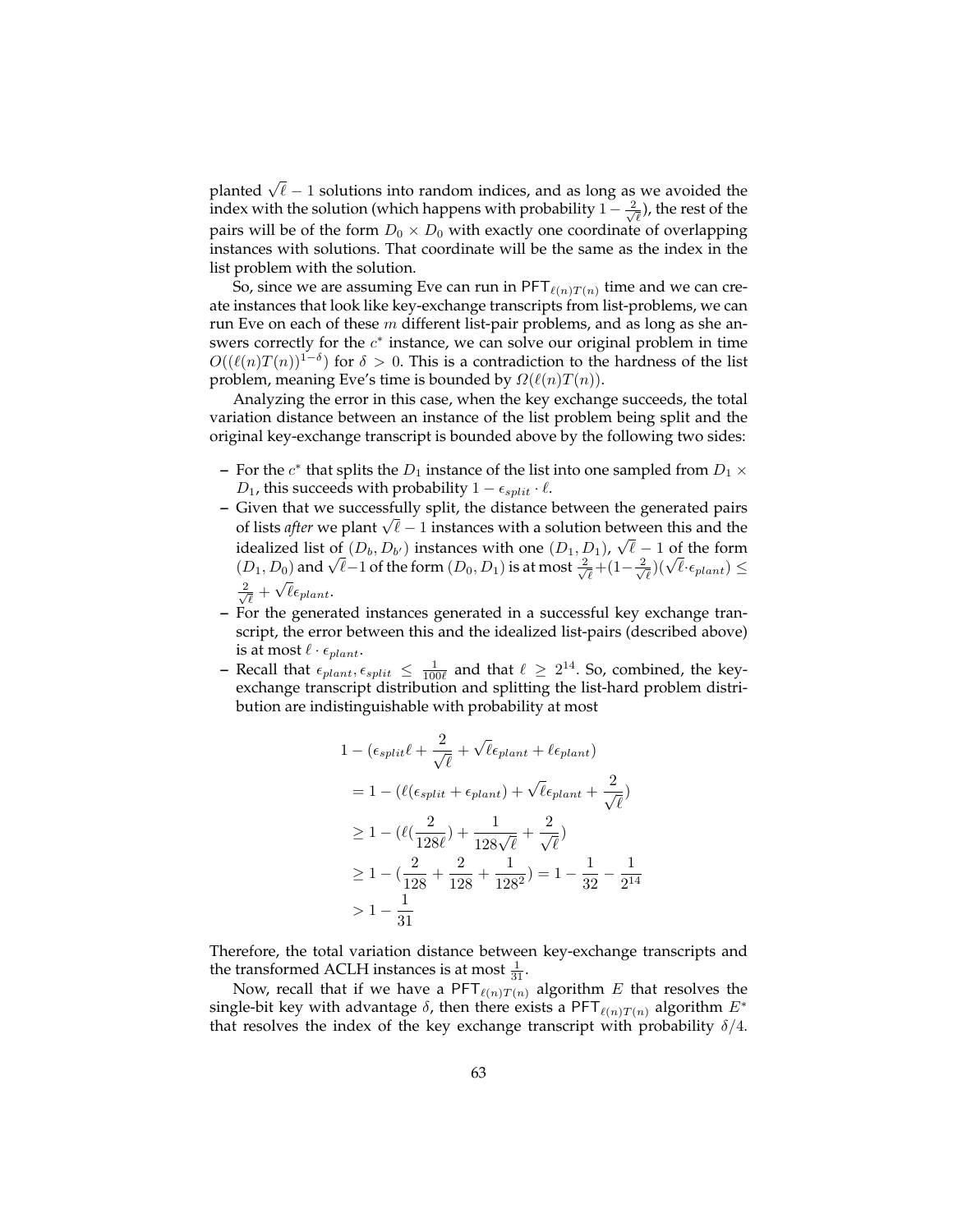planted $\sqrt{\ell} - 1$ solutions into random indices, and as long as we avoided the index with the solution (which happens with probability $1 - \frac{2}{\sqrt{\ell}}$), the rest of the pairs will be of the form $D_0 \times D_0$ with exactly one coordinate of overlapping instances with solutions. That coordinate will be the same as the index in the list problem with the solution.

So, since we are assuming Eve can run in $\mathsf{PFT}_{\ell(n)T(n)}$ time and we can create instances that look like key-exchange transcripts from list-problems, we can run Eve on each of these $m$ different list-pair problems, and as long as she answers correctly for the $c^*$ instance, we can solve our original problem in time $O((\ell(n)T(n))^{1-\delta})$ for $\delta > 0$. This is a contradiction to the hardness of the list problem, meaning Eve's time is bounded by $\Omega(\ell(n)T(n))$.

Analyzing the error in this case, when the key exchange succeeds, the total variation distance between an instance of the list problem being split and the original key-exchange transcript is bounded above by the following two sides:

- For the $c^*$ that splits the $D_1$ instance of the list into one sampled from $D_1 \times D_1$, this succeeds with probability $1 - \epsilon_{split} \cdot \ell$.
- Given that we successfully split, the distance between the generated pairs of lists *after* we plant $\sqrt{\ell} - 1$ instances with a solution between this and the idealized list of $(D_b, D_{b'})$ instances with one $(D_1, D_1)$, $\sqrt{\ell} - 1$ of the form $(D_1, D_0)$ and $\sqrt{\ell}-1$ of the form $(D_0, D_1)$ is at most $\frac{2}{\sqrt{\ell}} + (1 - \frac{2}{\sqrt{\ell}})(\sqrt{\ell} \cdot \epsilon_{plant}) \leq \frac{2}{\sqrt{\ell}} + \sqrt{\ell}\epsilon_{plant}$.
- For the generated instances generated in a successful key exchange transcript, the error between this and the idealized list-pairs (described above) is at most $\ell \cdot \epsilon_{plant}$.
- Recall that $\epsilon_{plant}, \epsilon_{split} \leq \frac{1}{100\ell}$ and that $\ell \geq 2^{14}$. So, combined, the key-exchange transcript distribution and splitting the list-hard problem distribution are indistinguishable with probability at most

$$
\begin{aligned}
1 &- (\epsilon_{split}\ell + \frac{2}{\sqrt{\ell}} + \sqrt{\ell}\epsilon_{plant} + \ell\epsilon_{plant}) \\
&= 1 - (\ell(\epsilon_{split} + \epsilon_{plant}) + \sqrt{\ell}\epsilon_{plant} + \frac{2}{\sqrt{\ell}}) \\
&\geq 1 - (\ell(\frac{2}{128\ell}) + \frac{1}{128\sqrt{\ell}} + \frac{2}{\sqrt{\ell}}) \\
&\geq 1 - (\frac{2}{128} + \frac{2}{128} + \frac{1}{128^2}) = 1 - \frac{1}{32} - \frac{1}{2^{14}} \\
&> 1 - \frac{1}{31}
\end{aligned}
$$

Therefore, the total variation distance between key-exchange transcripts and the transformed ACLH instances is at most $\frac{1}{31}$.

Now, recall that if we have a $\mathsf{PFT}_{\ell(n)T(n)}$ algorithm $E$ that resolves the single-bit key with advantage $\delta$, then there exists a $\mathsf{PFT}_{\ell(n)T(n)}$ algorithm $E^*$ that resolves the index of the key exchange transcript with probability $\delta/4$.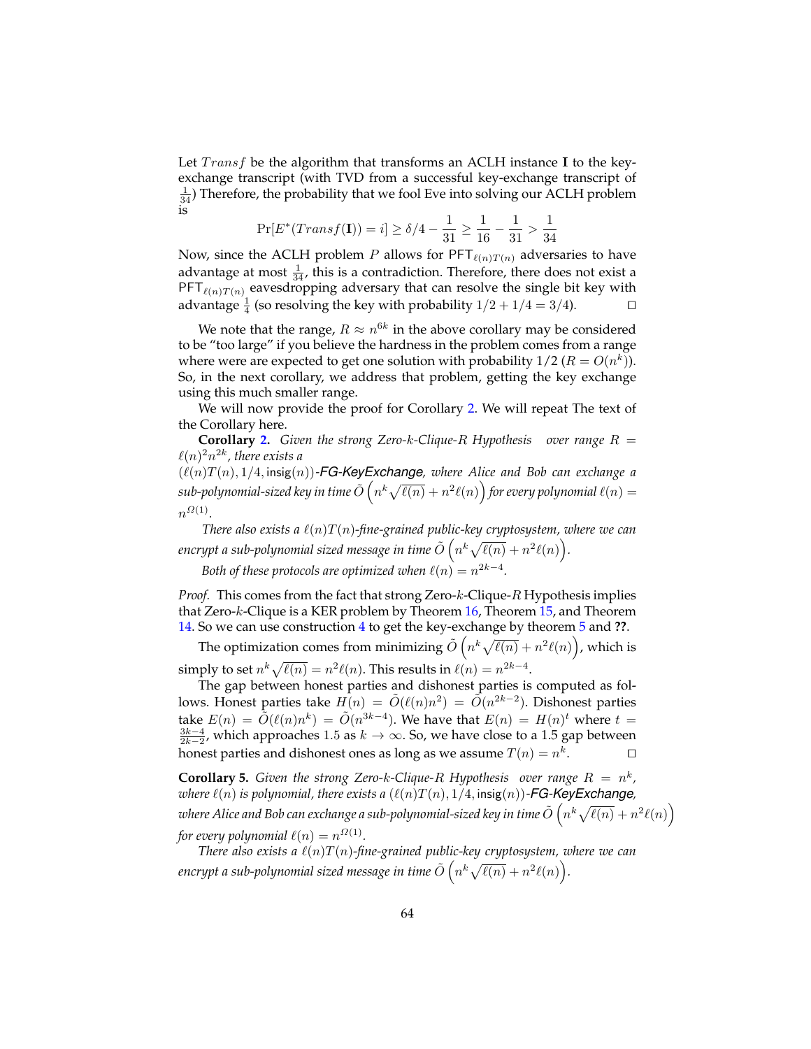Let $Transf$ be the algorithm that transforms an ACLH instance $\mathbf{I}$ to the key-exchange transcript (with TVD from a successful key-exchange transcript of $\frac{1}{34}$) Therefore, the probability that we fool Eve into solving our ACLH problem is

$$\Pr[E^*(Transf(\mathbf{I})) = i] \geq \delta/4 - \frac{1}{31} \geq \frac{1}{16} - \frac{1}{31} > \frac{1}{34}$$

Now, since the ACLH problem $P$ allows for $\mathsf{PFT}_{\ell(n)T(n)}$ adversaries to have advantage at most $\frac{1}{34}$, this is a contradiction. Therefore, there does not exist a $\mathsf{PFT}_{\ell(n)T(n)}$ eavesdropping adversary that can resolve the single bit key with advantage $\frac{1}{4}$ (so resolving the key with probability $1/2 + 1/4 = 3/4$). □

We note that the range, $R \approx n^{6k}$ in the above corollary may be considered to be "too large" if you believe the hardness in the problem comes from a range where were are expected to get one solution with probability $1/2$ ($R = O(n^k)$). So, in the next corollary, we address that problem, getting the key exchange using this much smaller range.

We will now provide the proof for Corollary 2. We will repeat The text of the Corollary here.

**Corollary 2.** *Given the strong Zero-$k$-Clique-$R$ Hypothesis over range $R = \ell(n)^2 n^{2k}$, there exists a $(\ell(n)T(n), 1/4, \mathsf{insig}(n))$-FG-KeyExchange, where Alice and Bob can exchange a sub-polynomial-sized key in time $\tilde{O}\left(n^k\sqrt{\ell(n)} + n^2\ell(n)\right)$ for every polynomial $\ell(n) = n^{\Omega(1)}$.*

*There also exists a $\ell(n)T(n)$-fine-grained public-key cryptosystem, where we can encrypt a sub-polynomial sized message in time $\tilde{O}\left(n^k\sqrt{\ell(n)} + n^2\ell(n)\right)$.*

*Both of these protocols are optimized when $\ell(n) = n^{2k-4}$.*

*Proof.* This comes from the fact that strong Zero-$k$-Clique-$R$ Hypothesis implies that Zero-$k$-Clique is a KER problem by Theorem 16, Theorem 15, and Theorem 14. So we can use construction 4 to get the key-exchange by theorem 5 and **??**.

The optimization comes from minimizing $\tilde{O}\left(n^k\sqrt{\ell(n)} + n^2\ell(n)\right)$, which is simply to set $n^k\sqrt{\ell(n)} = n^2\ell(n)$. This results in $\ell(n) = n^{2k-4}$.

The gap between honest parties and dishonest parties is computed as follows. Honest parties take $H(n) = \tilde{O}(\ell(n)n^2) = \tilde{O}(n^{2k-2})$. Dishonest parties take $E(n) = \tilde{O}(\ell(n)n^k) = \tilde{O}(n^{3k-4})$. We have that $E(n) = H(n)^t$ where $t = \frac{3k-4}{2k-2}$, which approaches $1.5$ as $k \to \infty$. So, we have close to a $1.5$ gap between honest parties and dishonest ones as long as we assume $T(n) = n^k$. □

**Corollary 5.** *Given the strong Zero-$k$-Clique-$R$ Hypothesis over range $R = n^k$, where $\ell(n)$ is polynomial, there exists a $(\ell(n)T(n), 1/4, \mathsf{insig}(n))$-FG-KeyExchange, where Alice and Bob can exchange a sub-polynomial-sized key in time $\tilde{O}\left(n^k\sqrt{\ell(n)} + n^2\ell(n)\right)$ for every polynomial $\ell(n) = n^{\Omega(1)}$.*

*There also exists a $\ell(n)T(n)$-fine-grained public-key cryptosystem, where we can encrypt a sub-polynomial sized message in time $\tilde{O}\left(n^k\sqrt{\ell(n)} + n^2\ell(n)\right)$.*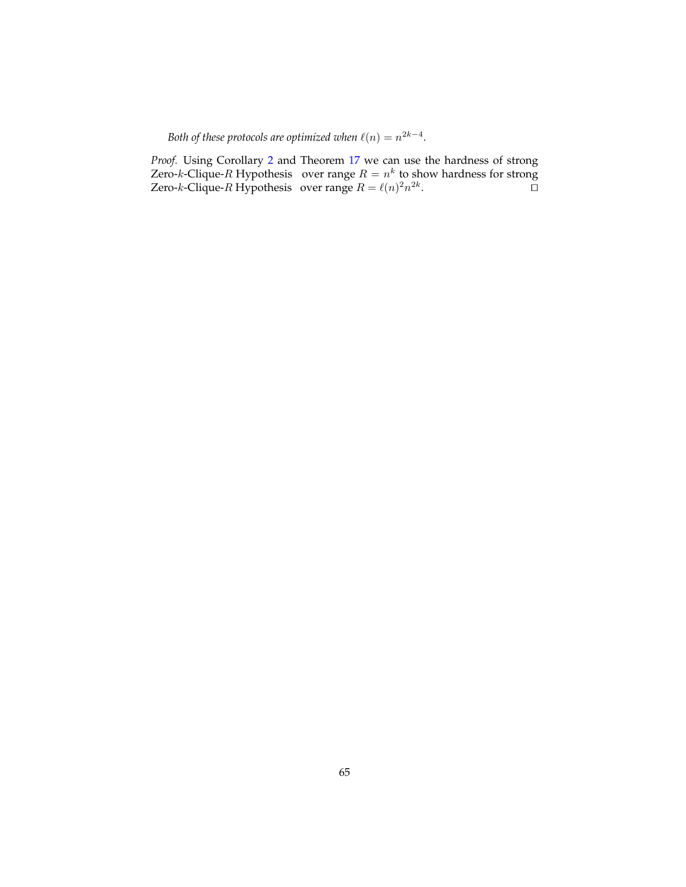*Both of these protocols are optimized when $\ell(n) = n^{2k-4}$.*

*Proof.* Using Corollary 2 and Theorem 17 we can use the hardness of strong Zero-$k$-Clique-$R$ Hypothesis over range $R = n^k$ to show hardness for strong Zero-$k$-Clique-$R$ Hypothesis over range $R = \ell(n)^2 n^{2k}$. □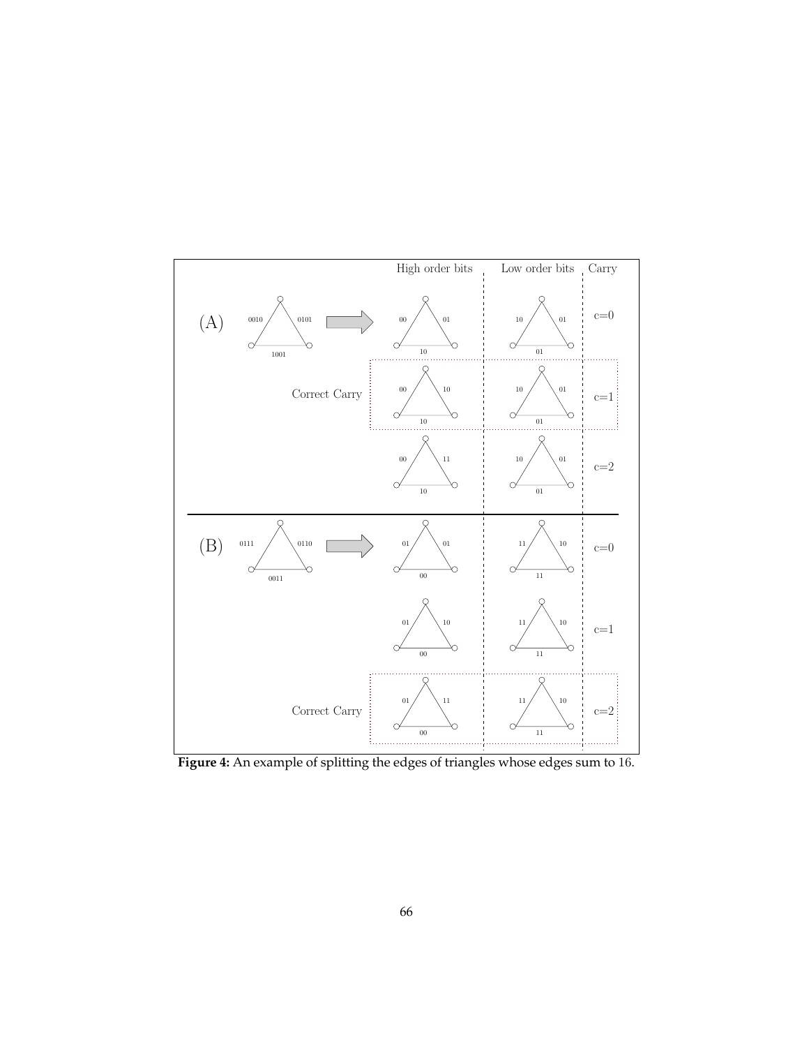High order bits

Low order bits

Carry

(A)

0010

0101

1001

00

01

10

10

01

01

c=0

Correct Carry

00

10

10

10

01

01

c=1

00

11

10

10

01

01

c=2

(B)

0111

0110

0011

01

01

00

11

10

11

c=0

01

10

00

11

10

11

c=1

Correct Carry

01

11

00

11

10

11

c=2

**Figure 4:** An example of splitting the edges of triangles whose edges sum to 16.